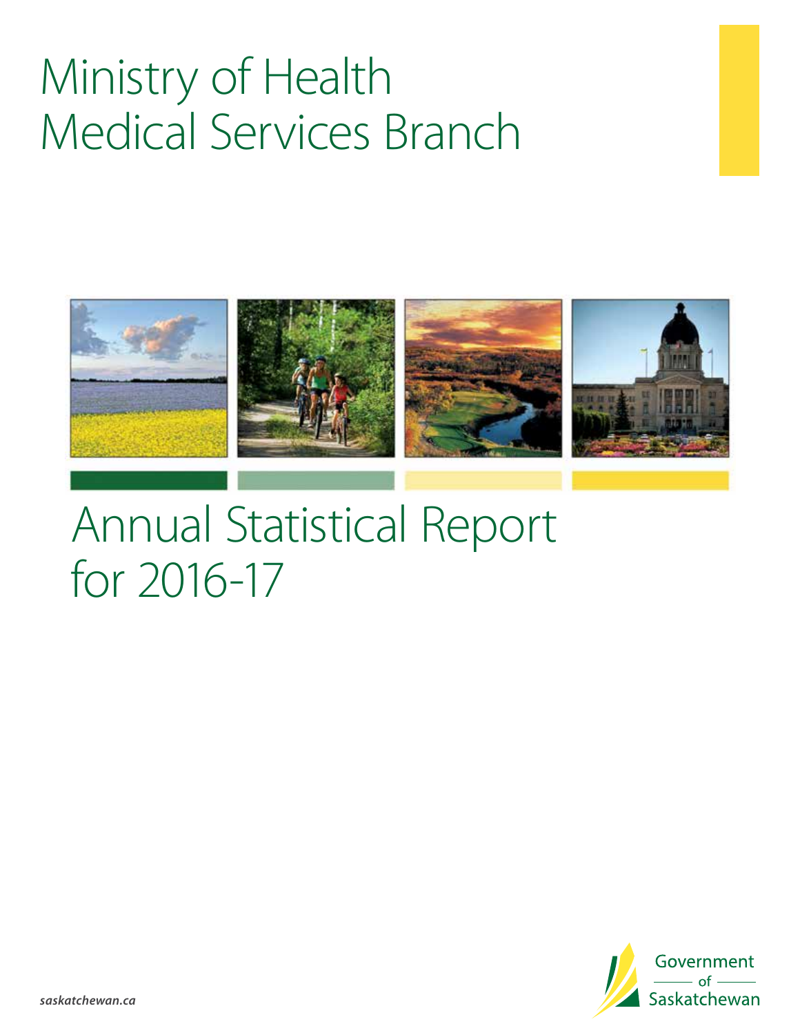# Ministry of Health
# Medical Services Branch

# Annual Statistical Report for 2016-17

Government of Saskatchewan

*saskatchewan.ca*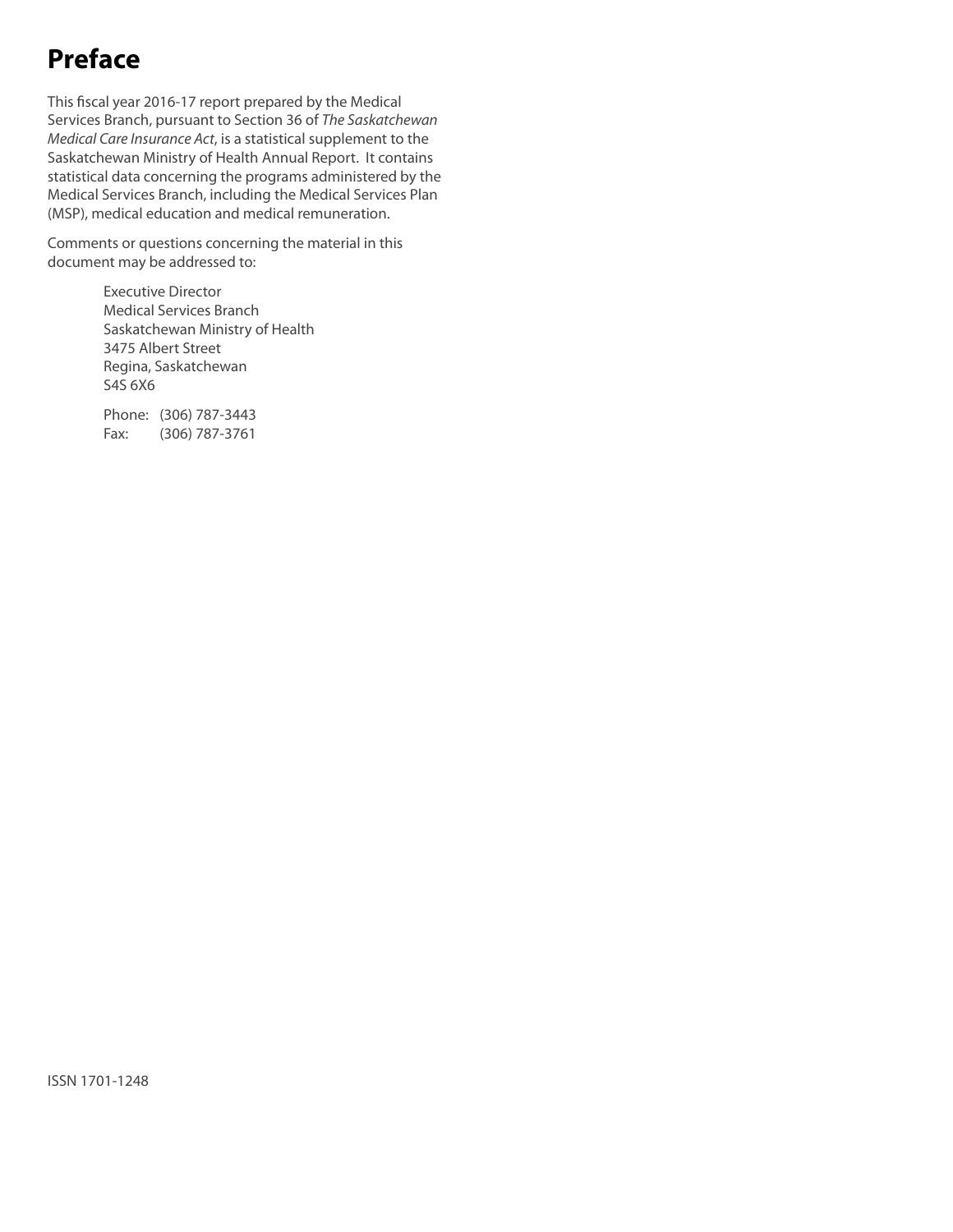# Preface

This fiscal year 2016-17 report prepared by the Medical Services Branch, pursuant to Section 36 of *The Saskatchewan Medical Care Insurance Act*, is a statistical supplement to the Saskatchewan Ministry of Health Annual Report. It contains statistical data concerning the programs administered by the Medical Services Branch, including the Medical Services Plan (MSP), medical education and medical remuneration.

Comments or questions concerning the material in this document may be addressed to:

Executive Director
Medical Services Branch
Saskatchewan Ministry of Health
3475 Albert Street
Regina, Saskatchewan
S4S 6X6

Phone: (306) 787-3443
Fax: (306) 787-3761

ISSN 1701-1248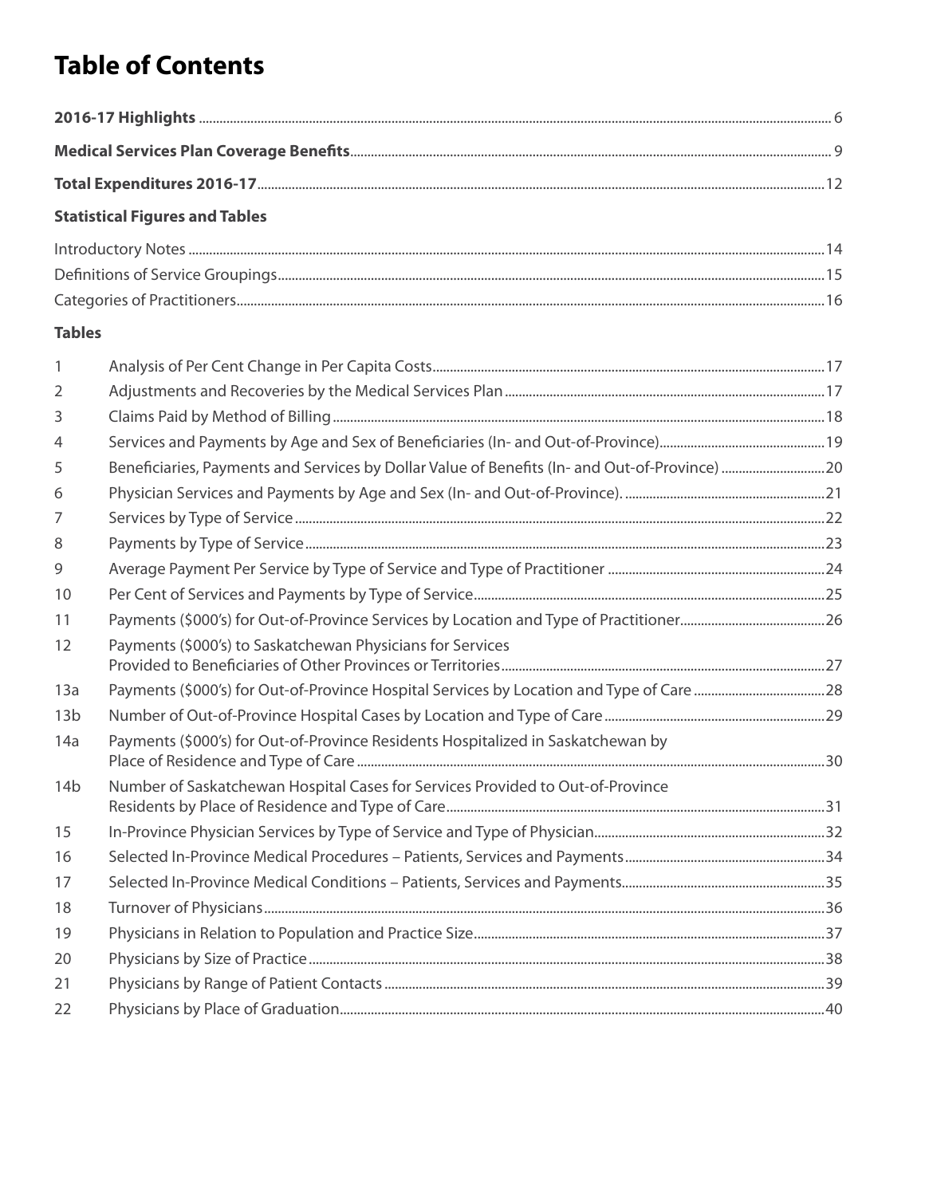# Table of Contents

**2016-17 Highlights** ........ 6

**Medical Services Plan Coverage Benefits** ........ 9

**Total Expenditures 2016-17** ........ 12

**Statistical Figures and Tables**

Introductory Notes ........ 14

Definitions of Service Groupings ........ 15

Categories of Practitioners ........ 16

**Tables**

| | | |
|---|---|---|
| 1 | Analysis of Per Cent Change in Per Capita Costs | 17 |
| 2 | Adjustments and Recoveries by the Medical Services Plan | 17 |
| 3 | Claims Paid by Method of Billing | 18 |
| 4 | Services and Payments by Age and Sex of Beneficiaries (In- and Out-of-Province) | 19 |
| 5 | Beneficiaries, Payments and Services by Dollar Value of Benefits (In- and Out-of-Province) | 20 |
| 6 | Physician Services and Payments by Age and Sex (In- and Out-of-Province). | 21 |
| 7 | Services by Type of Service | 22 |
| 8 | Payments by Type of Service | 23 |
| 9 | Average Payment Per Service by Type of Service and Type of Practitioner | 24 |
| 10 | Per Cent of Services and Payments by Type of Service | 25 |
| 11 | Payments ($000's) for Out-of-Province Services by Location and Type of Practitioner | 26 |
| 12 | Payments ($000's) to Saskatchewan Physicians for Services Provided to Beneficiaries of Other Provinces or Territories | 27 |
| 13a | Payments ($000's) for Out-of-Province Hospital Services by Location and Type of Care | 28 |
| 13b | Number of Out-of-Province Hospital Cases by Location and Type of Care | 29 |
| 14a | Payments ($000's) for Out-of-Province Residents Hospitalized in Saskatchewan by Place of Residence and Type of Care | 30 |
| 14b | Number of Saskatchewan Hospital Cases for Services Provided to Out-of-Province Residents by Place of Residence and Type of Care | 31 |
| 15 | In-Province Physician Services by Type of Service and Type of Physician | 32 |
| 16 | Selected In-Province Medical Procedures – Patients, Services and Payments | 34 |
| 17 | Selected In-Province Medical Conditions – Patients, Services and Payments | 35 |
| 18 | Turnover of Physicians | 36 |
| 19 | Physicians in Relation to Population and Practice Size | 37 |
| 20 | Physicians by Size of Practice | 38 |
| 21 | Physicians by Range of Patient Contacts | 39 |
| 22 | Physicians by Place of Graduation | 40 |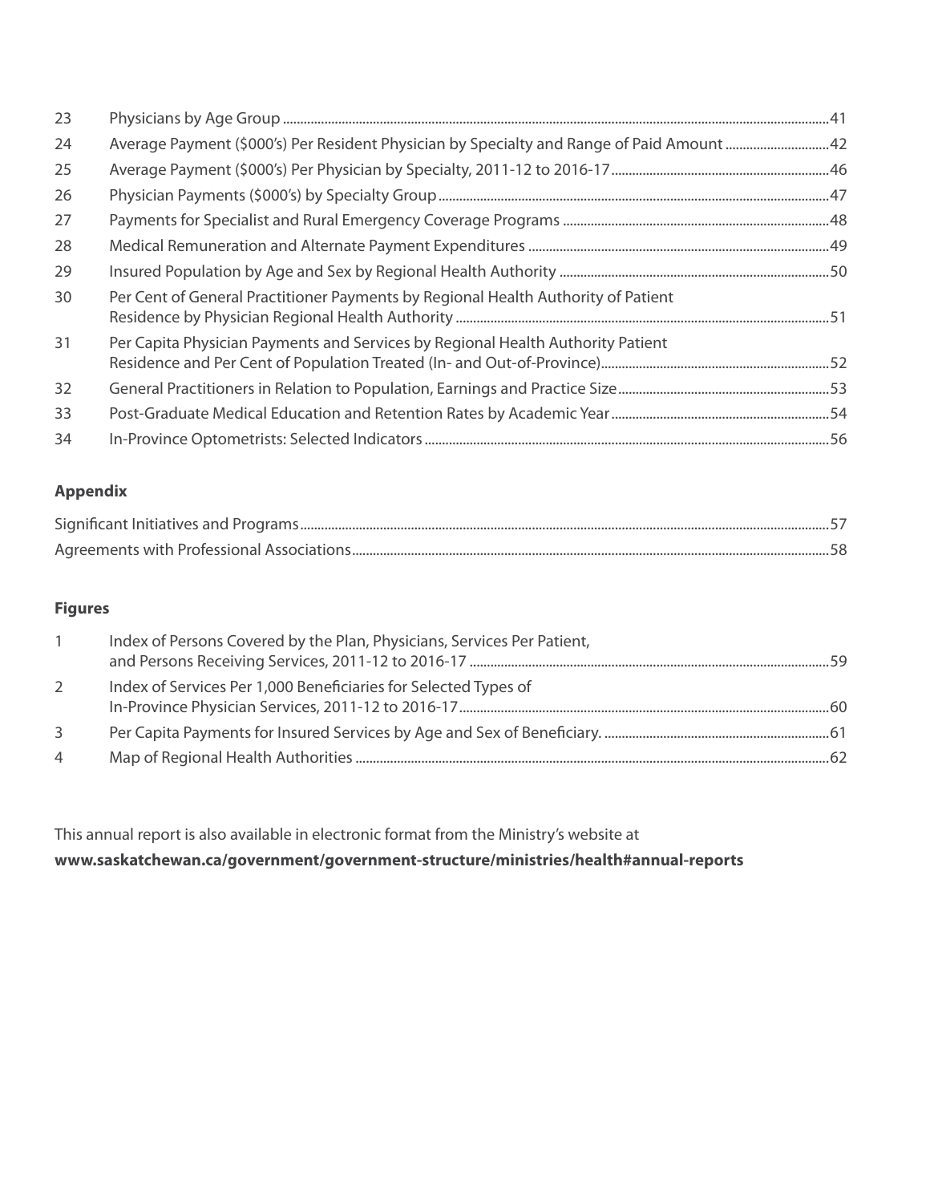| | | |
|---|---|---|
| 23 | Physicians by Age Group | 41 |
| 24 | Average Payment ($000's) Per Resident Physician by Specialty and Range of Paid Amount | 42 |
| 25 | Average Payment ($000's) Per Physician by Specialty, 2011-12 to 2016-17 | 46 |
| 26 | Physician Payments ($000's) by Specialty Group | 47 |
| 27 | Payments for Specialist and Rural Emergency Coverage Programs | 48 |
| 28 | Medical Remuneration and Alternate Payment Expenditures | 49 |
| 29 | Insured Population by Age and Sex by Regional Health Authority | 50 |
| 30 | Per Cent of General Practitioner Payments by Regional Health Authority of Patient Residence by Physician Regional Health Authority | 51 |
| 31 | Per Capita Physician Payments and Services by Regional Health Authority Patient Residence and Per Cent of Population Treated (In- and Out-of-Province) | 52 |
| 32 | General Practitioners in Relation to Population, Earnings and Practice Size | 53 |
| 33 | Post-Graduate Medical Education and Retention Rates by Academic Year | 54 |
| 34 | In-Province Optometrists: Selected Indicators | 56 |

**Appendix**

| | |
|---|---|
| Significant Initiatives and Programs | 57 |
| Agreements with Professional Associations | 58 |

**Figures**

| | | |
|---|---|---|
| 1 | Index of Persons Covered by the Plan, Physicians, Services Per Patient, and Persons Receiving Services, 2011-12 to 2016-17 | 59 |
| 2 | Index of Services Per 1,000 Beneficiaries for Selected Types of In-Province Physician Services, 2011-12 to 2016-17 | 60 |
| 3 | Per Capita Payments for Insured Services by Age and Sex of Beneficiary. | 61 |
| 4 | Map of Regional Health Authorities | 62 |

This annual report is also available in electronic format from the Ministry's website at
**www.saskatchewan.ca/government/government-structure/ministries/health#annual-reports**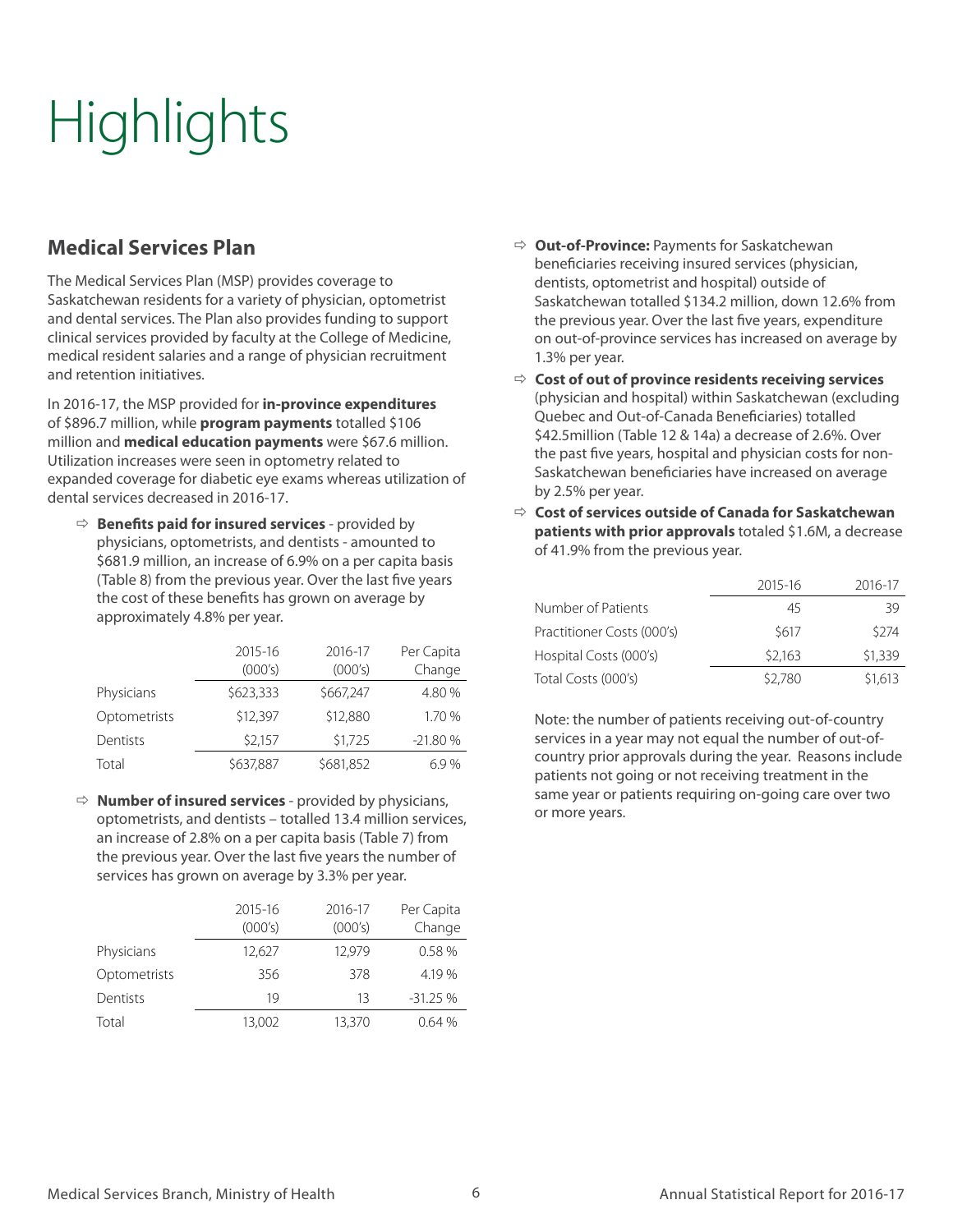# Highlights

## Medical Services Plan

The Medical Services Plan (MSP) provides coverage to Saskatchewan residents for a variety of physician, optometrist and dental services. The Plan also provides funding to support clinical services provided by faculty at the College of Medicine, medical resident salaries and a range of physician recruitment and retention initiatives.

In 2016-17, the MSP provided for **in-province expenditures** of $896.7 million, while **program payments** totalled $106 million and **medical education payments** were $67.6 million. Utilization increases were seen in optometry related to expanded coverage for diabetic eye exams whereas utilization of dental services decreased in 2016-17.

- **Benefits paid for insured services** - provided by physicians, optometrists, and dentists - amounted to $681.9 million, an increase of 6.9% on a per capita basis (Table 8) from the previous year. Over the last five years the cost of these benefits has grown on average by approximately 4.8% per year.

| | 2015-16 (000's) | 2016-17 (000's) | Per Capita Change |
|---|---|---|---|
| Physicians | $623,333 | $667,247 | 4.80 % |
| Optometrists | $12,397 | $12,880 | 1.70 % |
| Dentists | $2,157 | $1,725 | -21.80 % |
| Total | $637,887 | $681,852 | 6.9 % |

- **Number of insured services** - provided by physicians, optometrists, and dentists – totalled 13.4 million services, an increase of 2.8% on a per capita basis (Table 7) from the previous year. Over the last five years the number of services has grown on average by 3.3% per year.

| | 2015-16 (000's) | 2016-17 (000's) | Per Capita Change |
|---|---|---|---|
| Physicians | 12,627 | 12,979 | 0.58 % |
| Optometrists | 356 | 378 | 4.19 % |
| Dentists | 19 | 13 | -31.25 % |
| Total | 13,002 | 13,370 | 0.64 % |

- **Out-of-Province:** Payments for Saskatchewan beneficiaries receiving insured services (physician, dentists, optometrist and hospital) outside of Saskatchewan totalled $134.2 million, down 12.6% from the previous year. Over the last five years, expenditure on out-of-province services has increased on average by 1.3% per year.
- **Cost of out of province residents receiving services** (physician and hospital) within Saskatchewan (excluding Quebec and Out-of-Canada Beneficiaries) totalled $42.5million (Table 12 & 14a) a decrease of 2.6%. Over the past five years, hospital and physician costs for non-Saskatchewan beneficiaries have increased on average by 2.5% per year.
- **Cost of services outside of Canada for Saskatchewan patients with prior approvals** totaled $1.6M, a decrease of 41.9% from the previous year.

| | 2015-16 | 2016-17 |
|---|---|---|
| Number of Patients | 45 | 39 |
| Practitioner Costs (000's) | $617 | $274 |
| Hospital Costs (000's) | $2,163 | $1,339 |
| Total Costs (000's) | $2,780 | $1,613 |

Note: the number of patients receiving out-of-country services in a year may not equal the number of out-of-country prior approvals during the year. Reasons include patients not going or not receiving treatment in the same year or patients requiring on-going care over two or more years.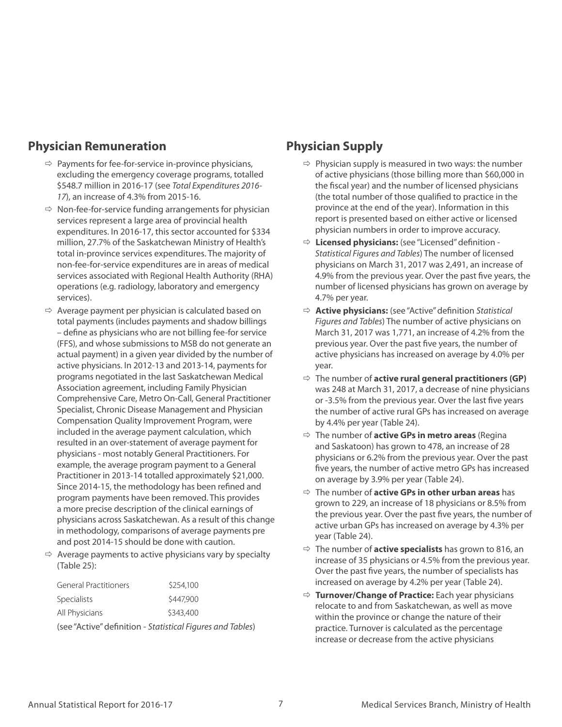## Physician Remuneration

- Payments for fee-for-service in-province physicians, excluding the emergency coverage programs, totalled \$548.7 million in 2016-17 (see *Total Expenditures 2016-17*), an increase of 4.3% from 2015-16.
- Non-fee-for-service funding arrangements for physician services represent a large area of provincial health expenditures. In 2016-17, this sector accounted for \$334 million, 27.7% of the Saskatchewan Ministry of Health's total in-province services expenditures. The majority of non-fee-for-service expenditures are in areas of medical services associated with Regional Health Authority (RHA) operations (e.g. radiology, laboratory and emergency services).
- Average payment per physician is calculated based on total payments (includes payments and shadow billings – define as physicians who are not billing fee-for service (FFS), and whose submissions to MSB do not generate an actual payment) in a given year divided by the number of active physicians. In 2012-13 and 2013-14, payments for programs negotiated in the last Saskatchewan Medical Association agreement, including Family Physician Comprehensive Care, Metro On-Call, General Practitioner Specialist, Chronic Disease Management and Physician Compensation Quality Improvement Program, were included in the average payment calculation, which resulted in an over-statement of average payment for physicians - most notably General Practitioners. For example, the average program payment to a General Practitioner in 2013-14 totalled approximately \$21,000. Since 2014-15, the methodology has been refined and program payments have been removed. This provides a more precise description of the clinical earnings of physicians across Saskatchewan. As a result of this change in methodology, comparisons of average payments pre and post 2014-15 should be done with caution.
- Average payments to active physicians vary by specialty (Table 25):

| | |
|---|---|
| General Practitioners | \$254,100 |
| Specialists | \$447,900 |
| All Physicians | \$343,400 |

(see "Active" definition - *Statistical Figures and Tables*)

## Physician Supply

- Physician supply is measured in two ways: the number of active physicians (those billing more than \$60,000 in the fiscal year) and the number of licensed physicians (the total number of those qualified to practice in the province at the end of the year). Information in this report is presented based on either active or licensed physician numbers in order to improve accuracy.
- **Licensed physicians:** (see "Licensed" definition - *Statistical Figures and Tables*) The number of licensed physicians on March 31, 2017 was 2,491, an increase of 4.9% from the previous year. Over the past five years, the number of licensed physicians has grown on average by 4.7% per year.
- **Active physicians:** (see "Active" definition *Statistical Figures and Tables*) The number of active physicians on March 31, 2017 was 1,771, an increase of 4.2% from the previous year. Over the past five years, the number of active physicians has increased on average by 4.0% per year.
- The number of **active rural general practitioners (GP)** was 248 at March 31, 2017, a decrease of nine physicians or -3.5% from the previous year. Over the last five years the number of active rural GPs has increased on average by 4.4% per year (Table 24).
- The number of **active GPs in metro areas** (Regina and Saskatoon) has grown to 478, an increase of 28 physicians or 6.2% from the previous year. Over the past five years, the number of active metro GPs has increased on average by 3.9% per year (Table 24).
- The number of **active GPs in other urban areas** has grown to 229, an increase of 18 physicians or 8.5% from the previous year. Over the past five years, the number of active urban GPs has increased on average by 4.3% per year (Table 24).
- The number of **active specialists** has grown to 816, an increase of 35 physicians or 4.5% from the previous year. Over the past five years, the number of specialists has increased on average by 4.2% per year (Table 24).
- **Turnover/Change of Practice:** Each year physicians relocate to and from Saskatchewan, as well as move within the province or change the nature of their practice. Turnover is calculated as the percentage increase or decrease from the active physicians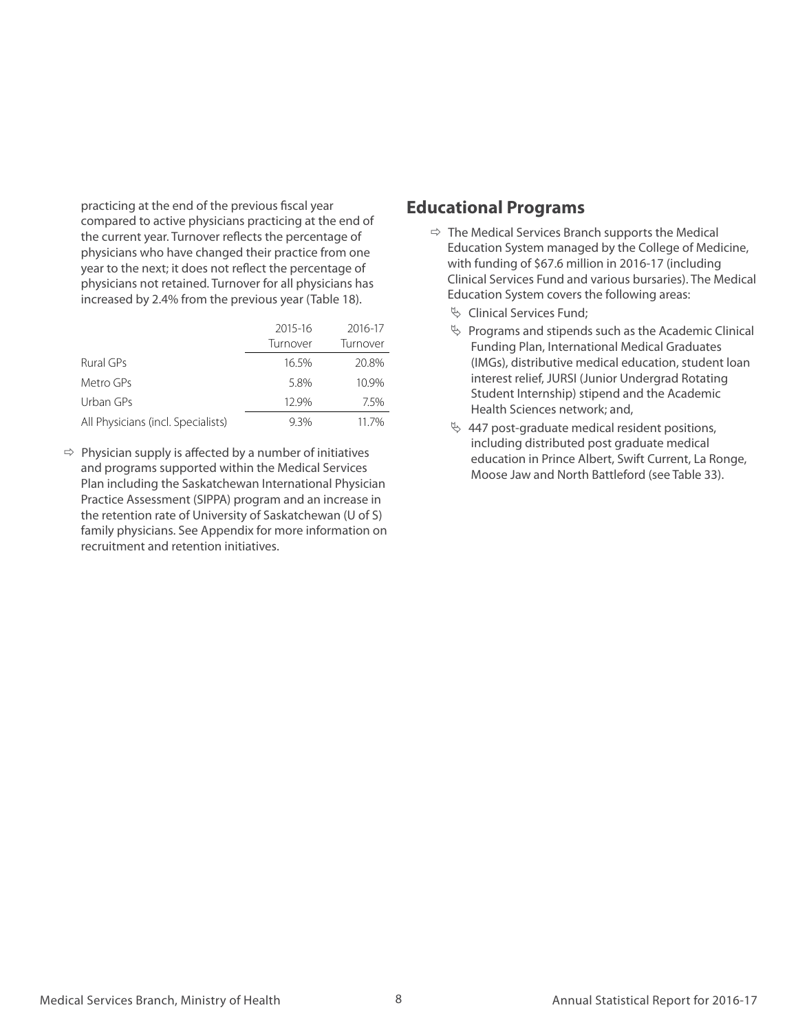practicing at the end of the previous fiscal year compared to active physicians practicing at the end of the current year. Turnover reflects the percentage of physicians who have changed their practice from one year to the next; it does not reflect the percentage of physicians not retained. Turnover for all physicians has increased by 2.4% from the previous year (Table 18).

| | 2015-16 Turnover | 2016-17 Turnover |
|---|---|---|
| Rural GPs | 16.5% | 20.8% |
| Metro GPs | 5.8% | 10.9% |
| Urban GPs | 12.9% | 7.5% |
| All Physicians (incl. Specialists) | 9.3% | 11.7% |

- Physician supply is affected by a number of initiatives and programs supported within the Medical Services Plan including the Saskatchewan International Physician Practice Assessment (SIPPA) program and an increase in the retention rate of University of Saskatchewan (U of S) family physicians. See Appendix for more information on recruitment and retention initiatives.

## Educational Programs

- The Medical Services Branch supports the Medical Education System managed by the College of Medicine, with funding of $67.6 million in 2016-17 (including Clinical Services Fund and various bursaries). The Medical Education System covers the following areas:
  - Clinical Services Fund;
  - Programs and stipends such as the Academic Clinical Funding Plan, International Medical Graduates (IMGs), distributive medical education, student loan interest relief, JURSI (Junior Undergrad Rotating Student Internship) stipend and the Academic Health Sciences network; and,
  - 447 post-graduate medical resident positions, including distributed post graduate medical education in Prince Albert, Swift Current, La Ronge, Moose Jaw and North Battleford (see Table 33).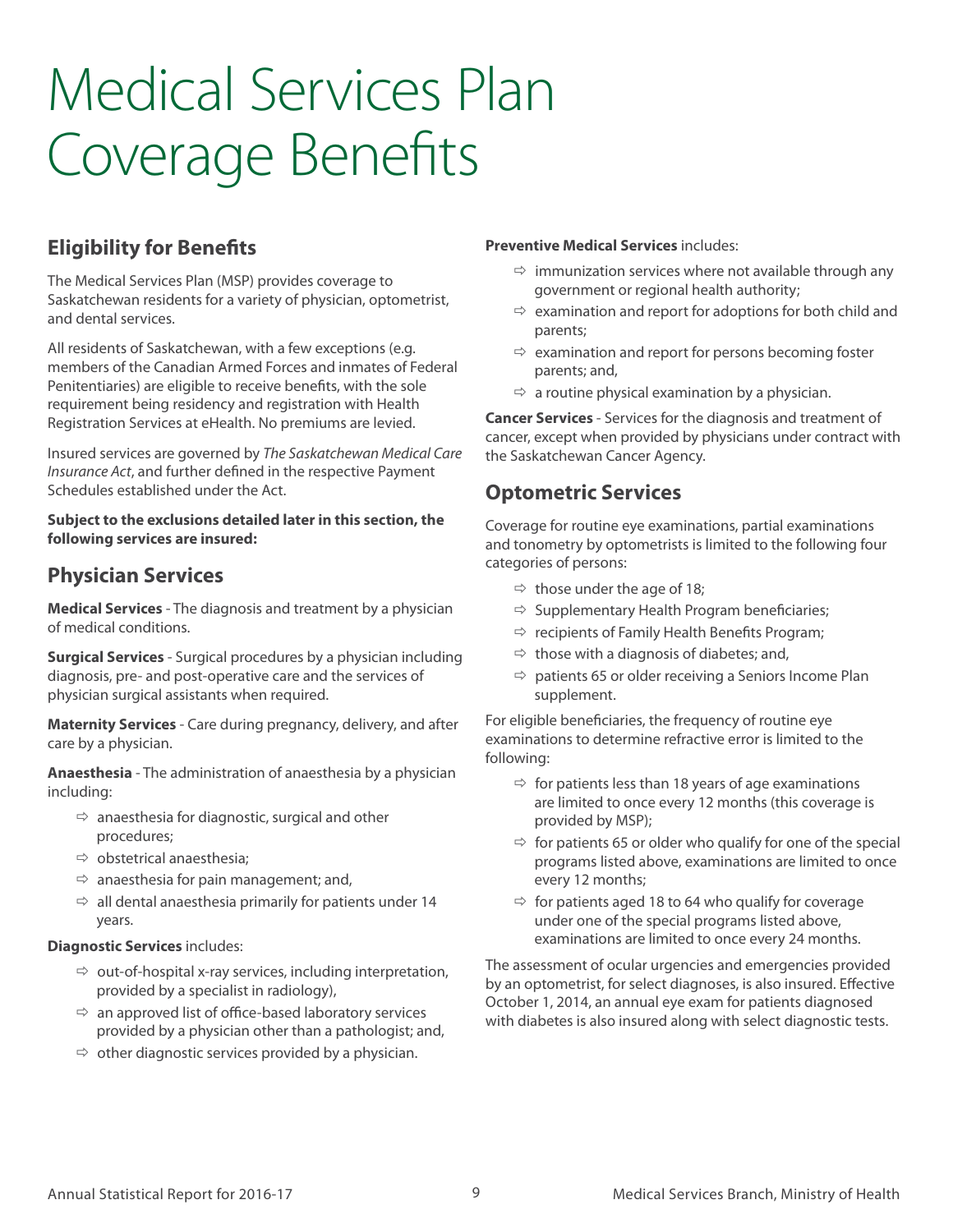# Medical Services Plan Coverage Benefits

## Eligibility for Benefits

The Medical Services Plan (MSP) provides coverage to Saskatchewan residents for a variety of physician, optometrist, and dental services.

All residents of Saskatchewan, with a few exceptions (e.g. members of the Canadian Armed Forces and inmates of Federal Penitentiaries) are eligible to receive benefits, with the sole requirement being residency and registration with Health Registration Services at eHealth. No premiums are levied.

Insured services are governed by *The Saskatchewan Medical Care Insurance Act*, and further defined in the respective Payment Schedules established under the Act.

**Subject to the exclusions detailed later in this section, the following services are insured:**

## Physician Services

**Medical Services** - The diagnosis and treatment by a physician of medical conditions.

**Surgical Services** - Surgical procedures by a physician including diagnosis, pre- and post-operative care and the services of physician surgical assistants when required.

**Maternity Services** - Care during pregnancy, delivery, and after care by a physician.

**Anaesthesia** - The administration of anaesthesia by a physician including:

- anaesthesia for diagnostic, surgical and other procedures;
- obstetrical anaesthesia;
- anaesthesia for pain management; and,
- all dental anaesthesia primarily for patients under 14 years.

**Diagnostic Services** includes:

- out-of-hospital x-ray services, including interpretation, provided by a specialist in radiology),
- an approved list of office-based laboratory services provided by a physician other than a pathologist; and,
- other diagnostic services provided by a physician.

**Preventive Medical Services** includes:

- immunization services where not available through any government or regional health authority;
- examination and report for adoptions for both child and parents;
- examination and report for persons becoming foster parents; and,
- a routine physical examination by a physician.

**Cancer Services** - Services for the diagnosis and treatment of cancer, except when provided by physicians under contract with the Saskatchewan Cancer Agency.

## Optometric Services

Coverage for routine eye examinations, partial examinations and tonometry by optometrists is limited to the following four categories of persons:

- those under the age of 18;
- Supplementary Health Program beneficiaries;
- recipients of Family Health Benefits Program;
- those with a diagnosis of diabetes; and,
- patients 65 or older receiving a Seniors Income Plan supplement.

For eligible beneficiaries, the frequency of routine eye examinations to determine refractive error is limited to the following:

- for patients less than 18 years of age examinations are limited to once every 12 months (this coverage is provided by MSP);
- for patients 65 or older who qualify for one of the special programs listed above, examinations are limited to once every 12 months;
- for patients aged 18 to 64 who qualify for coverage under one of the special programs listed above, examinations are limited to once every 24 months.

The assessment of ocular urgencies and emergencies provided by an optometrist, for select diagnoses, is also insured. Effective October 1, 2014, an annual eye exam for patients diagnosed with diabetes is also insured along with select diagnostic tests.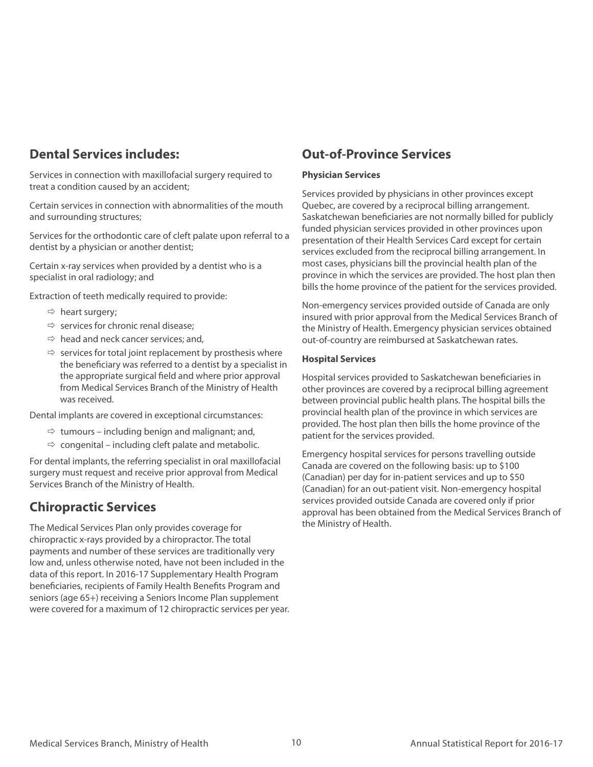## Dental Services includes:

Services in connection with maxillofacial surgery required to treat a condition caused by an accident;

Certain services in connection with abnormalities of the mouth and surrounding structures;

Services for the orthodontic care of cleft palate upon referral to a dentist by a physician or another dentist;

Certain x-ray services when provided by a dentist who is a specialist in oral radiology; and

Extraction of teeth medically required to provide:

- ⇨ heart surgery;
- ⇨ services for chronic renal disease;
- ⇨ head and neck cancer services; and,
- ⇨ services for total joint replacement by prosthesis where the beneficiary was referred to a dentist by a specialist in the appropriate surgical field and where prior approval from Medical Services Branch of the Ministry of Health was received.

Dental implants are covered in exceptional circumstances:

- ⇨ tumours – including benign and malignant; and,
- ⇨ congenital – including cleft palate and metabolic.

For dental implants, the referring specialist in oral maxillofacial surgery must request and receive prior approval from Medical Services Branch of the Ministry of Health.

## Chiropractic Services

The Medical Services Plan only provides coverage for chiropractic x-rays provided by a chiropractor. The total payments and number of these services are traditionally very low and, unless otherwise noted, have not been included in the data of this report. In 2016-17 Supplementary Health Program beneficiaries, recipients of Family Health Benefits Program and seniors (age 65+) receiving a Seniors Income Plan supplement were covered for a maximum of 12 chiropractic services per year.

## Out-of-Province Services

**Physician Services**

Services provided by physicians in other provinces except Quebec, are covered by a reciprocal billing arrangement. Saskatchewan beneficiaries are not normally billed for publicly funded physician services provided in other provinces upon presentation of their Health Services Card except for certain services excluded from the reciprocal billing arrangement. In most cases, physicians bill the provincial health plan of the province in which the services are provided. The host plan then bills the home province of the patient for the services provided.

Non-emergency services provided outside of Canada are only insured with prior approval from the Medical Services Branch of the Ministry of Health. Emergency physician services obtained out-of-country are reimbursed at Saskatchewan rates.

**Hospital Services**

Hospital services provided to Saskatchewan beneficiaries in other provinces are covered by a reciprocal billing agreement between provincial public health plans. The hospital bills the provincial health plan of the province in which services are provided. The host plan then bills the home province of the patient for the services provided.

Emergency hospital services for persons travelling outside Canada are covered on the following basis: up to $100 (Canadian) per day for in-patient services and up to $50 (Canadian) for an out-patient visit. Non-emergency hospital services provided outside Canada are covered only if prior approval has been obtained from the Medical Services Branch of the Ministry of Health.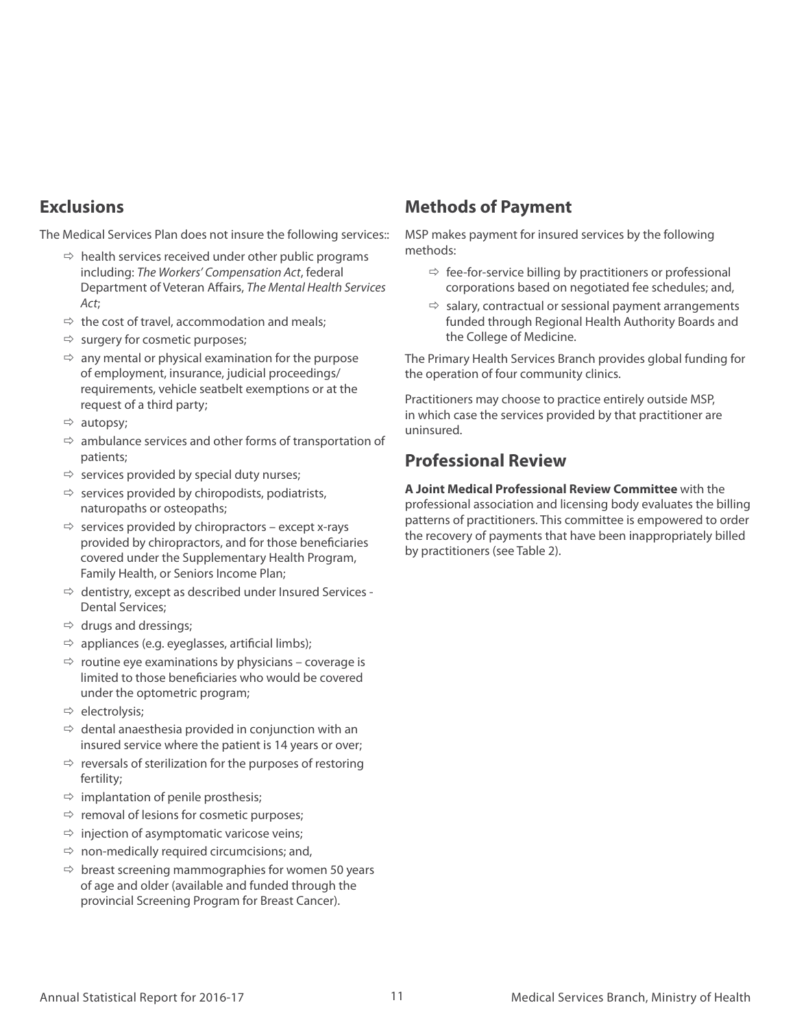## Exclusions

The Medical Services Plan does not insure the following services::

- ⇨ health services received under other public programs including: *The Workers' Compensation Act*, federal Department of Veteran Affairs, *The Mental Health Services Act*;
- ⇨ the cost of travel, accommodation and meals;
- ⇨ surgery for cosmetic purposes;
- ⇨ any mental or physical examination for the purpose of employment, insurance, judicial proceedings/ requirements, vehicle seatbelt exemptions or at the request of a third party;
- ⇨ autopsy;
- ⇨ ambulance services and other forms of transportation of patients;
- ⇨ services provided by special duty nurses;
- ⇨ services provided by chiropodists, podiatrists, naturopaths or osteopaths;
- ⇨ services provided by chiropractors – except x-rays provided by chiropractors, and for those beneficiaries covered under the Supplementary Health Program, Family Health, or Seniors Income Plan;
- ⇨ dentistry, except as described under Insured Services - Dental Services;
- ⇨ drugs and dressings;
- ⇨ appliances (e.g. eyeglasses, artificial limbs);
- ⇨ routine eye examinations by physicians – coverage is limited to those beneficiaries who would be covered under the optometric program;
- ⇨ electrolysis;
- ⇨ dental anaesthesia provided in conjunction with an insured service where the patient is 14 years or over;
- ⇨ reversals of sterilization for the purposes of restoring fertility;
- ⇨ implantation of penile prosthesis;
- ⇨ removal of lesions for cosmetic purposes;
- ⇨ injection of asymptomatic varicose veins;
- ⇨ non-medically required circumcisions; and,
- ⇨ breast screening mammographies for women 50 years of age and older (available and funded through the provincial Screening Program for Breast Cancer).

## Methods of Payment

MSP makes payment for insured services by the following methods:

- ⇨ fee-for-service billing by practitioners or professional corporations based on negotiated fee schedules; and,
- ⇨ salary, contractual or sessional payment arrangements funded through Regional Health Authority Boards and the College of Medicine.

The Primary Health Services Branch provides global funding for the operation of four community clinics.

Practitioners may choose to practice entirely outside MSP, in which case the services provided by that practitioner are uninsured.

## Professional Review

**A Joint Medical Professional Review Committee** with the professional association and licensing body evaluates the billing patterns of practitioners. This committee is empowered to order the recovery of payments that have been inappropriately billed by practitioners (see Table 2).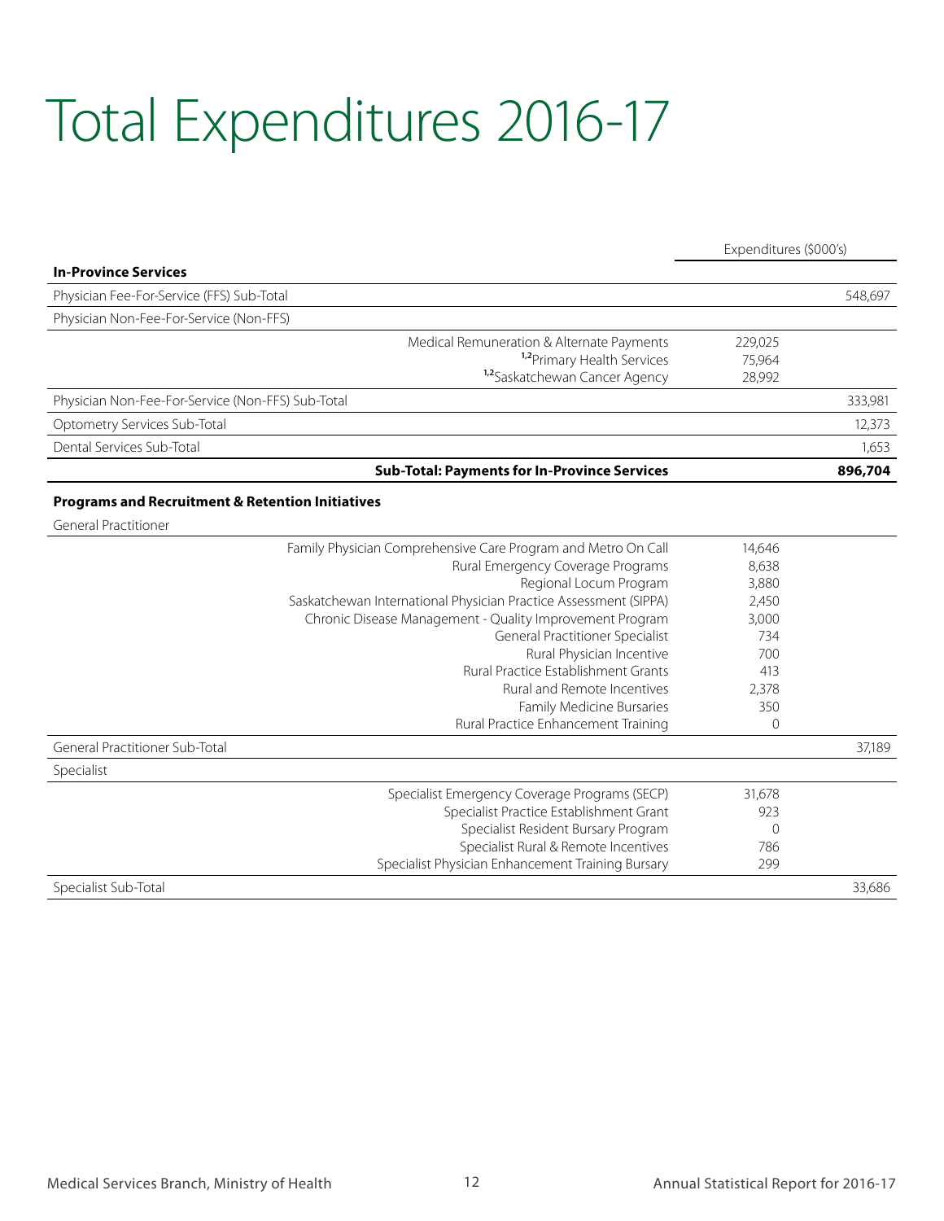# Total Expenditures 2016-17

| | Expenditures ($000's) | |
|---|---|---|
| **In-Province Services** | | |
| Physician Fee-For-Service (FFS) Sub-Total | | 548,697 |
| Physician Non-Fee-For-Service (Non-FFS) | | |
| Medical Remuneration & Alternate Payments | 229,025 | |
| [1,2]Primary Health Services | 75,964 | |
| [1,2]Saskatchewan Cancer Agency | 28,992 | |
| Physician Non-Fee-For-Service (Non-FFS) Sub-Total | | 333,981 |
| Optometry Services Sub-Total | | 12,373 |
| Dental Services Sub-Total | | 1,653 |
| **Sub-Total: Payments for In-Province Services** | | **896,704** |
| **Programs and Recruitment & Retention Initiatives** | | |
| General Practitioner | | |
| Family Physician Comprehensive Care Program and Metro On Call | 14,646 | |
| Rural Emergency Coverage Programs | 8,638 | |
| Regional Locum Program | 3,880 | |
| Saskatchewan International Physician Practice Assessment (SIPPA) | 2,450 | |
| Chronic Disease Management - Quality Improvement Program | 3,000 | |
| General Practitioner Specialist | 734 | |
| Rural Physician Incentive | 700 | |
| Rural Practice Establishment Grants | 413 | |
| Rural and Remote Incentives | 2,378 | |
| Family Medicine Bursaries | 350 | |
| Rural Practice Enhancement Training | 0 | |
| General Practitioner Sub-Total | | 37,189 |
| Specialist | | |
| Specialist Emergency Coverage Programs (SECP) | 31,678 | |
| Specialist Practice Establishment Grant | 923 | |
| Specialist Resident Bursary Program | 0 | |
| Specialist Rural & Remote Incentives | 786 | |
| Specialist Physician Enhancement Training Bursary | 299 | |
| Specialist Sub-Total | | 33,686 |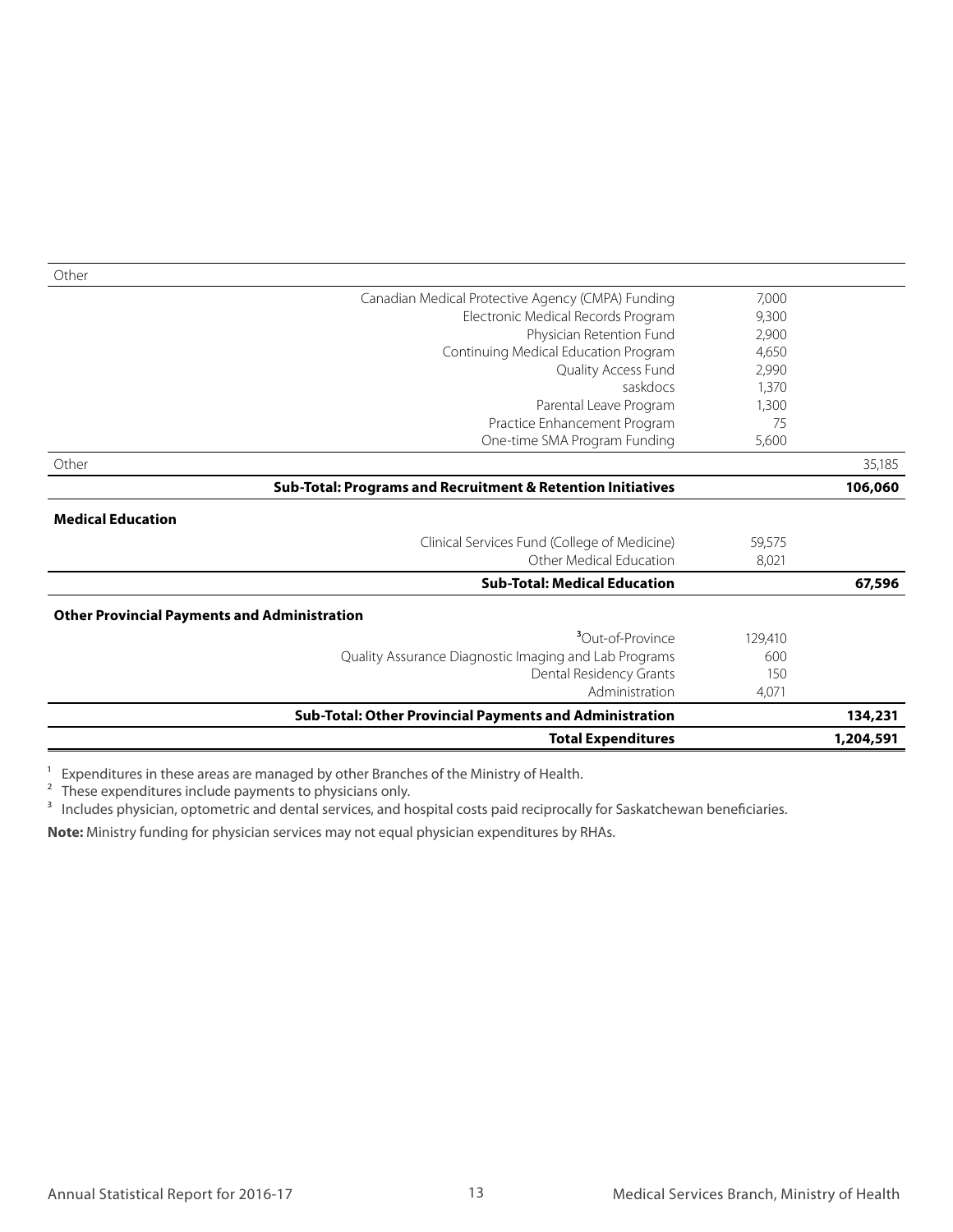| | | |
|---|---|---|
| Other | | |
| Canadian Medical Protective Agency (CMPA) Funding | 7,000 | |
| Electronic Medical Records Program | 9,300 | |
| Physician Retention Fund | 2,900 | |
| Continuing Medical Education Program | 4,650 | |
| Quality Access Fund | 2,990 | |
| saskdocs | 1,370 | |
| Parental Leave Program | 1,300 | |
| Practice Enhancement Program | 75 | |
| One-time SMA Program Funding | 5,600 | |
| Other | | 35,185 |
| **Sub-Total: Programs and Recruitment & Retention Initiatives** | | **106,060** |
| **Medical Education** | | |
| Clinical Services Fund (College of Medicine) | 59,575 | |
| Other Medical Education | 8,021 | |
| **Sub-Total: Medical Education** | | **67,596** |
| **Other Provincial Payments and Administration** | | |
| [3]Out-of-Province | 129,410 | |
| Quality Assurance Diagnostic Imaging and Lab Programs | 600 | |
| Dental Residency Grants | 150 | |
| Administration | 4,071 | |
| **Sub-Total: Other Provincial Payments and Administration** | | **134,231** |
| **Total Expenditures** | | **1,204,591** |

[1] Expenditures in these areas are managed by other Branches of the Ministry of Health.

[2] These expenditures include payments to physicians only.

[3] Includes physician, optometric and dental services, and hospital costs paid reciprocally for Saskatchewan beneficiaries.

**Note:** Ministry funding for physician services may not equal physician expenditures by RHAs.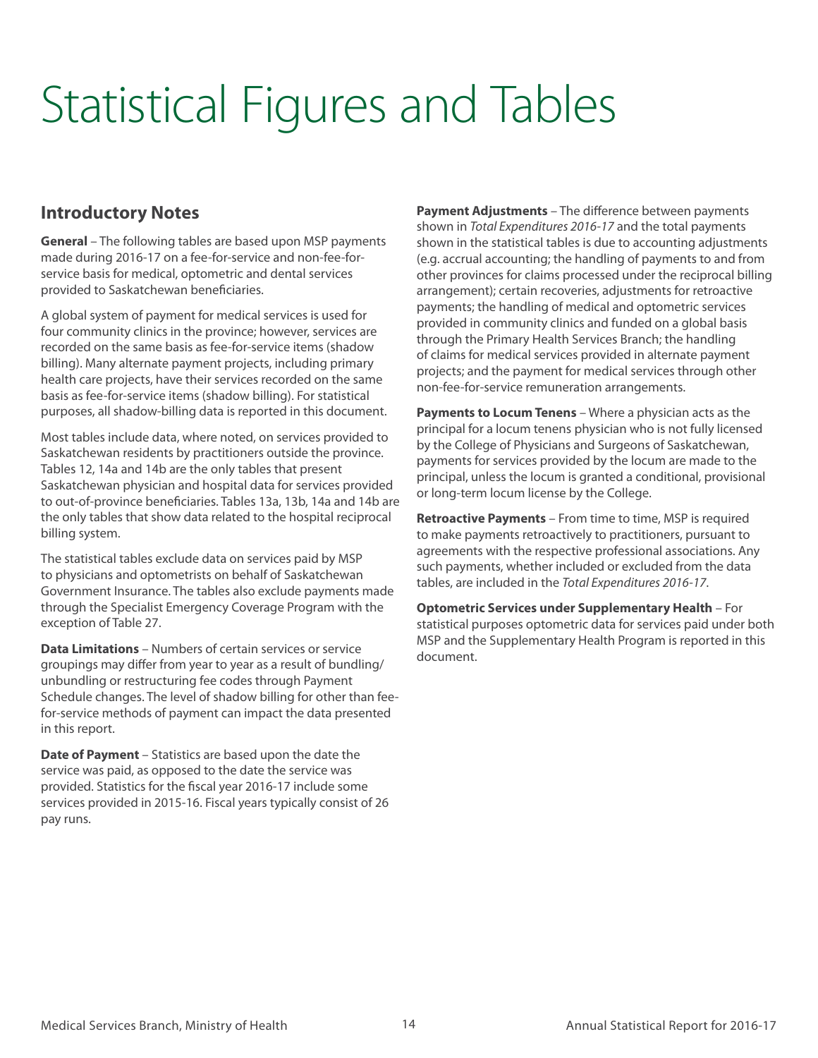# Statistical Figures and Tables

## Introductory Notes

**General** – The following tables are based upon MSP payments made during 2016-17 on a fee-for-service and non-fee-for-service basis for medical, optometric and dental services provided to Saskatchewan beneficiaries.

A global system of payment for medical services is used for four community clinics in the province; however, services are recorded on the same basis as fee-for-service items (shadow billing). Many alternate payment projects, including primary health care projects, have their services recorded on the same basis as fee-for-service items (shadow billing). For statistical purposes, all shadow-billing data is reported in this document.

Most tables include data, where noted, on services provided to Saskatchewan residents by practitioners outside the province. Tables 12, 14a and 14b are the only tables that present Saskatchewan physician and hospital data for services provided to out-of-province beneficiaries. Tables 13a, 13b, 14a and 14b are the only tables that show data related to the hospital reciprocal billing system.

The statistical tables exclude data on services paid by MSP to physicians and optometrists on behalf of Saskatchewan Government Insurance. The tables also exclude payments made through the Specialist Emergency Coverage Program with the exception of Table 27.

**Data Limitations** – Numbers of certain services or service groupings may differ from year to year as a result of bundling/unbundling or restructuring fee codes through Payment Schedule changes. The level of shadow billing for other than fee-for-service methods of payment can impact the data presented in this report.

**Date of Payment** – Statistics are based upon the date the service was paid, as opposed to the date the service was provided. Statistics for the fiscal year 2016-17 include some services provided in 2015-16. Fiscal years typically consist of 26 pay runs.

**Payment Adjustments** – The difference between payments shown in *Total Expenditures 2016-17* and the total payments shown in the statistical tables is due to accounting adjustments (e.g. accrual accounting; the handling of payments to and from other provinces for claims processed under the reciprocal billing arrangement); certain recoveries, adjustments for retroactive payments; the handling of medical and optometric services provided in community clinics and funded on a global basis through the Primary Health Services Branch; the handling of claims for medical services provided in alternate payment projects; and the payment for medical services through other non-fee-for-service remuneration arrangements.

**Payments to Locum Tenens** – Where a physician acts as the principal for a locum tenens physician who is not fully licensed by the College of Physicians and Surgeons of Saskatchewan, payments for services provided by the locum are made to the principal, unless the locum is granted a conditional, provisional or long-term locum license by the College.

**Retroactive Payments** – From time to time, MSP is required to make payments retroactively to practitioners, pursuant to agreements with the respective professional associations. Any such payments, whether included or excluded from the data tables, are included in the *Total Expenditures 2016-17*.

**Optometric Services under Supplementary Health** – For statistical purposes optometric data for services paid under both MSP and the Supplementary Health Program is reported in this document.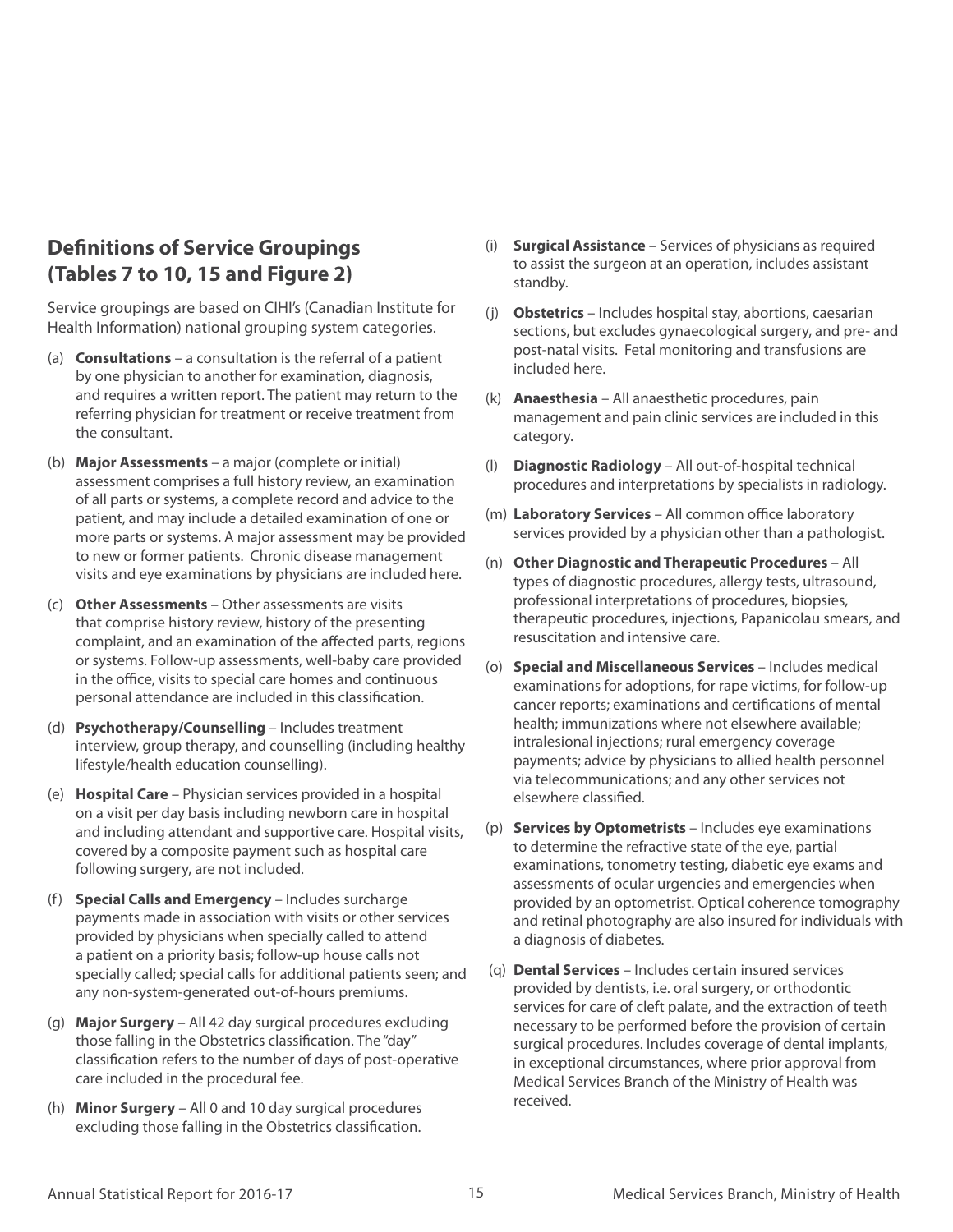## Definitions of Service Groupings (Tables 7 to 10, 15 and Figure 2)

Service groupings are based on CIHI's (Canadian Institute for Health Information) national grouping system categories.

(a) **Consultations** – a consultation is the referral of a patient by one physician to another for examination, diagnosis, and requires a written report. The patient may return to the referring physician for treatment or receive treatment from the consultant.

(b) **Major Assessments** – a major (complete or initial) assessment comprises a full history review, an examination of all parts or systems, a complete record and advice to the patient, and may include a detailed examination of one or more parts or systems. A major assessment may be provided to new or former patients. Chronic disease management visits and eye examinations by physicians are included here.

(c) **Other Assessments** – Other assessments are visits that comprise history review, history of the presenting complaint, and an examination of the affected parts, regions or systems. Follow-up assessments, well-baby care provided in the office, visits to special care homes and continuous personal attendance are included in this classification.

(d) **Psychotherapy/Counselling** – Includes treatment interview, group therapy, and counselling (including healthy lifestyle/health education counselling).

(e) **Hospital Care** – Physician services provided in a hospital on a visit per day basis including newborn care in hospital and including attendant and supportive care. Hospital visits, covered by a composite payment such as hospital care following surgery, are not included.

(f) **Special Calls and Emergency** – Includes surcharge payments made in association with visits or other services provided by physicians when specially called to attend a patient on a priority basis; follow-up house calls not specially called; special calls for additional patients seen; and any non-system-generated out-of-hours premiums.

(g) **Major Surgery** – All 42 day surgical procedures excluding those falling in the Obstetrics classification. The "day" classification refers to the number of days of post-operative care included in the procedural fee.

(h) **Minor Surgery** – All 0 and 10 day surgical procedures excluding those falling in the Obstetrics classification.

(i) **Surgical Assistance** – Services of physicians as required to assist the surgeon at an operation, includes assistant standby.

(j) **Obstetrics** – Includes hospital stay, abortions, caesarian sections, but excludes gynaecological surgery, and pre- and post-natal visits. Fetal monitoring and transfusions are included here.

(k) **Anaesthesia** – All anaesthetic procedures, pain management and pain clinic services are included in this category.

(l) **Diagnostic Radiology** – All out-of-hospital technical procedures and interpretations by specialists in radiology.

(m) **Laboratory Services** – All common office laboratory services provided by a physician other than a pathologist.

(n) **Other Diagnostic and Therapeutic Procedures** – All types of diagnostic procedures, allergy tests, ultrasound, professional interpretations of procedures, biopsies, therapeutic procedures, injections, Papanicolau smears, and resuscitation and intensive care.

(o) **Special and Miscellaneous Services** – Includes medical examinations for adoptions, for rape victims, for follow-up cancer reports; examinations and certifications of mental health; immunizations where not elsewhere available; intralesional injections; rural emergency coverage payments; advice by physicians to allied health personnel via telecommunications; and any other services not elsewhere classified.

(p) **Services by Optometrists** – Includes eye examinations to determine the refractive state of the eye, partial examinations, tonometry testing, diabetic eye exams and assessments of ocular urgencies and emergencies when provided by an optometrist. Optical coherence tomography and retinal photography are also insured for individuals with a diagnosis of diabetes.

(q) **Dental Services** – Includes certain insured services provided by dentists, i.e. oral surgery, or orthodontic services for care of cleft palate, and the extraction of teeth necessary to be performed before the provision of certain surgical procedures. Includes coverage of dental implants, in exceptional circumstances, where prior approval from Medical Services Branch of the Ministry of Health was received.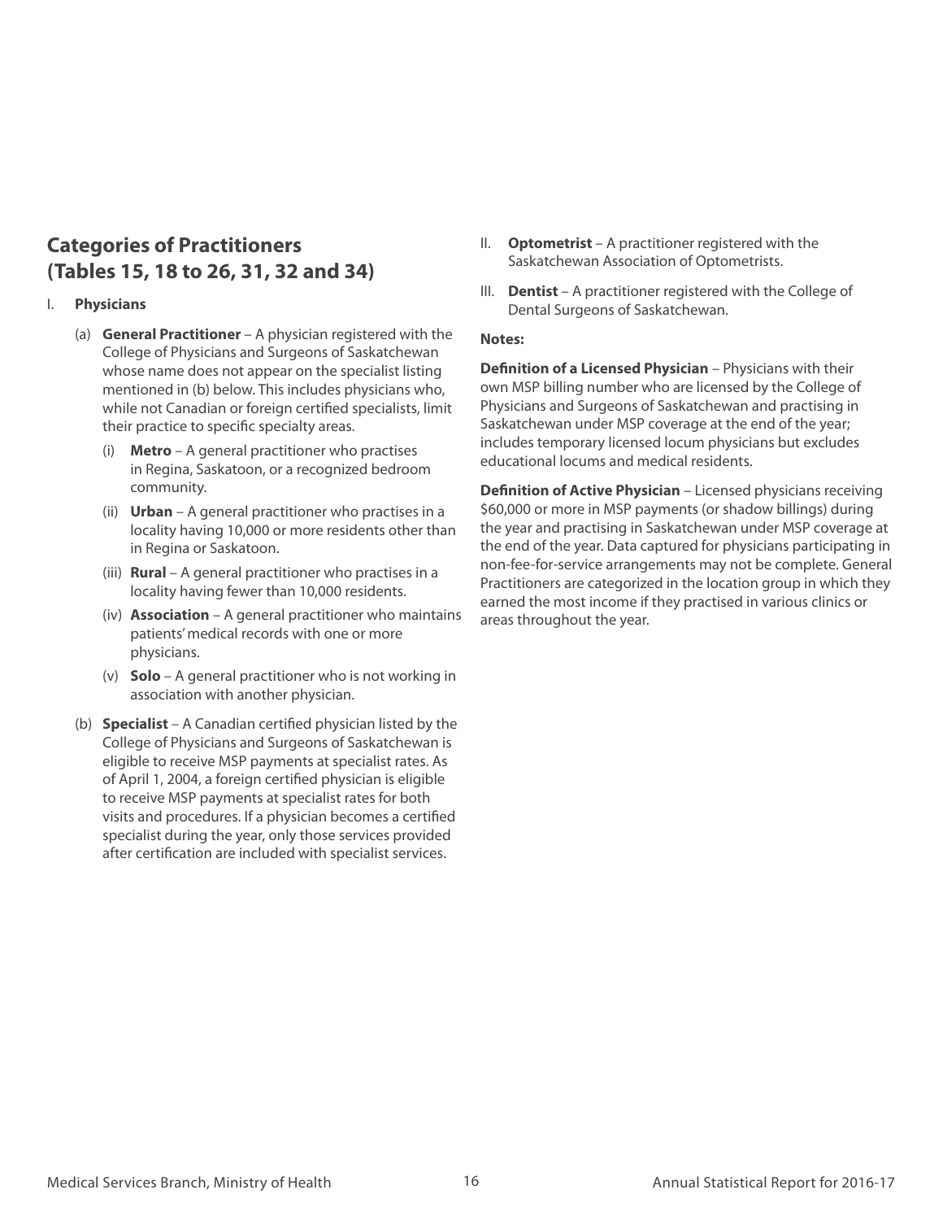## Categories of Practitioners (Tables 15, 18 to 26, 31, 32 and 34)

I. **Physicians**

(a) **General Practitioner** – A physician registered with the College of Physicians and Surgeons of Saskatchewan whose name does not appear on the specialist listing mentioned in (b) below. This includes physicians who, while not Canadian or foreign certified specialists, limit their practice to specific specialty areas.

(i) **Metro** – A general practitioner who practises in Regina, Saskatoon, or a recognized bedroom community.

(ii) **Urban** – A general practitioner who practises in a locality having 10,000 or more residents other than in Regina or Saskatoon.

(iii) **Rural** – A general practitioner who practises in a locality having fewer than 10,000 residents.

(iv) **Association** – A general practitioner who maintains patients' medical records with one or more physicians.

(v) **Solo** – A general practitioner who is not working in association with another physician.

(b) **Specialist** – A Canadian certified physician listed by the College of Physicians and Surgeons of Saskatchewan is eligible to receive MSP payments at specialist rates. As of April 1, 2004, a foreign certified physician is eligible to receive MSP payments at specialist rates for both visits and procedures. If a physician becomes a certified specialist during the year, only those services provided after certification are included with specialist services.

II. **Optometrist** – A practitioner registered with the Saskatchewan Association of Optometrists.

III. **Dentist** – A practitioner registered with the College of Dental Surgeons of Saskatchewan.

**Notes:**

**Definition of a Licensed Physician** – Physicians with their own MSP billing number who are licensed by the College of Physicians and Surgeons of Saskatchewan and practising in Saskatchewan under MSP coverage at the end of the year; includes temporary licensed locum physicians but excludes educational locums and medical residents.

**Definition of Active Physician** – Licensed physicians receiving $60,000 or more in MSP payments (or shadow billings) during the year and practising in Saskatchewan under MSP coverage at the end of the year. Data captured for physicians participating in non-fee-for-service arrangements may not be complete. General Practitioners are categorized in the location group in which they earned the most income if they practised in various clinics or areas throughout the year.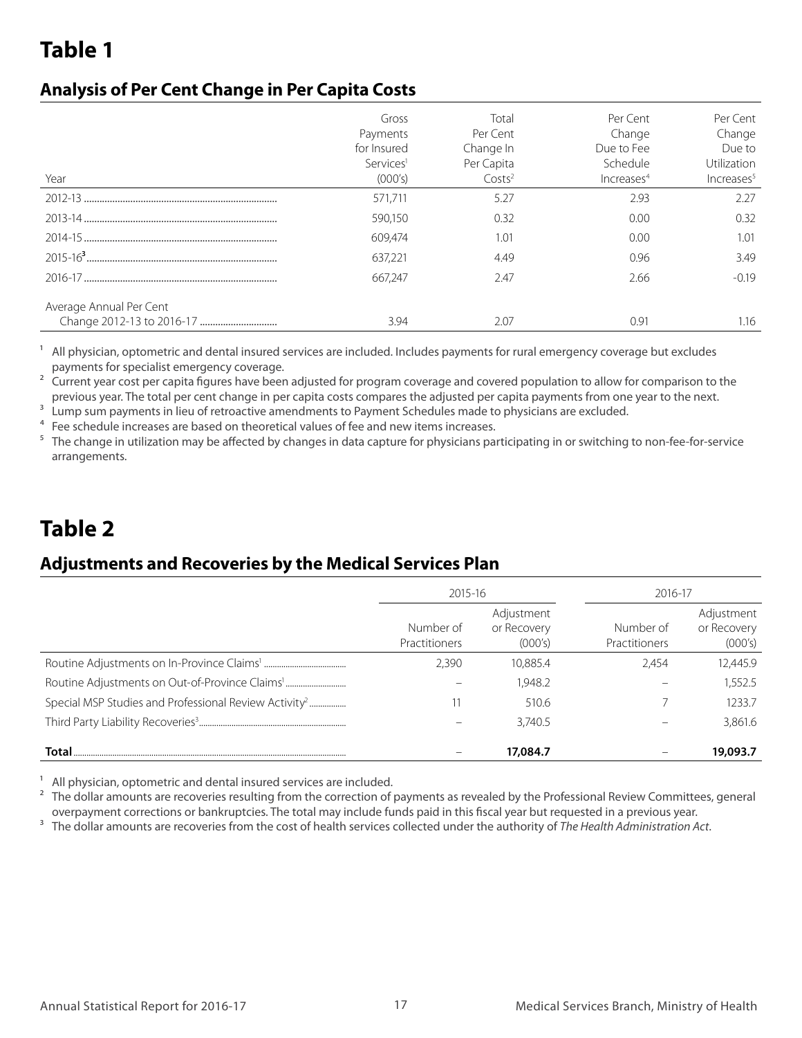# Table 1

## Analysis of Per Cent Change in Per Capita Costs

| Year | Gross Payments for Insured Services[1] (000's) | Total Per Cent Change In Per Capita Costs[2] | Per Cent Change Due to Fee Schedule Increases[4] | Per Cent Change Due to Utilization Increases[5] |
|---|---|---|---|---|
| 2012-13 | 571,711 | 5.27 | 2.93 | 2.27 |
| 2013-14 | 590,150 | 0.32 | 0.00 | 0.32 |
| 2014-15 | 609,474 | 1.01 | 0.00 | 1.01 |
| 2015-16[3] | 637,221 | 4.49 | 0.96 | 3.49 |
| 2016-17 | 667,247 | 2.47 | 2.66 | -0.19 |
| Average Annual Per Cent Change 2012-13 to 2016-17 | 3.94 | 2.07 | 0.91 | 1.16 |

[1] All physician, optometric and dental insured services are included. Includes payments for rural emergency coverage but excludes payments for specialist emergency coverage.
[2] Current year cost per capita figures have been adjusted for program coverage and covered population to allow for comparison to the previous year. The total per cent change in per capita costs compares the adjusted per capita payments from one year to the next.
[3] Lump sum payments in lieu of retroactive amendments to Payment Schedules made to physicians are excluded.
[4] Fee schedule increases are based on theoretical values of fee and new items increases.
[5] The change in utilization may be affected by changes in data capture for physicians participating in or switching to non-fee-for-service arrangements.

# Table 2

## Adjustments and Recoveries by the Medical Services Plan

| | 2015-16 | | 2016-17 | |
|---|---|---|---|---|
| | Number of Practitioners | Adjustment or Recovery (000's) | Number of Practitioners | Adjustment or Recovery (000's) |
| Routine Adjustments on In-Province Claims[1] | 2,390 | 10,885.4 | 2,454 | 12,445.9 |
| Routine Adjustments on Out-of-Province Claims[1] | – | 1,948.2 | – | 1,552.5 |
| Special MSP Studies and Professional Review Activity[2] | 11 | 510.6 | 7 | 1233.7 |
| Third Party Liability Recoveries[3] | – | 3,740.5 | – | 3,861.6 |
| **Total** | – | **17,084.7** | – | **19,093.7** |

[1] All physician, optometric and dental insured services are included.
[2] The dollar amounts are recoveries resulting from the correction of payments as revealed by the Professional Review Committees, general overpayment corrections or bankruptcies. The total may include funds paid in this fiscal year but requested in a previous year.
[3] The dollar amounts are recoveries from the cost of health services collected under the authority of *The Health Administration Act*.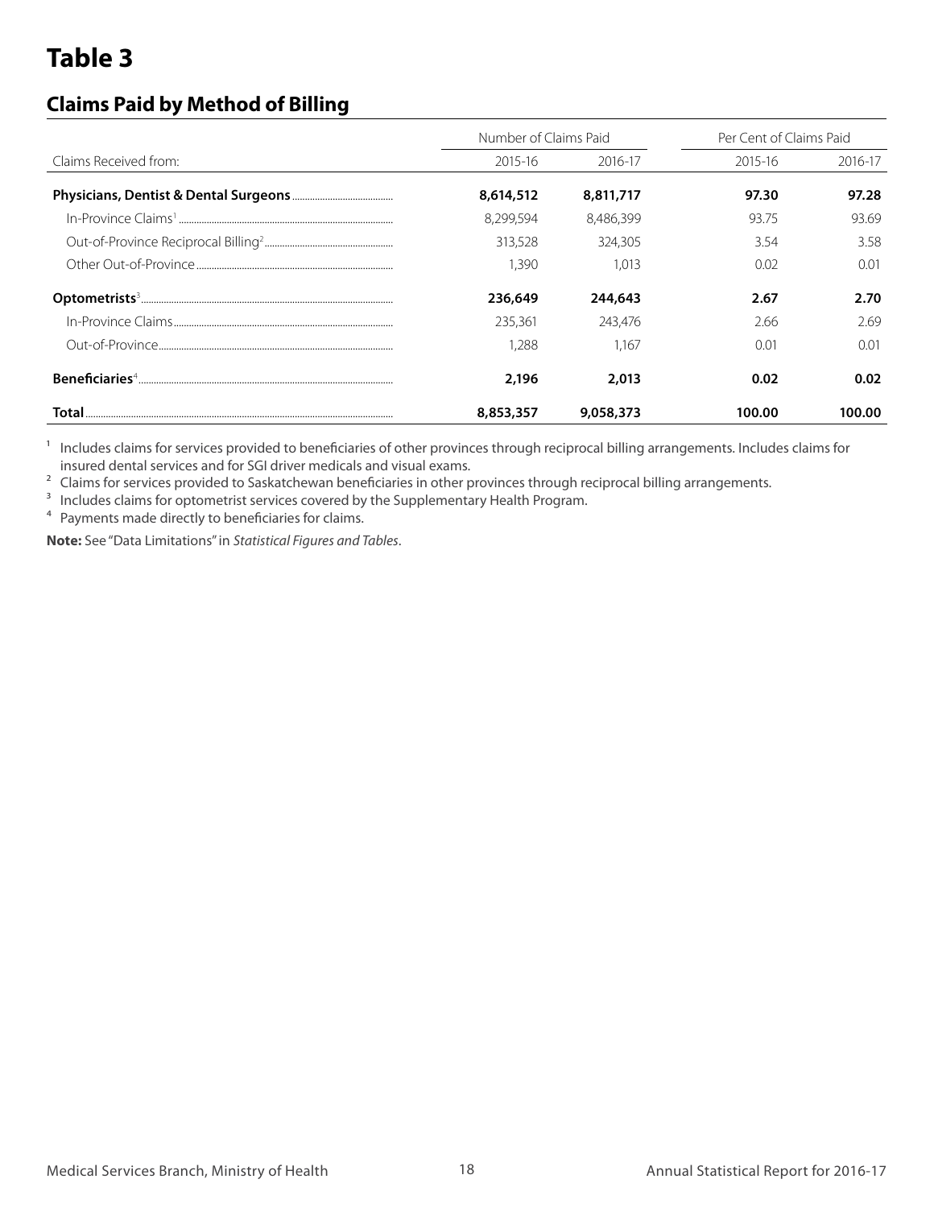# Table 3

## Claims Paid by Method of Billing

| Claims Received from: | Number of Claims Paid | | Per Cent of Claims Paid | |
|---|---|---|---|---|
| | 2015-16 | 2016-17 | 2015-16 | 2016-17 |
| **Physicians, Dentist & Dental Surgeons** | **8,614,512** | **8,811,717** | **97.30** | **97.28** |
| In-Province Claims[1] | 8,299,594 | 8,486,399 | 93.75 | 93.69 |
| Out-of-Province Reciprocal Billing[2] | 313,528 | 324,305 | 3.54 | 3.58 |
| Other Out-of-Province | 1,390 | 1,013 | 0.02 | 0.01 |
| **Optometrists**[3] | **236,649** | **244,643** | **2.67** | **2.70** |
| In-Province Claims | 235,361 | 243,476 | 2.66 | 2.69 |
| Out-of-Province | 1,288 | 1,167 | 0.01 | 0.01 |
| **Beneficiaries**[4] | **2,196** | **2,013** | **0.02** | **0.02** |
| **Total** | **8,853,357** | **9,058,373** | **100.00** | **100.00** |

[1] Includes claims for services provided to beneficiaries of other provinces through reciprocal billing arrangements. Includes claims for insured dental services and for SGI driver medicals and visual exams.

[2] Claims for services provided to Saskatchewan beneficiaries in other provinces through reciprocal billing arrangements.

[3] Includes claims for optometrist services covered by the Supplementary Health Program.

[4] Payments made directly to beneficiaries for claims.

**Note:** See "Data Limitations" in *Statistical Figures and Tables*.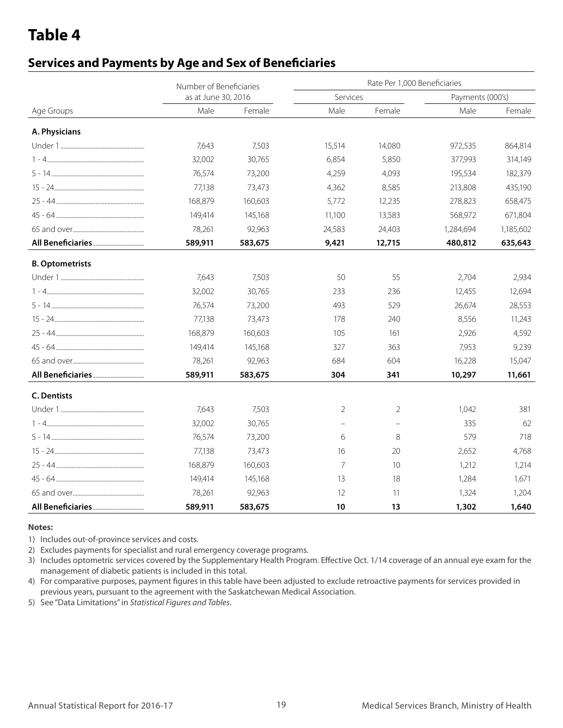# Table 4

## Services and Payments by Age and Sex of Beneficiaries

| Age Groups | Number of Beneficiaries as at June 30, 2016 | | Rate Per 1,000 Beneficiaries | | | |
|---|---|---|---|---|---|---|
| | | | Services | | Payments (000's) | |
| | Male | Female | Male | Female | Male | Female |
| **A. Physicians** | | | | | | |
| Under 1 | 7,643 | 7,503 | 15,514 | 14,080 | 972,535 | 864,814 |
| 1 - 4 | 32,002 | 30,765 | 6,854 | 5,850 | 377,993 | 314,149 |
| 5 - 14 | 76,574 | 73,200 | 4,259 | 4,093 | 195,534 | 182,379 |
| 15 - 24 | 77,138 | 73,473 | 4,362 | 8,585 | 213,808 | 435,190 |
| 25 - 44 | 168,879 | 160,603 | 5,772 | 12,235 | 278,823 | 658,475 |
| 45 - 64 | 149,414 | 145,168 | 11,100 | 13,583 | 568,972 | 671,804 |
| 65 and over | 78,261 | 92,963 | 24,583 | 24,403 | 1,284,694 | 1,185,602 |
| **All Beneficiaries** | **589,911** | **583,675** | **9,421** | **12,715** | **480,812** | **635,643** |
| **B. Optometrists** | | | | | | |
| Under 1 | 7,643 | 7,503 | 50 | 55 | 2,704 | 2,934 |
| 1 - 4 | 32,002 | 30,765 | 233 | 236 | 12,455 | 12,694 |
| 5 - 14 | 76,574 | 73,200 | 493 | 529 | 26,674 | 28,553 |
| 15 - 24 | 77,138 | 73,473 | 178 | 240 | 8,556 | 11,243 |
| 25 - 44 | 168,879 | 160,603 | 105 | 161 | 2,926 | 4,592 |
| 45 - 64 | 149,414 | 145,168 | 327 | 363 | 7,953 | 9,239 |
| 65 and over | 78,261 | 92,963 | 684 | 604 | 16,228 | 15,047 |
| **All Beneficiaries** | **589,911** | **583,675** | **304** | **341** | **10,297** | **11,661** |
| **C. Dentists** | | | | | | |
| Under 1 | 7,643 | 7,503 | 2 | 2 | 1,042 | 381 |
| 1 - 4 | 32,002 | 30,765 | – | – | 335 | 62 |
| 5 - 14 | 76,574 | 73,200 | 6 | 8 | 579 | 718 |
| 15 - 24 | 77,138 | 73,473 | 16 | 20 | 2,652 | 4,768 |
| 25 - 44 | 168,879 | 160,603 | 7 | 10 | 1,212 | 1,214 |
| 45 - 64 | 149,414 | 145,168 | 13 | 18 | 1,284 | 1,671 |
| 65 and over | 78,261 | 92,963 | 12 | 11 | 1,324 | 1,204 |
| **All Beneficiaries** | **589,911** | **583,675** | **10** | **13** | **1,302** | **1,640** |

**Notes:**

1) Includes out-of-province services and costs.
2) Excludes payments for specialist and rural emergency coverage programs.
3) Includes optometric services covered by the Supplementary Health Program. Effective Oct. 1/14 coverage of an annual eye exam for the management of diabetic patients is included in this total.
4) For comparative purposes, payment figures in this table have been adjusted to exclude retroactive payments for services provided in previous years, pursuant to the agreement with the Saskatchewan Medical Association.
5) See "Data Limitations" in *Statistical Figures and Tables*.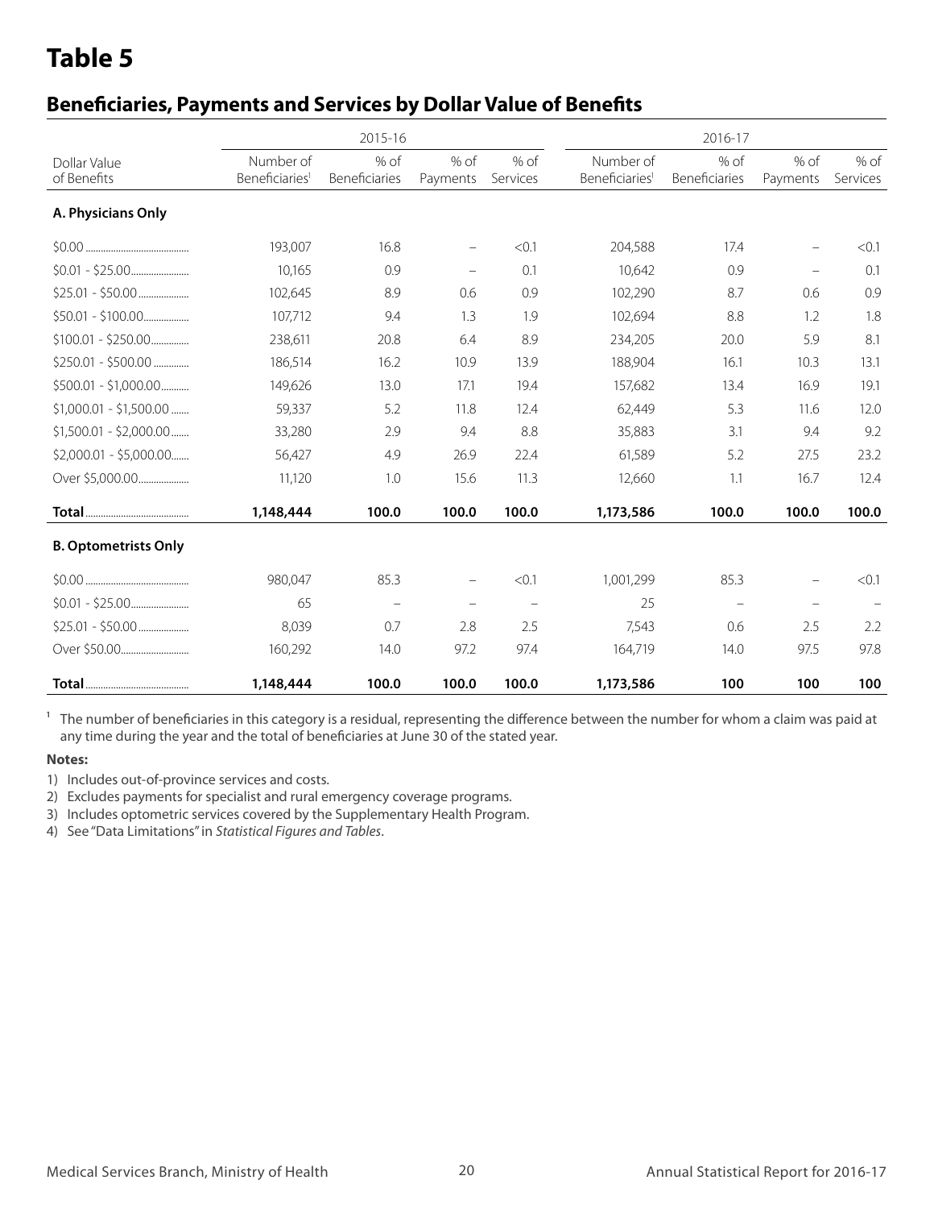# Table 5

## Beneficiaries, Payments and Services by Dollar Value of Benefits

| Dollar Value of Benefits | 2015-16 | | | | 2016-17 | | | |
|---|---|---|---|---|---|---|---|---|
| | Number of Beneficiaries[1] | % of Beneficiaries | % of Payments | % of Services | Number of Beneficiaries[1] | % of Beneficiaries | % of Payments | % of Services |
| **A. Physicians Only** | | | | | | | | |
| $0.00 | 193,007 | 16.8 | – | <0.1 | 204,588 | 17.4 | – | <0.1 |
| $0.01 - $25.00 | 10,165 | 0.9 | – | 0.1 | 10,642 | 0.9 | – | 0.1 |
| $25.01 - $50.00 | 102,645 | 8.9 | 0.6 | 0.9 | 102,290 | 8.7 | 0.6 | 0.9 |
| $50.01 - $100.00 | 107,712 | 9.4 | 1.3 | 1.9 | 102,694 | 8.8 | 1.2 | 1.8 |
| $100.01 - $250.00 | 238,611 | 20.8 | 6.4 | 8.9 | 234,205 | 20.0 | 5.9 | 8.1 |
| $250.01 - $500.00 | 186,514 | 16.2 | 10.9 | 13.9 | 188,904 | 16.1 | 10.3 | 13.1 |
| $500.01 - $1,000.00 | 149,626 | 13.0 | 17.1 | 19.4 | 157,682 | 13.4 | 16.9 | 19.1 |
| $1,000.01 - $1,500.00 | 59,337 | 5.2 | 11.8 | 12.4 | 62,449 | 5.3 | 11.6 | 12.0 |
| $1,500.01 - $2,000.00 | 33,280 | 2.9 | 9.4 | 8.8 | 35,883 | 3.1 | 9.4 | 9.2 |
| $2,000.01 - $5,000.00 | 56,427 | 4.9 | 26.9 | 22.4 | 61,589 | 5.2 | 27.5 | 23.2 |
| Over $5,000.00 | 11,120 | 1.0 | 15.6 | 11.3 | 12,660 | 1.1 | 16.7 | 12.4 |
| **Total** | **1,148,444** | **100.0** | **100.0** | **100.0** | **1,173,586** | **100.0** | **100.0** | **100.0** |
| **B. Optometrists Only** | | | | | | | | |
| $0.00 | 980,047 | 85.3 | – | <0.1 | 1,001,299 | 85.3 | – | <0.1 |
| $0.01 - $25.00 | 65 | – | – | – | 25 | – | – | – |
| $25.01 - $50.00 | 8,039 | 0.7 | 2.8 | 2.5 | 7,543 | 0.6 | 2.5 | 2.2 |
| Over $50.00 | 160,292 | 14.0 | 97.2 | 97.4 | 164,719 | 14.0 | 97.5 | 97.8 |
| **Total** | **1,148,444** | **100.0** | **100.0** | **100.0** | **1,173,586** | **100** | **100** | **100** |

[1] The number of beneficiaries in this category is a residual, representing the difference between the number for whom a claim was paid at any time during the year and the total of beneficiaries at June 30 of the stated year.

**Notes:**

1) Includes out-of-province services and costs.
2) Excludes payments for specialist and rural emergency coverage programs.
3) Includes optometric services covered by the Supplementary Health Program.
4) See "Data Limitations" in *Statistical Figures and Tables*.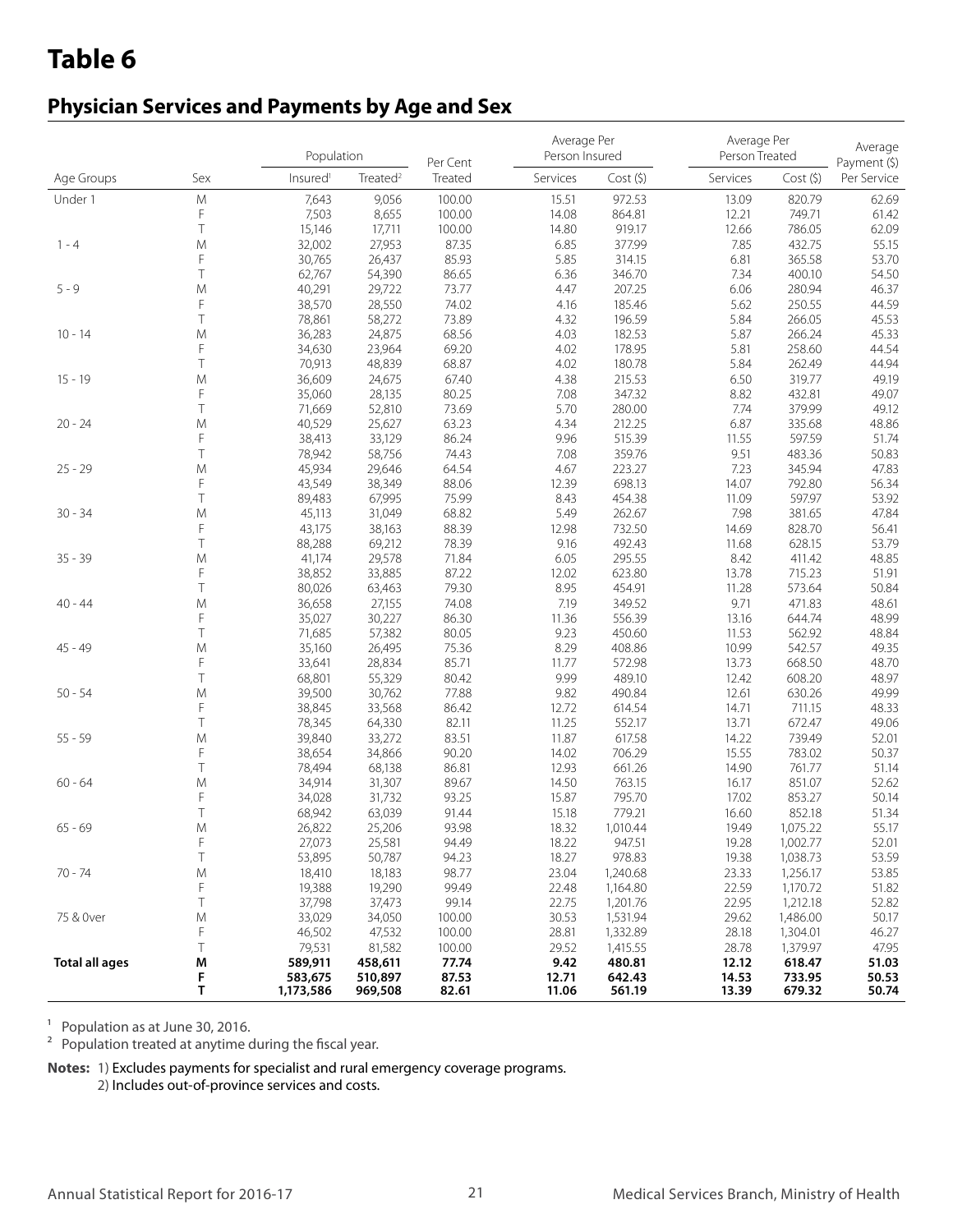# Table 6

## Physician Services and Payments by Age and Sex

| Age Groups | Sex | Population | | Per Cent | Average Per Person Insured | | Average Per Person Treated | | Average Payment ($) |
|---|---|---|---|---|---|---|---|---|---|
| | | Insured[1] | Treated[2] | Treated | Services | Cost ($) | Services | Cost ($) | Per Service |
| Under 1 | M | 7,643 | 9,056 | 100.00 | 15.51 | 972.53 | 13.09 | 820.79 | 62.69 |
| | F | 7,503 | 8,655 | 100.00 | 14.08 | 864.81 | 12.21 | 749.71 | 61.42 |
| | T | 15,146 | 17,711 | 100.00 | 14.80 | 919.17 | 12.66 | 786.05 | 62.09 |
| 1 - 4 | M | 32,002 | 27,953 | 87.35 | 6.85 | 377.99 | 7.85 | 432.75 | 55.15 |
| | F | 30,765 | 26,437 | 85.93 | 5.85 | 314.15 | 6.81 | 365.58 | 53.70 |
| | T | 62,767 | 54,390 | 86.65 | 6.36 | 346.70 | 7.34 | 400.10 | 54.50 |
| 5 - 9 | M | 40,291 | 29,722 | 73.77 | 4.47 | 207.25 | 6.06 | 280.94 | 46.37 |
| | F | 38,570 | 28,550 | 74.02 | 4.16 | 185.46 | 5.62 | 250.55 | 44.59 |
| | T | 78,861 | 58,272 | 73.89 | 4.32 | 196.59 | 5.84 | 266.05 | 45.53 |
| 10 - 14 | M | 36,283 | 24,875 | 68.56 | 4.03 | 182.53 | 5.87 | 266.24 | 45.33 |
| | F | 34,630 | 23,964 | 69.20 | 4.02 | 178.95 | 5.81 | 258.60 | 44.54 |
| | T | 70,913 | 48,839 | 68.87 | 4.02 | 180.78 | 5.84 | 262.49 | 44.94 |
| 15 - 19 | M | 36,609 | 24,675 | 67.40 | 4.38 | 215.53 | 6.50 | 319.77 | 49.19 |
| | F | 35,060 | 28,135 | 80.25 | 7.08 | 347.32 | 8.82 | 432.81 | 49.07 |
| | T | 71,669 | 52,810 | 73.69 | 5.70 | 280.00 | 7.74 | 379.99 | 49.12 |
| 20 - 24 | M | 40,529 | 25,627 | 63.23 | 4.34 | 212.25 | 6.87 | 335.68 | 48.86 |
| | F | 38,413 | 33,129 | 86.24 | 9.96 | 515.39 | 11.55 | 597.59 | 51.74 |
| | T | 78,942 | 58,756 | 74.43 | 7.08 | 359.76 | 9.51 | 483.36 | 50.83 |
| 25 - 29 | M | 45,934 | 29,646 | 64.54 | 4.67 | 223.27 | 7.23 | 345.94 | 47.83 |
| | F | 43,549 | 38,349 | 88.06 | 12.39 | 698.13 | 14.07 | 792.80 | 56.34 |
| | T | 89,483 | 67,995 | 75.99 | 8.43 | 454.38 | 11.09 | 597.97 | 53.92 |
| 30 - 34 | M | 45,113 | 31,049 | 68.82 | 5.49 | 262.67 | 7.98 | 381.65 | 47.84 |
| | F | 43,175 | 38,163 | 88.39 | 12.98 | 732.50 | 14.69 | 828.70 | 56.41 |
| | T | 88,288 | 69,212 | 78.39 | 9.16 | 492.43 | 11.68 | 628.15 | 53.79 |
| 35 - 39 | M | 41,174 | 29,578 | 71.84 | 6.05 | 295.55 | 8.42 | 411.42 | 48.85 |
| | F | 38,852 | 33,885 | 87.22 | 12.02 | 623.80 | 13.78 | 715.23 | 51.91 |
| | T | 80,026 | 63,463 | 79.30 | 8.95 | 454.91 | 11.28 | 573.64 | 50.84 |
| 40 - 44 | M | 36,658 | 27,155 | 74.08 | 7.19 | 349.52 | 9.71 | 471.83 | 48.61 |
| | F | 35,027 | 30,227 | 86.30 | 11.36 | 556.39 | 13.16 | 644.74 | 48.99 |
| | T | 71,685 | 57,382 | 80.05 | 9.23 | 450.60 | 11.53 | 562.92 | 48.84 |
| 45 - 49 | M | 35,160 | 26,495 | 75.36 | 8.29 | 408.86 | 10.99 | 542.57 | 49.35 |
| | F | 33,641 | 28,834 | 85.71 | 11.77 | 572.98 | 13.73 | 668.50 | 48.70 |
| | T | 68,801 | 55,329 | 80.42 | 9.99 | 489.10 | 12.42 | 608.20 | 48.97 |
| 50 - 54 | M | 39,500 | 30,762 | 77.88 | 9.82 | 490.84 | 12.61 | 630.26 | 49.99 |
| | F | 38,845 | 33,568 | 86.42 | 12.72 | 614.54 | 14.71 | 711.15 | 48.33 |
| | T | 78,345 | 64,330 | 82.11 | 11.25 | 552.17 | 13.71 | 672.47 | 49.06 |
| 55 - 59 | M | 39,840 | 33,272 | 83.51 | 11.87 | 617.58 | 14.22 | 739.49 | 52.01 |
| | F | 38,654 | 34,866 | 90.20 | 14.02 | 706.29 | 15.55 | 783.02 | 50.37 |
| | T | 78,494 | 68,138 | 86.81 | 12.93 | 661.26 | 14.90 | 761.77 | 51.14 |
| 60 - 64 | M | 34,914 | 31,307 | 89.67 | 14.50 | 763.15 | 16.17 | 851.07 | 52.62 |
| | F | 34,028 | 31,732 | 93.25 | 15.87 | 795.70 | 17.02 | 853.27 | 50.14 |
| | T | 68,942 | 63,039 | 91.44 | 15.18 | 779.21 | 16.60 | 852.18 | 51.34 |
| 65 - 69 | M | 26,822 | 25,206 | 93.98 | 18.32 | 1,010.44 | 19.49 | 1,075.22 | 55.17 |
| | F | 27,073 | 25,581 | 94.49 | 18.22 | 947.51 | 19.28 | 1,002.77 | 52.01 |
| | T | 53,895 | 50,787 | 94.23 | 18.27 | 978.83 | 19.38 | 1,038.73 | 53.59 |
| 70 - 74 | M | 18,410 | 18,183 | 98.77 | 23.04 | 1,240.68 | 23.33 | 1,256.17 | 53.85 |
| | F | 19,388 | 19,290 | 99.49 | 22.48 | 1,164.80 | 22.59 | 1,170.72 | 51.82 |
| | T | 37,798 | 37,473 | 99.14 | 22.75 | 1,201.76 | 22.95 | 1,212.18 | 52.82 |
| 75 & 0ver | M | 33,029 | 34,050 | 100.00 | 30.53 | 1,531.94 | 29.62 | 1,486.00 | 50.17 |
| | F | 46,502 | 47,532 | 100.00 | 28.81 | 1,332.89 | 28.18 | 1,304.01 | 46.27 |
| | T | 79,531 | 81,582 | 100.00 | 29.52 | 1,415.55 | 28.78 | 1,379.97 | 47.95 |
| **Total all ages** | **M** | **589,911** | **458,611** | **77.74** | **9.42** | **480.81** | **12.12** | **618.47** | **51.03** |
| | **F** | **583,675** | **510,897** | **87.53** | **12.71** | **642.43** | **14.53** | **733.95** | **50.53** |
| | **T** | **1,173,586** | **969,508** | **82.61** | **11.06** | **561.19** | **13.39** | **679.32** | **50.74** |

[1] Population as at June 30, 2016.
[2] Population treated at anytime during the fiscal year.

**Notes:** 1) Excludes payments for specialist and rural emergency coverage programs.
2) Includes out-of-province services and costs.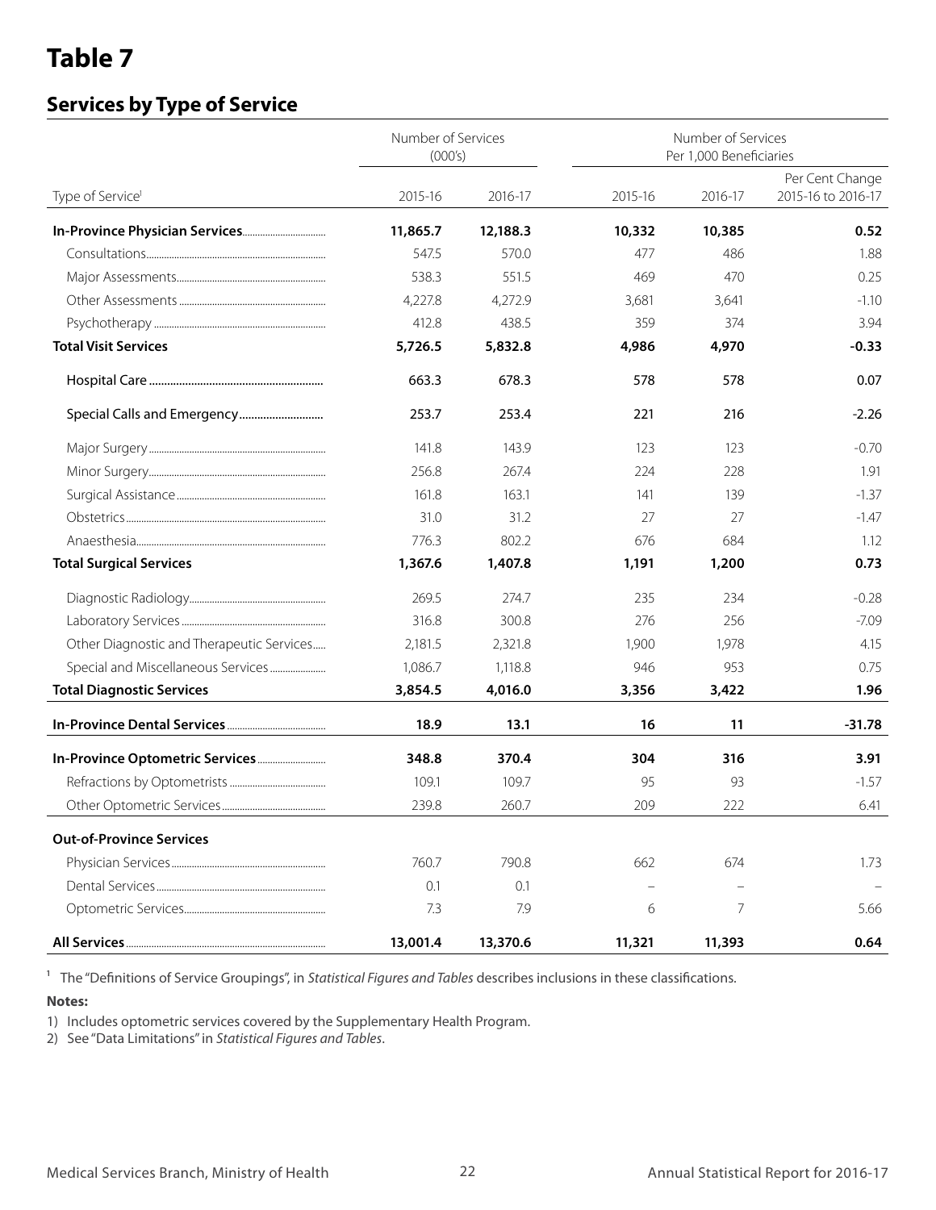# Table 7

## Services by Type of Service

| Type of Service[1] | Number of Services (000's) | | Number of Services Per 1,000 Beneficiaries | | |
|---|---|---|---|---|---|
| | 2015-16 | 2016-17 | 2015-16 | 2016-17 | Per Cent Change 2015-16 to 2016-17 |
| **In-Province Physician Services** | **11,865.7** | **12,188.3** | **10,332** | **10,385** | **0.52** |
| Consultations | 547.5 | 570.0 | 477 | 486 | 1.88 |
| Major Assessments | 538.3 | 551.5 | 469 | 470 | 0.25 |
| Other Assessments | 4,227.8 | 4,272.9 | 3,681 | 3,641 | -1.10 |
| Psychotherapy | 412.8 | 438.5 | 359 | 374 | 3.94 |
| **Total Visit Services** | **5,726.5** | **5,832.8** | **4,986** | **4,970** | **-0.33** |
| Hospital Care | 663.3 | 678.3 | 578 | 578 | 0.07 |
| Special Calls and Emergency | 253.7 | 253.4 | 221 | 216 | -2.26 |
| Major Surgery | 141.8 | 143.9 | 123 | 123 | -0.70 |
| Minor Surgery | 256.8 | 267.4 | 224 | 228 | 1.91 |
| Surgical Assistance | 161.8 | 163.1 | 141 | 139 | -1.37 |
| Obstetrics | 31.0 | 31.2 | 27 | 27 | -1.47 |
| Anaesthesia | 776.3 | 802.2 | 676 | 684 | 1.12 |
| **Total Surgical Services** | **1,367.6** | **1,407.8** | **1,191** | **1,200** | **0.73** |
| Diagnostic Radiology | 269.5 | 274.7 | 235 | 234 | -0.28 |
| Laboratory Services | 316.8 | 300.8 | 276 | 256 | -7.09 |
| Other Diagnostic and Therapeutic Services | 2,181.5 | 2,321.8 | 1,900 | 1,978 | 4.15 |
| Special and Miscellaneous Services | 1,086.7 | 1,118.8 | 946 | 953 | 0.75 |
| **Total Diagnostic Services** | **3,854.5** | **4,016.0** | **3,356** | **3,422** | **1.96** |
| **In-Province Dental Services** | **18.9** | **13.1** | **16** | **11** | **-31.78** |
| **In-Province Optometric Services** | **348.8** | **370.4** | **304** | **316** | **3.91** |
| Refractions by Optometrists | 109.1 | 109.7 | 95 | 93 | -1.57 |
| Other Optometric Services | 239.8 | 260.7 | 209 | 222 | 6.41 |
| **Out-of-Province Services** | | | | | |
| Physician Services | 760.7 | 790.8 | 662 | 674 | 1.73 |
| Dental Services | 0.1 | 0.1 | – | – | – |
| Optometric Services | 7.3 | 7.9 | 6 | 7 | 5.66 |
| **All Services** | **13,001.4** | **13,370.6** | **11,321** | **11,393** | **0.64** |

[1] The "Definitions of Service Groupings", in *Statistical Figures and Tables* describes inclusions in these classifications.

**Notes:**

1) Includes optometric services covered by the Supplementary Health Program.
2) See "Data Limitations" in *Statistical Figures and Tables*.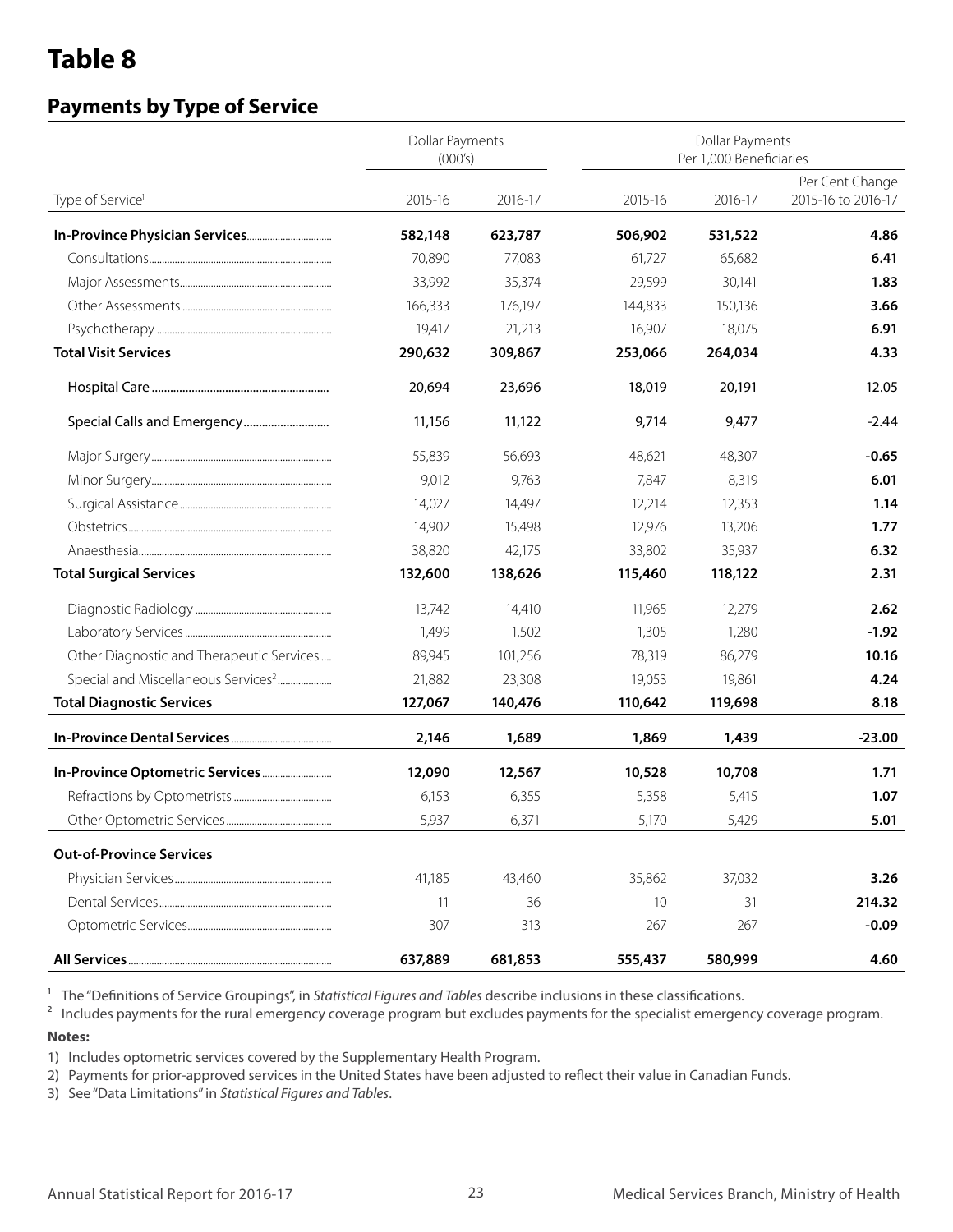# Table 8

## Payments by Type of Service

| Type of Service[1] | Dollar Payments (000's) | | Dollar Payments Per 1,000 Beneficiaries | | |
|---|---|---|---|---|---|
| | 2015-16 | 2016-17 | 2015-16 | 2016-17 | Per Cent Change 2015-16 to 2016-17 |
| **In-Province Physician Services** | **582,148** | **623,787** | **506,902** | **531,522** | **4.86** |
| Consultations | 70,890 | 77,083 | 61,727 | 65,682 | **6.41** |
| Major Assessments | 33,992 | 35,374 | 29,599 | 30,141 | **1.83** |
| Other Assessments | 166,333 | 176,197 | 144,833 | 150,136 | **3.66** |
| Psychotherapy | 19,417 | 21,213 | 16,907 | 18,075 | **6.91** |
| **Total Visit Services** | **290,632** | **309,867** | **253,066** | **264,034** | **4.33** |
| Hospital Care | 20,694 | 23,696 | 18,019 | 20,191 | 12.05 |
| Special Calls and Emergency | 11,156 | 11,122 | 9,714 | 9,477 | -2.44 |
| Major Surgery | 55,839 | 56,693 | 48,621 | 48,307 | **-0.65** |
| Minor Surgery | 9,012 | 9,763 | 7,847 | 8,319 | **6.01** |
| Surgical Assistance | 14,027 | 14,497 | 12,214 | 12,353 | **1.14** |
| Obstetrics | 14,902 | 15,498 | 12,976 | 13,206 | **1.77** |
| Anaesthesia | 38,820 | 42,175 | 33,802 | 35,937 | **6.32** |
| **Total Surgical Services** | **132,600** | **138,626** | **115,460** | **118,122** | **2.31** |
| Diagnostic Radiology | 13,742 | 14,410 | 11,965 | 12,279 | **2.62** |
| Laboratory Services | 1,499 | 1,502 | 1,305 | 1,280 | **-1.92** |
| Other Diagnostic and Therapeutic Services | 89,945 | 101,256 | 78,319 | 86,279 | **10.16** |
| Special and Miscellaneous Services[2] | 21,882 | 23,308 | 19,053 | 19,861 | **4.24** |
| **Total Diagnostic Services** | **127,067** | **140,476** | **110,642** | **119,698** | **8.18** |
| **In-Province Dental Services** | **2,146** | **1,689** | **1,869** | **1,439** | **-23.00** |
| **In-Province Optometric Services** | **12,090** | **12,567** | **10,528** | **10,708** | **1.71** |
| Refractions by Optometrists | 6,153 | 6,355 | 5,358 | 5,415 | **1.07** |
| Other Optometric Services | 5,937 | 6,371 | 5,170 | 5,429 | **5.01** |
| **Out-of-Province Services** | | | | | |
| Physician Services | 41,185 | 43,460 | 35,862 | 37,032 | **3.26** |
| Dental Services | 11 | 36 | 10 | 31 | **214.32** |
| Optometric Services | 307 | 313 | 267 | 267 | **-0.09** |
| **All Services** | **637,889** | **681,853** | **555,437** | **580,999** | **4.60** |

[1] The "Definitions of Service Groupings", in *Statistical Figures and Tables* describe inclusions in these classifications.

[2] Includes payments for the rural emergency coverage program but excludes payments for the specialist emergency coverage program.

**Notes:**

1) Includes optometric services covered by the Supplementary Health Program.
2) Payments for prior-approved services in the United States have been adjusted to reflect their value in Canadian Funds.
3) See "Data Limitations" in *Statistical Figures and Tables*.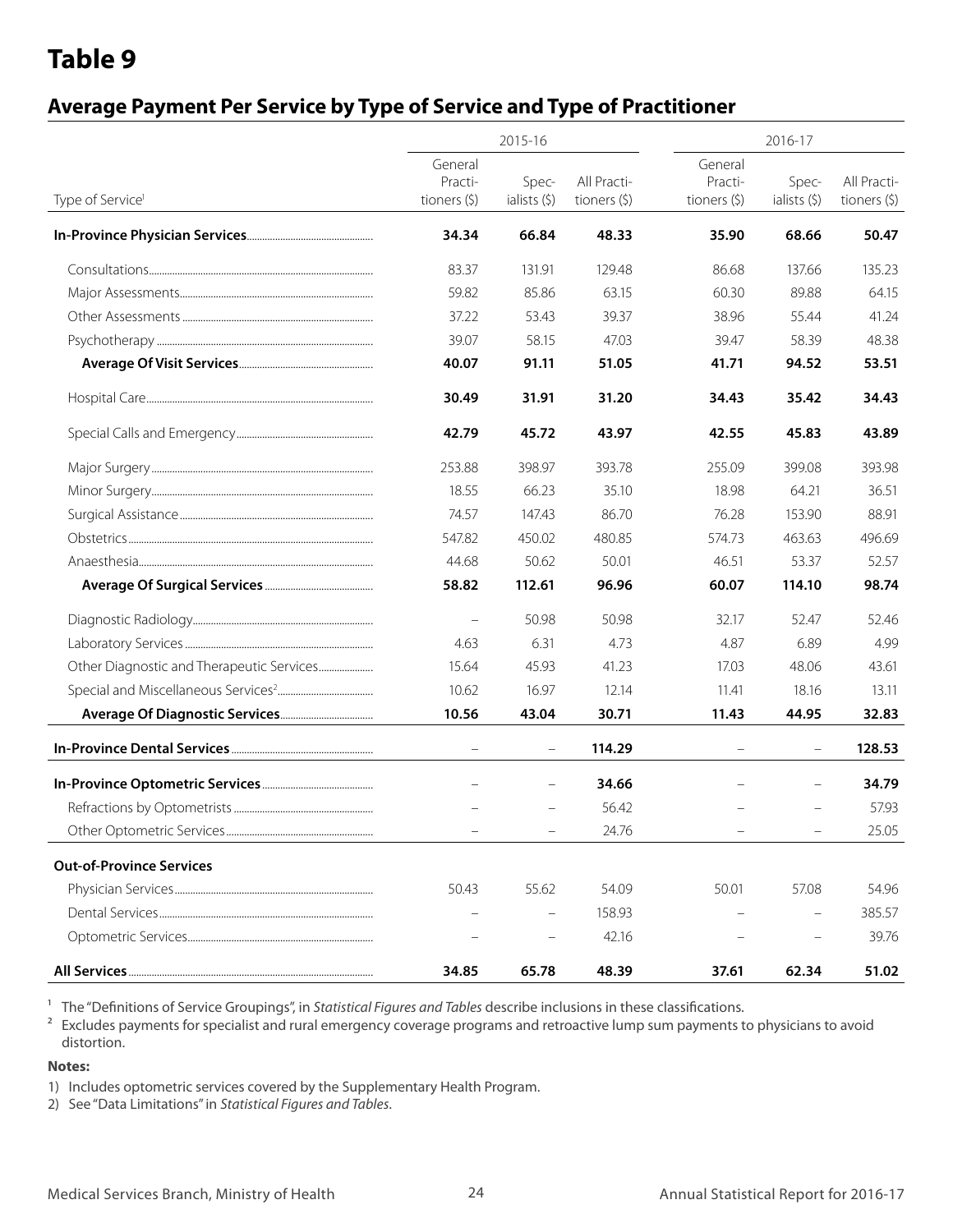# Table 9

## Average Payment Per Service by Type of Service and Type of Practitioner

| Type of Service[1] | 2015-16 | | | 2016-17 | | |
|---|---|---|---|---|---|---|
| | General Practi-tioners ($) | Spec-ialists ($) | All Practi-tioners ($) | General Practi-tioners ($) | Spec-ialists ($) | All Practi-tioners ($) |
| **In-Province Physician Services** | **34.34** | **66.84** | **48.33** | **35.90** | **68.66** | **50.47** |
| Consultations | 83.37 | 131.91 | 129.48 | 86.68 | 137.66 | 135.23 |
| Major Assessments | 59.82 | 85.86 | 63.15 | 60.30 | 89.88 | 64.15 |
| Other Assessments | 37.22 | 53.43 | 39.37 | 38.96 | 55.44 | 41.24 |
| Psychotherapy | 39.07 | 58.15 | 47.03 | 39.47 | 58.39 | 48.38 |
| **Average Of Visit Services** | **40.07** | **91.11** | **51.05** | **41.71** | **94.52** | **53.51** |
| Hospital Care | **30.49** | **31.91** | **31.20** | **34.43** | **35.42** | **34.43** |
| Special Calls and Emergency | **42.79** | **45.72** | **43.97** | **42.55** | **45.83** | **43.89** |
| Major Surgery | 253.88 | 398.97 | 393.78 | 255.09 | 399.08 | 393.98 |
| Minor Surgery | 18.55 | 66.23 | 35.10 | 18.98 | 64.21 | 36.51 |
| Surgical Assistance | 74.57 | 147.43 | 86.70 | 76.28 | 153.90 | 88.91 |
| Obstetrics | 547.82 | 450.02 | 480.85 | 574.73 | 463.63 | 496.69 |
| Anaesthesia | 44.68 | 50.62 | 50.01 | 46.51 | 53.37 | 52.57 |
| **Average Of Surgical Services** | **58.82** | **112.61** | **96.96** | **60.07** | **114.10** | **98.74** |
| Diagnostic Radiology | – | 50.98 | 50.98 | 32.17 | 52.47 | 52.46 |
| Laboratory Services | 4.63 | 6.31 | 4.73 | 4.87 | 6.89 | 4.99 |
| Other Diagnostic and Therapeutic Services | 15.64 | 45.93 | 41.23 | 17.03 | 48.06 | 43.61 |
| Special and Miscellaneous Services[2] | 10.62 | 16.97 | 12.14 | 11.41 | 18.16 | 13.11 |
| **Average Of Diagnostic Services** | **10.56** | **43.04** | **30.71** | **11.43** | **44.95** | **32.83** |
| **In-Province Dental Services** | – | – | **114.29** | – | – | **128.53** |
| **In-Province Optometric Services** | – | – | **34.66** | – | – | **34.79** |
| Refractions by Optometrists | – | – | 56.42 | – | – | 57.93 |
| Other Optometric Services | – | – | 24.76 | – | – | 25.05 |
| **Out-of-Province Services** | | | | | | |
| Physician Services | 50.43 | 55.62 | 54.09 | 50.01 | 57.08 | 54.96 |
| Dental Services | – | – | 158.93 | – | – | 385.57 |
| Optometric Services | – | – | 42.16 | – | – | 39.76 |
| **All Services** | **34.85** | **65.78** | **48.39** | **37.61** | **62.34** | **51.02** |

[1] The "Definitions of Service Groupings", in *Statistical Figures and Tables* describe inclusions in these classifications.

[2] Excludes payments for specialist and rural emergency coverage programs and retroactive lump sum payments to physicians to avoid distortion.

**Notes:**

1) Includes optometric services covered by the Supplementary Health Program.

2) See "Data Limitations" in *Statistical Figures and Tables*.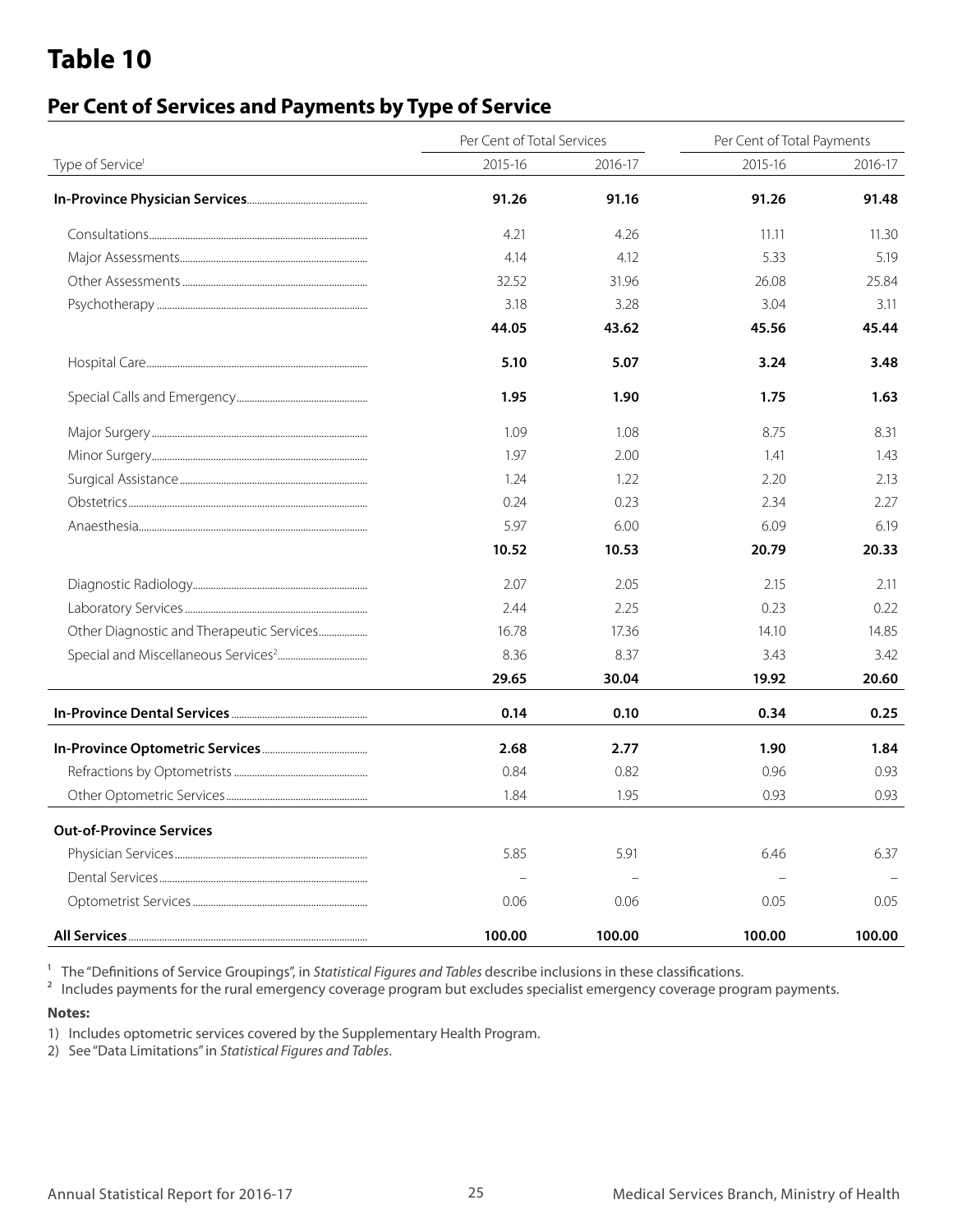# Table 10

## Per Cent of Services and Payments by Type of Service

| Type of Service[1] | Per Cent of Total Services 2015-16 | Per Cent of Total Services 2016-17 | Per Cent of Total Payments 2015-16 | Per Cent of Total Payments 2016-17 |
|---|---|---|---|---|
| **In-Province Physician Services** | **91.26** | **91.16** | **91.26** | **91.48** |
| Consultations | 4.21 | 4.26 | 11.11 | 11.30 |
| Major Assessments | 4.14 | 4.12 | 5.33 | 5.19 |
| Other Assessments | 32.52 | 31.96 | 26.08 | 25.84 |
| Psychotherapy | 3.18 | 3.28 | 3.04 | 3.11 |
| | **44.05** | **43.62** | **45.56** | **45.44** |
| Hospital Care | **5.10** | **5.07** | **3.24** | **3.48** |
| Special Calls and Emergency | **1.95** | **1.90** | **1.75** | **1.63** |
| Major Surgery | 1.09 | 1.08 | 8.75 | 8.31 |
| Minor Surgery | 1.97 | 2.00 | 1.41 | 1.43 |
| Surgical Assistance | 1.24 | 1.22 | 2.20 | 2.13 |
| Obstetrics | 0.24 | 0.23 | 2.34 | 2.27 |
| Anaesthesia | 5.97 | 6.00 | 6.09 | 6.19 |
| | **10.52** | **10.53** | **20.79** | **20.33** |
| Diagnostic Radiology | 2.07 | 2.05 | 2.15 | 2.11 |
| Laboratory Services | 2.44 | 2.25 | 0.23 | 0.22 |
| Other Diagnostic and Therapeutic Services | 16.78 | 17.36 | 14.10 | 14.85 |
| Special and Miscellaneous Services[2] | 8.36 | 8.37 | 3.43 | 3.42 |
| | **29.65** | **30.04** | **19.92** | **20.60** |
| **In-Province Dental Services** | **0.14** | **0.10** | **0.34** | **0.25** |
| **In-Province Optometric Services** | **2.68** | **2.77** | **1.90** | **1.84** |
| Refractions by Optometrists | 0.84 | 0.82 | 0.96 | 0.93 |
| Other Optometric Services | 1.84 | 1.95 | 0.93 | 0.93 |
| **Out-of-Province Services** | | | | |
| Physician Services | 5.85 | 5.91 | 6.46 | 6.37 |
| Dental Services | – | – | – | – |
| Optometrist Services | 0.06 | 0.06 | 0.05 | 0.05 |
| **All Services** | **100.00** | **100.00** | **100.00** | **100.00** |

[1] The "Definitions of Service Groupings", in *Statistical Figures and Tables* describe inclusions in these classifications.

[2] Includes payments for the rural emergency coverage program but excludes specialist emergency coverage program payments.

**Notes:**

1) Includes optometric services covered by the Supplementary Health Program.
2) See "Data Limitations" in *Statistical Figures and Tables*.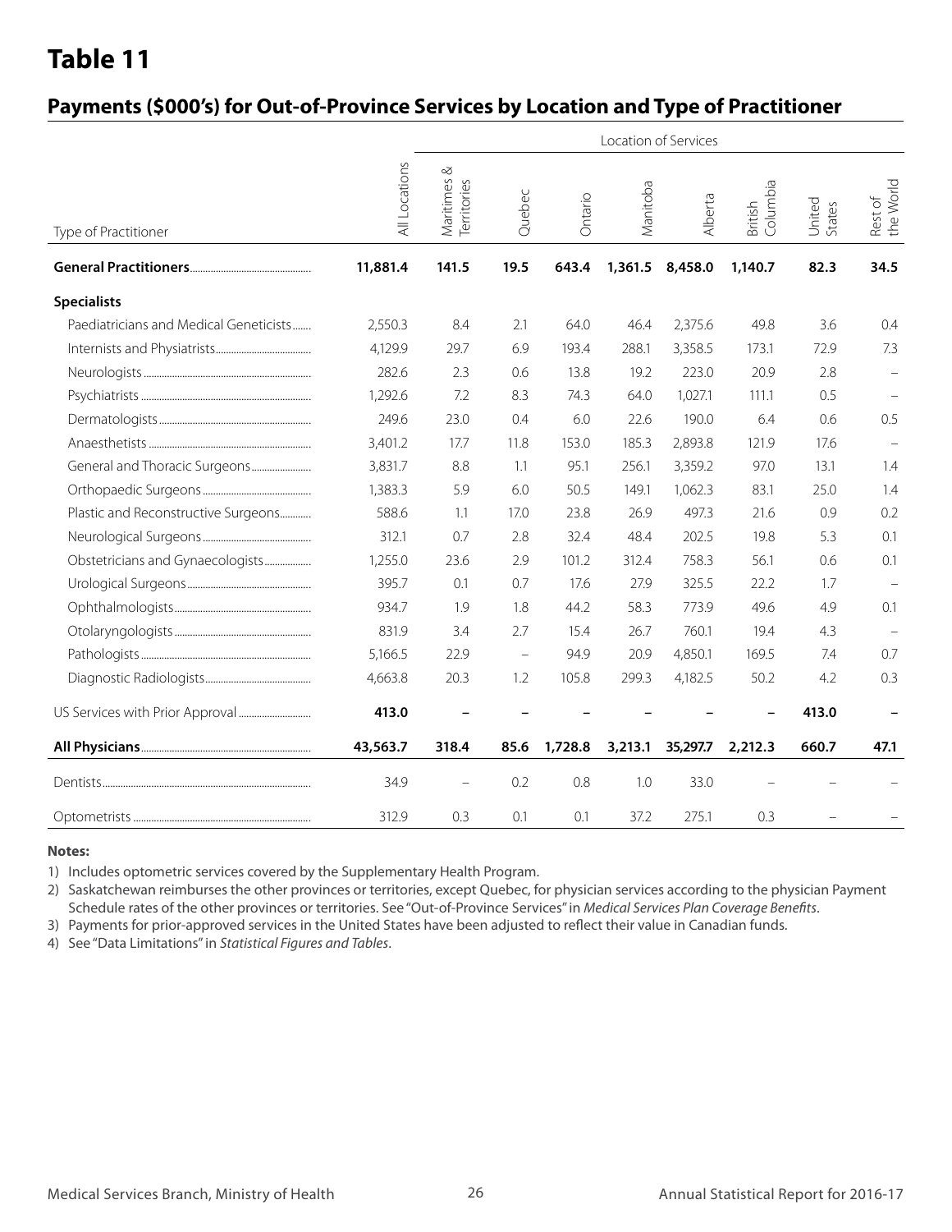# Table 11

## Payments ($000's) for Out-of-Province Services by Location and Type of Practitioner

| Type of Practitioner | All Locations | Location of Services | | | | | | | |
|---|---|---|---|---|---|---|---|---|---|
| | | Maritimes & Territories | Quebec | Ontario | Manitoba | Alberta | British Columbia | United States | Rest of the World |
| **General Practitioners** | **11,881.4** | **141.5** | **19.5** | **643.4** | **1,361.5** | **8,458.0** | **1,140.7** | **82.3** | **34.5** |
| **Specialists** | | | | | | | | | |
| Paediatricians and Medical Geneticists | 2,550.3 | 8.4 | 2.1 | 64.0 | 46.4 | 2,375.6 | 49.8 | 3.6 | 0.4 |
| Internists and Physiatrists | 4,129.9 | 29.7 | 6.9 | 193.4 | 288.1 | 3,358.5 | 173.1 | 72.9 | 7.3 |
| Neurologists | 282.6 | 2.3 | 0.6 | 13.8 | 19.2 | 223.0 | 20.9 | 2.8 | – |
| Psychiatrists | 1,292.6 | 7.2 | 8.3 | 74.3 | 64.0 | 1,027.1 | 111.1 | 0.5 | – |
| Dermatologists | 249.6 | 23.0 | 0.4 | 6.0 | 22.6 | 190.0 | 6.4 | 0.6 | 0.5 |
| Anaesthetists | 3,401.2 | 17.7 | 11.8 | 153.0 | 185.3 | 2,893.8 | 121.9 | 17.6 | – |
| General and Thoracic Surgeons | 3,831.7 | 8.8 | 1.1 | 95.1 | 256.1 | 3,359.2 | 97.0 | 13.1 | 1.4 |
| Orthopaedic Surgeons | 1,383.3 | 5.9 | 6.0 | 50.5 | 149.1 | 1,062.3 | 83.1 | 25.0 | 1.4 |
| Plastic and Reconstructive Surgeons | 588.6 | 1.1 | 17.0 | 23.8 | 26.9 | 497.3 | 21.6 | 0.9 | 0.2 |
| Neurological Surgeons | 312.1 | 0.7 | 2.8 | 32.4 | 48.4 | 202.5 | 19.8 | 5.3 | 0.1 |
| Obstetricians and Gynaecologists | 1,255.0 | 23.6 | 2.9 | 101.2 | 312.4 | 758.3 | 56.1 | 0.6 | 0.1 |
| Urological Surgeons | 395.7 | 0.1 | 0.7 | 17.6 | 27.9 | 325.5 | 22.2 | 1.7 | – |
| Ophthalmologists | 934.7 | 1.9 | 1.8 | 44.2 | 58.3 | 773.9 | 49.6 | 4.9 | 0.1 |
| Otolaryngologists | 831.9 | 3.4 | 2.7 | 15.4 | 26.7 | 760.1 | 19.4 | 4.3 | – |
| Pathologists | 5,166.5 | 22.9 | – | 94.9 | 20.9 | 4,850.1 | 169.5 | 7.4 | 0.7 |
| Diagnostic Radiologists | 4,663.8 | 20.3 | 1.2 | 105.8 | 299.3 | 4,182.5 | 50.2 | 4.2 | 0.3 |
| US Services with Prior Approval | **413.0** | **–** | **–** | **–** | **–** | **–** | **–** | **413.0** | **–** |
| **All Physicians** | **43,563.7** | **318.4** | **85.6** | **1,728.8** | **3,213.1** | **35,297.7** | **2,212.3** | **660.7** | **47.1** |
| Dentists | 34.9 | – | 0.2 | 0.8 | 1.0 | 33.0 | – | – | – |
| Optometrists | 312.9 | 0.3 | 0.1 | 0.1 | 37.2 | 275.1 | 0.3 | – | – |

**Notes:**

1) Includes optometric services covered by the Supplementary Health Program.
2) Saskatchewan reimburses the other provinces or territories, except Quebec, for physician services according to the physician Payment Schedule rates of the other provinces or territories. See "Out-of-Province Services" in *Medical Services Plan Coverage Benefits*.
3) Payments for prior-approved services in the United States have been adjusted to reflect their value in Canadian funds.
4) See "Data Limitations" in *Statistical Figures and Tables*.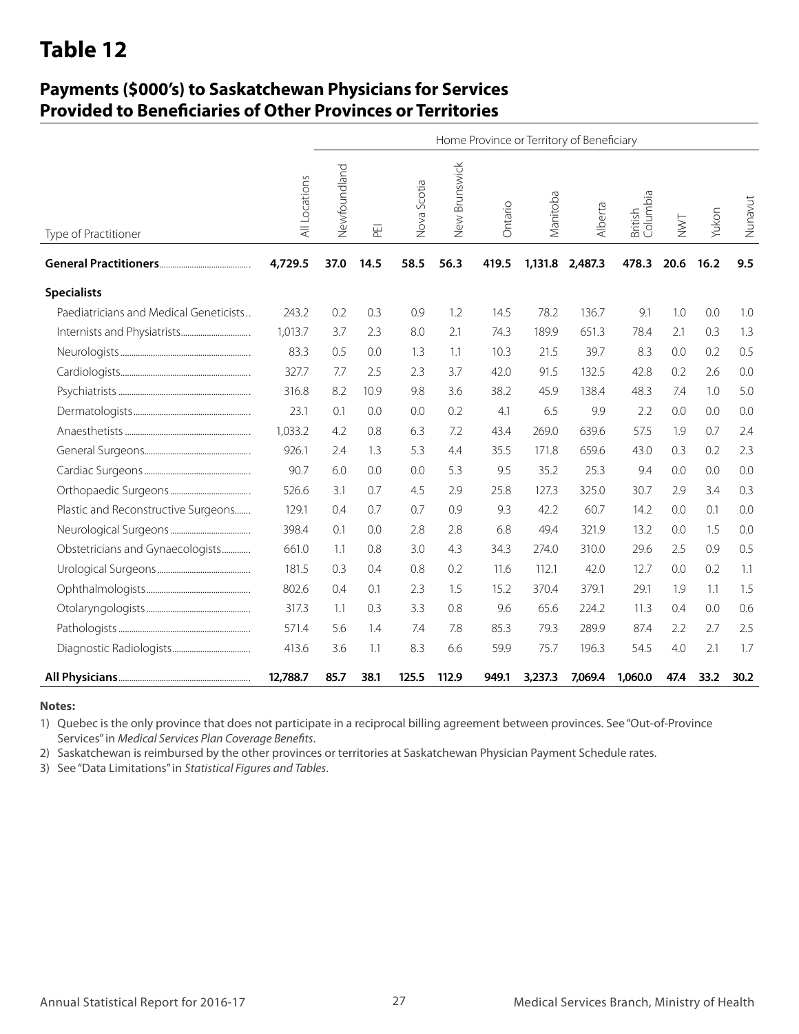# Table 12

## Payments ($000's) to Saskatchewan Physicians for Services Provided to Beneficiaries of Other Provinces or Territories

| Type of Practitioner | All Locations | Home Province or Territory of Beneficiary | | | | | | | | | | |
|---|---|---|---|---|---|---|---|---|---|---|---|---|
| | | Newfoundland | PEI | Nova Scotia | New Brunswick | Ontario | Manitoba | Alberta | British Columbia | NWT | Yukon | Nunavut |
| **General Practitioners** | **4,729.5** | **37.0** | **14.5** | **58.5** | **56.3** | **419.5** | **1,131.8** | **2,487.3** | **478.3** | **20.6** | **16.2** | **9.5** |
| **Specialists** | | | | | | | | | | | | |
| Paediatricians and Medical Geneticists | 243.2 | 0.2 | 0.3 | 0.9 | 1.2 | 14.5 | 78.2 | 136.7 | 9.1 | 1.0 | 0.0 | 1.0 |
| Internists and Physiatrists | 1,013.7 | 3.7 | 2.3 | 8.0 | 2.1 | 74.3 | 189.9 | 651.3 | 78.4 | 2.1 | 0.3 | 1.3 |
| Neurologists | 83.3 | 0.5 | 0.0 | 1.3 | 1.1 | 10.3 | 21.5 | 39.7 | 8.3 | 0.0 | 0.2 | 0.5 |
| Cardiologists | 327.7 | 7.7 | 2.5 | 2.3 | 3.7 | 42.0 | 91.5 | 132.5 | 42.8 | 0.2 | 2.6 | 0.0 |
| Psychiatrists | 316.8 | 8.2 | 10.9 | 9.8 | 3.6 | 38.2 | 45.9 | 138.4 | 48.3 | 7.4 | 1.0 | 5.0 |
| Dermatologists | 23.1 | 0.1 | 0.0 | 0.0 | 0.2 | 4.1 | 6.5 | 9.9 | 2.2 | 0.0 | 0.0 | 0.0 |
| Anaesthetists | 1,033.2 | 4.2 | 0.8 | 6.3 | 7.2 | 43.4 | 269.0 | 639.6 | 57.5 | 1.9 | 0.7 | 2.4 |
| General Surgeons | 926.1 | 2.4 | 1.3 | 5.3 | 4.4 | 35.5 | 171.8 | 659.6 | 43.0 | 0.3 | 0.2 | 2.3 |
| Cardiac Surgeons | 90.7 | 6.0 | 0.0 | 0.0 | 5.3 | 9.5 | 35.2 | 25.3 | 9.4 | 0.0 | 0.0 | 0.0 |
| Orthopaedic Surgeons | 526.6 | 3.1 | 0.7 | 4.5 | 2.9 | 25.8 | 127.3 | 325.0 | 30.7 | 2.9 | 3.4 | 0.3 |
| Plastic and Reconstructive Surgeons | 129.1 | 0.4 | 0.7 | 0.7 | 0.9 | 9.3 | 42.2 | 60.7 | 14.2 | 0.0 | 0.1 | 0.0 |
| Neurological Surgeons | 398.4 | 0.1 | 0.0 | 2.8 | 2.8 | 6.8 | 49.4 | 321.9 | 13.2 | 0.0 | 1.5 | 0.0 |
| Obstetricians and Gynaecologists | 661.0 | 1.1 | 0.8 | 3.0 | 4.3 | 34.3 | 274.0 | 310.0 | 29.6 | 2.5 | 0.9 | 0.5 |
| Urological Surgeons | 181.5 | 0.3 | 0.4 | 0.8 | 0.2 | 11.6 | 112.1 | 42.0 | 12.7 | 0.0 | 0.2 | 1.1 |
| Ophthalmologists | 802.6 | 0.4 | 0.1 | 2.3 | 1.5 | 15.2 | 370.4 | 379.1 | 29.1 | 1.9 | 1.1 | 1.5 |
| Otolaryngologists | 317.3 | 1.1 | 0.3 | 3.3 | 0.8 | 9.6 | 65.6 | 224.2 | 11.3 | 0.4 | 0.0 | 0.6 |
| Pathologists | 571.4 | 5.6 | 1.4 | 7.4 | 7.8 | 85.3 | 79.3 | 289.9 | 87.4 | 2.2 | 2.7 | 2.5 |
| Diagnostic Radiologists | 413.6 | 3.6 | 1.1 | 8.3 | 6.6 | 59.9 | 75.7 | 196.3 | 54.5 | 4.0 | 2.1 | 1.7 |
| **All Physicians** | **12,788.7** | **85.7** | **38.1** | **125.5** | **112.9** | **949.1** | **3,237.3** | **7,069.4** | **1,060.0** | **47.4** | **33.2** | **30.2** |

**Notes:**

1) Quebec is the only province that does not participate in a reciprocal billing agreement between provinces. See "Out-of-Province Services" in *Medical Services Plan Coverage Benefits*.
2) Saskatchewan is reimbursed by the other provinces or territories at Saskatchewan Physician Payment Schedule rates.
3) See "Data Limitations" in *Statistical Figures and Tables*.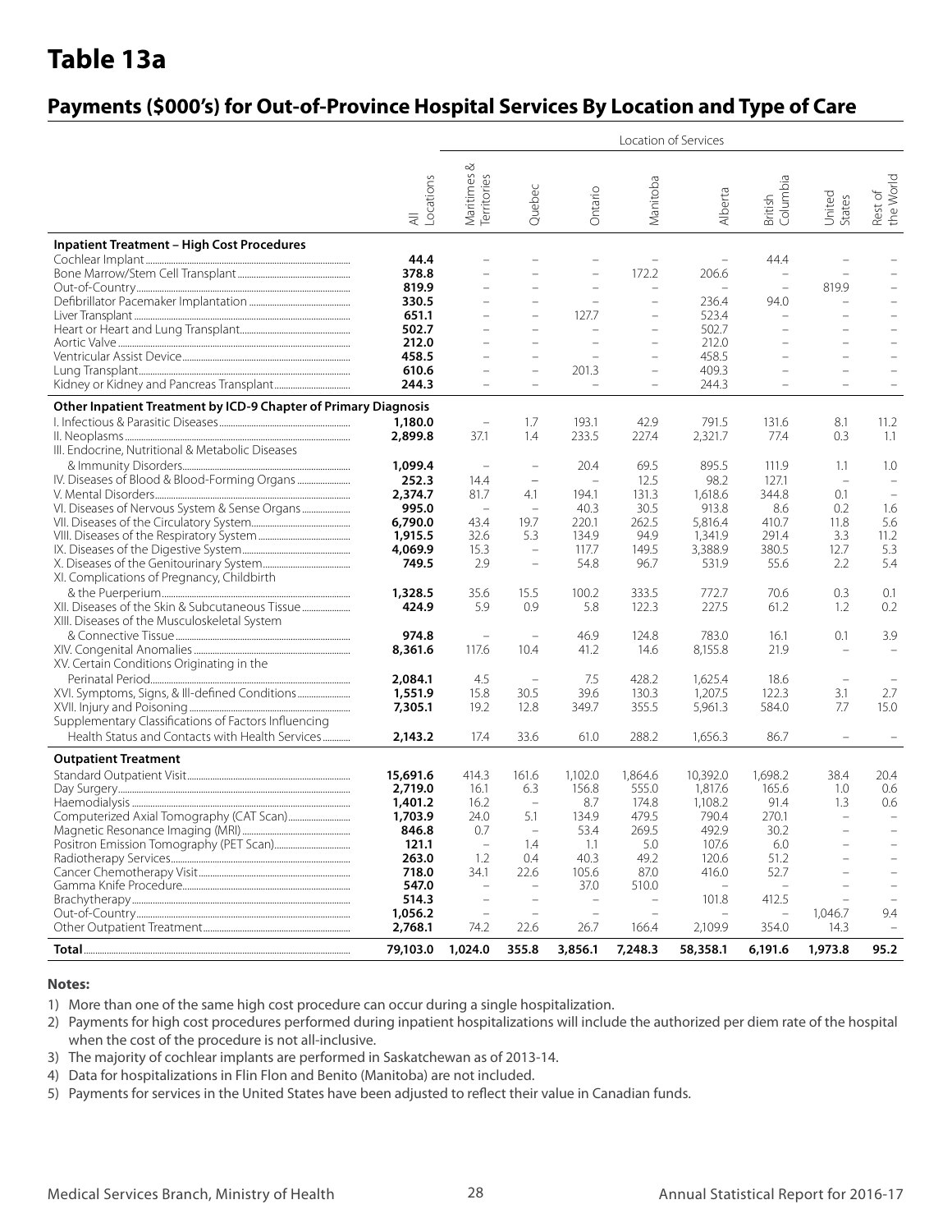# Table 13a

## Payments ($000's) for Out-of-Province Hospital Services By Location and Type of Care

| | | Location of Services | | | | | | | |
|---|---|---|---|---|---|---|---|---|---|
| | All Locations | Maritimes & Territories | Quebec | Ontario | Manitoba | Alberta | British Columbia | United States | Rest of the World |
| **Inpatient Treatment – High Cost Procedures** | | | | | | | | | |
| Cochlear Implant | **44.4** | – | – | – | – | – | 44.4 | – | – |
| Bone Marrow/Stem Cell Transplant | **378.8** | – | – | – | 172.2 | 206.6 | – | – | – |
| Out-of-Country | **819.9** | – | – | – | – | – | – | 819.9 | – |
| Defibrillator Pacemaker Implantation | **330.5** | – | – | – | – | 236.4 | 94.0 | – | – |
| Liver Transplant | **651.1** | – | – | 127.7 | – | 523.4 | – | – | – |
| Heart or Heart and Lung Transplant | **502.7** | – | – | – | – | 502.7 | – | – | – |
| Aortic Valve | **212.0** | – | – | – | – | 212.0 | – | – | – |
| Ventricular Assist Device | **458.5** | – | – | – | – | 458.5 | – | – | – |
| Lung Transplant | **610.6** | – | – | 201.3 | – | 409.3 | – | – | – |
| Kidney or Kidney and Pancreas Transplant | **244.3** | – | – | – | – | 244.3 | – | – | – |
| **Other Inpatient Treatment by ICD-9 Chapter of Primary Diagnosis** | | | | | | | | | |
| I. Infectious & Parasitic Diseases | **1,180.0** | – | 1.7 | 193.1 | 42.9 | 791.5 | 131.6 | 8.1 | 11.2 |
| II. Neoplasms | **2,899.8** | 37.1 | 1.4 | 233.5 | 227.4 | 2,321.7 | 77.4 | 0.3 | 1.1 |
| III. Endocrine, Nutritional & Metabolic Diseases & Immunity Disorders | **1,099.4** | – | – | 20.4 | 69.5 | 895.5 | 111.9 | 1.1 | 1.0 |
| IV. Diseases of Blood & Blood-Forming Organs | **252.3** | 14.4 | – | – | 12.5 | 98.2 | 127.1 | – | – |
| V. Mental Disorders | **2,374.7** | 81.7 | 4.1 | 194.1 | 131.3 | 1,618.6 | 344.8 | 0.1 | – |
| VI. Diseases of Nervous System & Sense Organs | **995.0** | – | – | 40.3 | 30.5 | 913.8 | 8.6 | 0.2 | 1.6 |
| VII. Diseases of the Circulatory System | **6,790.0** | 43.4 | 19.7 | 220.1 | 262.5 | 5,816.4 | 410.7 | 11.8 | 5.6 |
| VIII. Diseases of the Respiratory System | **1,915.5** | 32.6 | 5.3 | 134.9 | 94.9 | 1,341.9 | 291.4 | 3.3 | 11.2 |
| IX. Diseases of the Digestive System | **4,069.9** | 15.3 | – | 117.7 | 149.5 | 3,388.9 | 380.5 | 12.7 | 5.3 |
| X. Diseases of the Genitourinary System | **749.5** | 2.9 | – | 54.8 | 96.7 | 531.9 | 55.6 | 2.2 | 5.4 |
| XI. Complications of Pregnancy, Childbirth & the Puerperium | **1,328.5** | 35.6 | 15.5 | 100.2 | 333.5 | 772.7 | 70.6 | 0.3 | 0.1 |
| XII. Diseases of the Skin & Subcutaneous Tissue | **424.9** | 5.9 | 0.9 | 5.8 | 122.3 | 227.5 | 61.2 | 1.2 | 0.2 |
| XIII. Diseases of the Musculoskeletal System & Connective Tissue | **974.8** | – | – | 46.9 | 124.8 | 783.0 | 16.1 | 0.1 | 3.9 |
| XIV. Congenital Anomalies | **8,361.6** | 117.6 | 10.4 | 41.2 | 14.6 | 8,155.8 | 21.9 | – | – |
| XV. Certain Conditions Originating in the Perinatal Period | **2,084.1** | 4.5 | – | 7.5 | 428.2 | 1,625.4 | 18.6 | – | – |
| XVI. Symptoms, Signs, & Ill-defined Conditions | **1,551.9** | 15.8 | 30.5 | 39.6 | 130.3 | 1,207.5 | 122.3 | 3.1 | 2.7 |
| XVII. Injury and Poisoning | **7,305.1** | 19.2 | 12.8 | 349.7 | 355.5 | 5,961.3 | 584.0 | 7.7 | 15.0 |
| Supplementary Classifications of Factors Influencing Health Status and Contacts with Health Services | **2,143.2** | 17.4 | 33.6 | 61.0 | 288.2 | 1,656.3 | 86.7 | – | – |
| **Outpatient Treatment** | | | | | | | | | |
| Standard Outpatient Visit | **15,691.6** | 414.3 | 161.6 | 1,102.0 | 1,864.6 | 10,392.0 | 1,698.2 | 38.4 | 20.4 |
| Day Surgery | **2,719.0** | 16.1 | 6.3 | 156.8 | 555.0 | 1,817.6 | 165.6 | 1.0 | 0.6 |
| Haemodialysis | **1,401.2** | 16.2 | – | 8.7 | 174.8 | 1,108.2 | 91.4 | 1.3 | 0.6 |
| Computerized Axial Tomography (CAT Scan) | **1,703.9** | 24.0 | 5.1 | 134.9 | 479.5 | 790.4 | 270.1 | – | – |
| Magnetic Resonance Imaging (MRI) | **846.8** | 0.7 | – | 53.4 | 269.5 | 492.9 | 30.2 | – | – |
| Positron Emission Tomography (PET Scan) | **121.1** | – | 1.4 | 1.1 | 5.0 | 107.6 | 6.0 | – | – |
| Radiotherapy Services | **263.0** | 1.2 | 0.4 | 40.3 | 49.2 | 120.6 | 51.2 | – | – |
| Cancer Chemotherapy Visit | **718.0** | 34.1 | 22.6 | 105.6 | 87.0 | 416.0 | 52.7 | – | – |
| Gamma Knife Procedure | **547.0** | – | – | 37.0 | 510.0 | – | – | – | – |
| Brachytherapy | **514.3** | – | – | – | – | 101.8 | 412.5 | – | – |
| Out-of-Country | **1,056.2** | – | – | – | – | – | – | 1,046.7 | 9.4 |
| Other Outpatient Treatment | **2,768.1** | 74.2 | 22.6 | 26.7 | 166.4 | 2,109.9 | 354.0 | 14.3 | – |
| **Total** | **79,103.0** | **1,024.0** | **355.8** | **3,856.1** | **7,248.3** | **58,358.1** | **6,191.6** | **1,973.8** | **95.2** |

**Notes:**

1) More than one of the same high cost procedure can occur during a single hospitalization.
2) Payments for high cost procedures performed during inpatient hospitalizations will include the authorized per diem rate of the hospital when the cost of the procedure is not all-inclusive.
3) The majority of cochlear implants are performed in Saskatchewan as of 2013-14.
4) Data for hospitalizations in Flin Flon and Benito (Manitoba) are not included.
5) Payments for services in the United States have been adjusted to reflect their value in Canadian funds.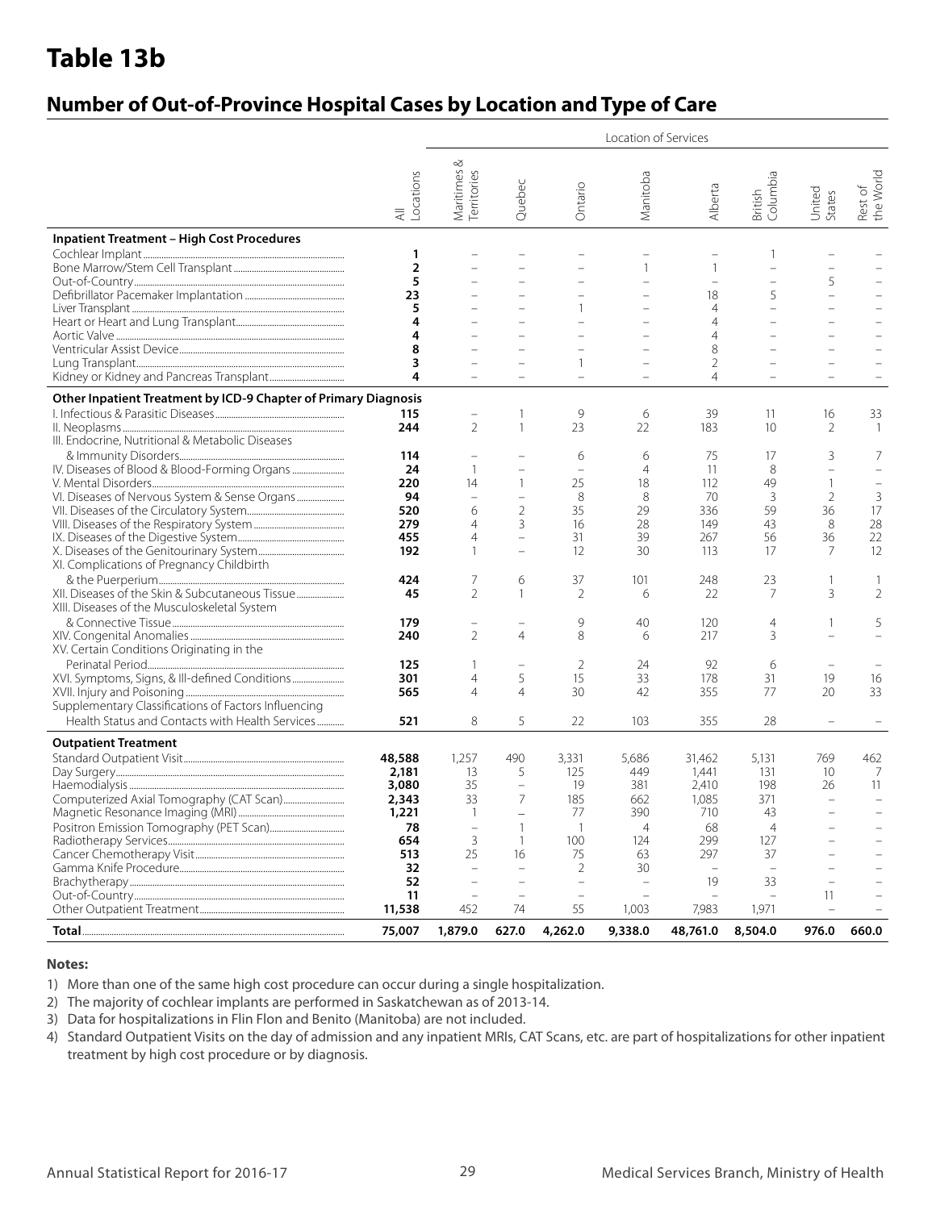# Table 13b

## Number of Out-of-Province Hospital Cases by Location and Type of Care

| | All Locations | Location of Services | | | | | | | |
|---|---|---|---|---|---|---|---|---|---|
| | | Maritimes & Territories | Quebec | Ontario | Manitoba | Alberta | British Columbia | United States | Rest of the World |
| **Inpatient Treatment – High Cost Procedures** | | | | | | | | | |
| Cochlear Implant | **1** | – | – | – | – | – | 1 | – | – |
| Bone Marrow/Stem Cell Transplant | **2** | – | – | – | 1 | 1 | – | – | – |
| Out-of-Country | **5** | – | – | – | – | – | – | 5 | – |
| Defibrillator Pacemaker Implantation | **23** | – | – | – | – | 18 | 5 | – | – |
| Liver Transplant | **5** | – | – | 1 | – | 4 | – | – | – |
| Heart or Heart and Lung Transplant | **4** | – | – | – | – | 4 | – | – | – |
| Aortic Valve | **4** | – | – | – | – | 4 | – | – | – |
| Ventricular Assist Device | **8** | – | – | – | – | 8 | – | – | – |
| Lung Transplant | **3** | – | – | 1 | – | 2 | – | – | – |
| Kidney or Kidney and Pancreas Transplant | **4** | – | – | – | – | 4 | – | – | – |
| **Other Inpatient Treatment by ICD-9 Chapter of Primary Diagnosis** | | | | | | | | | |
| I. Infectious & Parasitic Diseases | **115** | – | 1 | 9 | 6 | 39 | 11 | 16 | 33 |
| II. Neoplasms | **244** | 2 | 1 | 23 | 22 | 183 | 10 | 2 | 1 |
| III. Endocrine, Nutritional & Metabolic Diseases & Immunity Disorders | **114** | – | – | 6 | 6 | 75 | 17 | 3 | 7 |
| IV. Diseases of Blood & Blood-Forming Organs | **24** | 1 | – | – | 4 | 11 | 8 | – | – |
| V. Mental Disorders | **220** | 14 | 1 | 25 | 18 | 112 | 49 | 1 | – |
| VI. Diseases of Nervous System & Sense Organs | **94** | – | – | 8 | 8 | 70 | 3 | 2 | 3 |
| VII. Diseases of the Circulatory System | **520** | 6 | 2 | 35 | 29 | 336 | 59 | 36 | 17 |
| VIII. Diseases of the Respiratory System | **279** | 4 | 3 | 16 | 28 | 149 | 43 | 8 | 28 |
| IX. Diseases of the Digestive System | **455** | 4 | – | 31 | 39 | 267 | 56 | 36 | 22 |
| X. Diseases of the Genitourinary System | **192** | 1 | – | 12 | 30 | 113 | 17 | 7 | 12 |
| XI. Complications of Pregnancy Childbirth & the Puerperium | **424** | 7 | 6 | 37 | 101 | 248 | 23 | 1 | 1 |
| XII. Diseases of the Skin & Subcutaneous Tissue | **45** | 2 | 1 | 2 | 6 | 22 | 7 | 3 | 2 |
| XIII. Diseases of the Musculoskeletal System & Connective Tissue | **179** | – | – | 9 | 40 | 120 | 4 | 1 | 5 |
| XIV. Congenital Anomalies | **240** | 2 | 4 | 8 | 6 | 217 | 3 | – | – |
| XV. Certain Conditions Originating in the Perinatal Period | **125** | 1 | – | 2 | 24 | 92 | 6 | – | – |
| XVI. Symptoms, Signs, & Ill-defined Conditions | **301** | 4 | 5 | 15 | 33 | 178 | 31 | 19 | 16 |
| XVII. Injury and Poisoning | **565** | 4 | 4 | 30 | 42 | 355 | 77 | 20 | 33 |
| Supplementary Classifications of Factors Influencing Health Status and Contacts with Health Services | **521** | 8 | 5 | 22 | 103 | 355 | 28 | – | – |
| **Outpatient Treatment** | | | | | | | | | |
| Standard Outpatient Visit | **48,588** | 1,257 | 490 | 3,331 | 5,686 | 31,462 | 5,131 | 769 | 462 |
| Day Surgery | **2,181** | 13 | 5 | 125 | 449 | 1,441 | 131 | 10 | 7 |
| Haemodialysis | **3,080** | 35 | – | 19 | 381 | 2,410 | 198 | 26 | 11 |
| Computerized Axial Tomography (CAT Scan) | **2,343** | 33 | 7 | 185 | 662 | 1,085 | 371 | – | – |
| Magnetic Resonance Imaging (MRI) | **1,221** | 1 | – | 77 | 390 | 710 | 43 | – | – |
| Positron Emission Tomography (PET Scan) | **78** | – | 1 | 1 | 4 | 68 | 4 | – | – |
| Radiotherapy Services | **654** | 3 | 1 | 100 | 124 | 299 | 127 | – | – |
| Cancer Chemotherapy Visit | **513** | 25 | 16 | 75 | 63 | 297 | 37 | – | – |
| Gamma Knife Procedure | **32** | – | – | 2 | 30 | – | – | – | – |
| Brachytherapy | **52** | – | – | – | – | 19 | 33 | – | – |
| Out-of-Country | **11** | – | – | – | – | – | – | 11 | – |
| Other Outpatient Treatment | **11,538** | 452 | 74 | 55 | 1,003 | 7,983 | 1,971 | – | – |
| **Total** | **75,007** | **1,879.0** | **627.0** | **4,262.0** | **9,338.0** | **48,761.0** | **8,504.0** | **976.0** | **660.0** |

**Notes:**

1) More than one of the same high cost procedure can occur during a single hospitalization.
2) The majority of cochlear implants are performed in Saskatchewan as of 2013-14.
3) Data for hospitalizations in Flin Flon and Benito (Manitoba) are not included.
4) Standard Outpatient Visits on the day of admission and any inpatient MRIs, CAT Scans, etc. are part of hospitalizations for other inpatient treatment by high cost procedure or by diagnosis.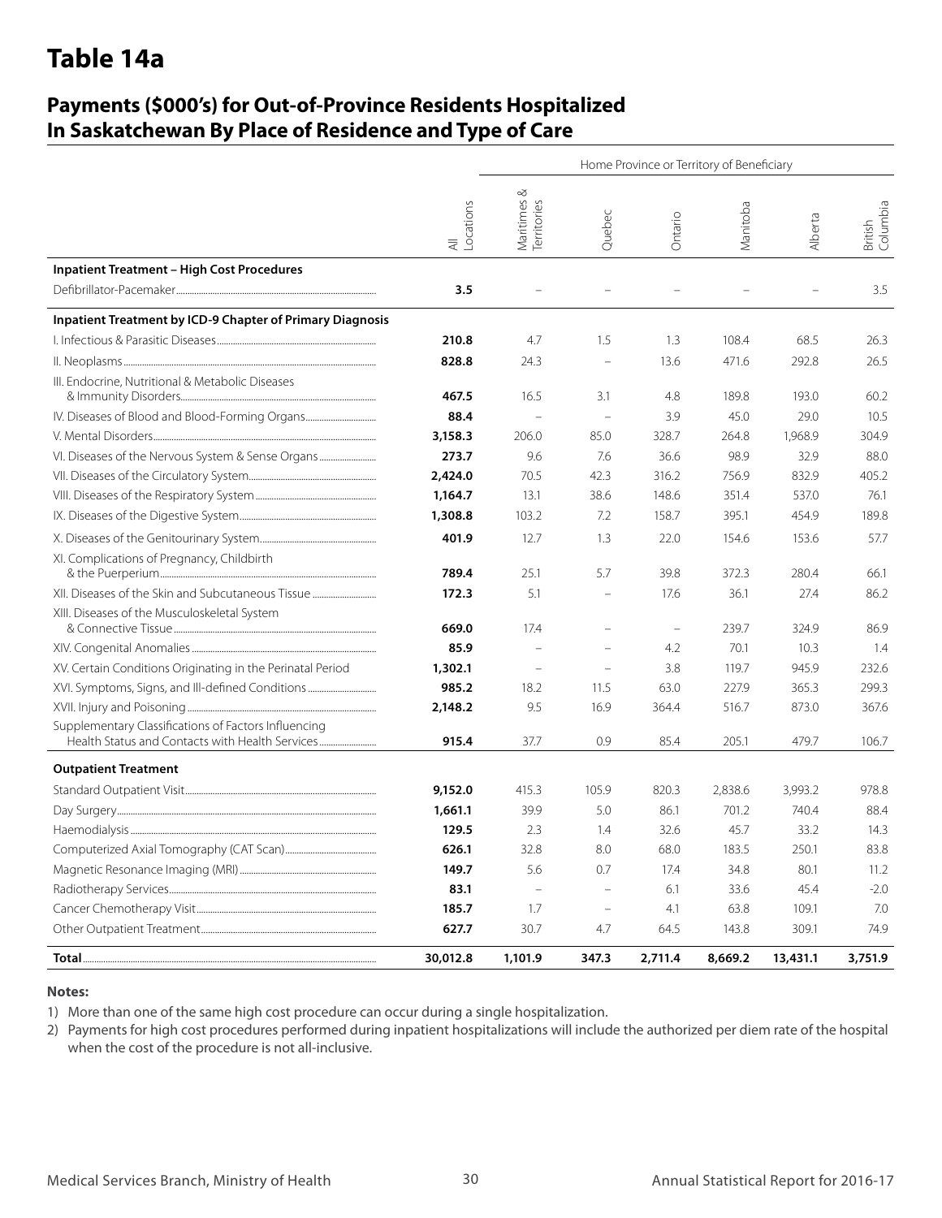# Table 14a

## Payments ($000's) for Out-of-Province Residents Hospitalized In Saskatchewan By Place of Residence and Type of Care

| | | Home Province or Territory of Beneficiary | | | | | |
|---|---|---|---|---|---|---|---|
| | All Locations | Maritimes & Territories | Quebec | Ontario | Manitoba | Alberta | British Columbia |
| **Inpatient Treatment – High Cost Procedures** | | | | | | | |
| Defibrillator-Pacemaker | **3.5** | – | – | – | – | – | 3.5 |
| **Inpatient Treatment by ICD-9 Chapter of Primary Diagnosis** | | | | | | | |
| I. Infectious & Parasitic Diseases | **210.8** | 4.7 | 1.5 | 1.3 | 108.4 | 68.5 | 26.3 |
| II. Neoplasms | **828.8** | 24.3 | – | 13.6 | 471.6 | 292.8 | 26.5 |
| III. Endocrine, Nutritional & Metabolic Diseases & Immunity Disorders | **467.5** | 16.5 | 3.1 | 4.8 | 189.8 | 193.0 | 60.2 |
| IV. Diseases of Blood and Blood-Forming Organs | **88.4** | – | – | 3.9 | 45.0 | 29.0 | 10.5 |
| V. Mental Disorders | **3,158.3** | 206.0 | 85.0 | 328.7 | 264.8 | 1,968.9 | 304.9 |
| VI. Diseases of the Nervous System & Sense Organs | **273.7** | 9.6 | 7.6 | 36.6 | 98.9 | 32.9 | 88.0 |
| VII. Diseases of the Circulatory System | **2,424.0** | 70.5 | 42.3 | 316.2 | 756.9 | 832.9 | 405.2 |
| VIII. Diseases of the Respiratory System | **1,164.7** | 13.1 | 38.6 | 148.6 | 351.4 | 537.0 | 76.1 |
| IX. Diseases of the Digestive System | **1,308.8** | 103.2 | 7.2 | 158.7 | 395.1 | 454.9 | 189.8 |
| X. Diseases of the Genitourinary System | **401.9** | 12.7 | 1.3 | 22.0 | 154.6 | 153.6 | 57.7 |
| XI. Complications of Pregnancy, Childbirth & the Puerperium | **789.4** | 25.1 | 5.7 | 39.8 | 372.3 | 280.4 | 66.1 |
| XII. Diseases of the Skin and Subcutaneous Tissue | **172.3** | 5.1 | – | 17.6 | 36.1 | 27.4 | 86.2 |
| XIII. Diseases of the Musculoskeletal System & Connective Tissue | **669.0** | 17.4 | – | – | 239.7 | 324.9 | 86.9 |
| XIV. Congenital Anomalies | **85.9** | – | – | 4.2 | 70.1 | 10.3 | 1.4 |
| XV. Certain Conditions Originating in the Perinatal Period | **1,302.1** | – | – | 3.8 | 119.7 | 945.9 | 232.6 |
| XVI. Symptoms, Signs, and Ill-defined Conditions | **985.2** | 18.2 | 11.5 | 63.0 | 227.9 | 365.3 | 299.3 |
| XVII. Injury and Poisoning | **2,148.2** | 9.5 | 16.9 | 364.4 | 516.7 | 873.0 | 367.6 |
| Supplementary Classifications of Factors Influencing Health Status and Contacts with Health Services | **915.4** | 37.7 | 0.9 | 85.4 | 205.1 | 479.7 | 106.7 |
| **Outpatient Treatment** | | | | | | | |
| Standard Outpatient Visit | **9,152.0** | 415.3 | 105.9 | 820.3 | 2,838.6 | 3,993.2 | 978.8 |
| Day Surgery | **1,661.1** | 39.9 | 5.0 | 86.1 | 701.2 | 740.4 | 88.4 |
| Haemodialysis | **129.5** | 2.3 | 1.4 | 32.6 | 45.7 | 33.2 | 14.3 |
| Computerized Axial Tomography (CAT Scan) | **626.1** | 32.8 | 8.0 | 68.0 | 183.5 | 250.1 | 83.8 |
| Magnetic Resonance Imaging (MRI) | **149.7** | 5.6 | 0.7 | 17.4 | 34.8 | 80.1 | 11.2 |
| Radiotherapy Services | **83.1** | – | – | 6.1 | 33.6 | 45.4 | -2.0 |
| Cancer Chemotherapy Visit | **185.7** | 1.7 | – | 4.1 | 63.8 | 109.1 | 7.0 |
| Other Outpatient Treatment | **627.7** | 30.7 | 4.7 | 64.5 | 143.8 | 309.1 | 74.9 |
| **Total** | **30,012.8** | **1,101.9** | **347.3** | **2,711.4** | **8,669.2** | **13,431.1** | **3,751.9** |

**Notes:**

1) More than one of the same high cost procedure can occur during a single hospitalization.
2) Payments for high cost procedures performed during inpatient hospitalizations will include the authorized per diem rate of the hospital when the cost of the procedure is not all-inclusive.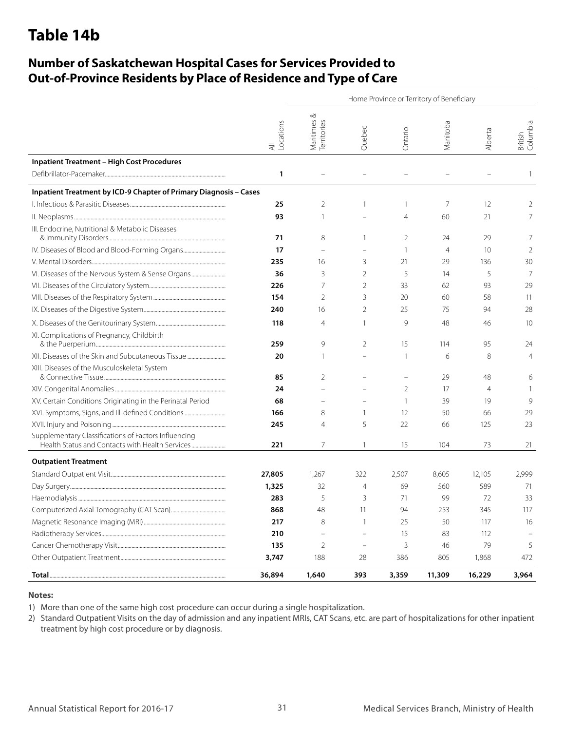# Table 14b

## Number of Saskatchewan Hospital Cases for Services Provided to Out-of-Province Residents by Place of Residence and Type of Care

| | All Locations | Home Province or Territory of Beneficiary | | | | | |
|---|---|---|---|---|---|---|---|
| | | Maritimes & Territories | Quebec | Ontario | Manitoba | Alberta | British Columbia |
| **Inpatient Treatment – High Cost Procedures** | | | | | | | |
| Defibrillator-Pacemaker | **1** | – | – | – | – | – | 1 |
| **Inpatient Treatment by ICD-9 Chapter of Primary Diagnosis – Cases** | | | | | | | |
| I. Infectious & Parasitic Diseases | **25** | 2 | 1 | 1 | 7 | 12 | 2 |
| II. Neoplasms | **93** | 1 | – | 4 | 60 | 21 | 7 |
| III. Endocrine, Nutritional & Metabolic Diseases & Immunity Disorders | **71** | 8 | 1 | 2 | 24 | 29 | 7 |
| IV. Diseases of Blood and Blood-Forming Organs | **17** | – | – | 1 | 4 | 10 | 2 |
| V. Mental Disorders | **235** | 16 | 3 | 21 | 29 | 136 | 30 |
| VI. Diseases of the Nervous System & Sense Organs | **36** | 3 | 2 | 5 | 14 | 5 | 7 |
| VII. Diseases of the Circulatory System | **226** | 7 | 2 | 33 | 62 | 93 | 29 |
| VIII. Diseases of the Respiratory System | **154** | 2 | 3 | 20 | 60 | 58 | 11 |
| IX. Diseases of the Digestive System | **240** | 16 | 2 | 25 | 75 | 94 | 28 |
| X. Diseases of the Genitourinary System | **118** | 4 | 1 | 9 | 48 | 46 | 10 |
| XI. Complications of Pregnancy, Childbirth & the Puerperium | **259** | 9 | 2 | 15 | 114 | 95 | 24 |
| XII. Diseases of the Skin and Subcutaneous Tissue | **20** | 1 | – | 1 | 6 | 8 | 4 |
| XIII. Diseases of the Musculoskeletal System & Connective Tissue | **85** | 2 | – | – | 29 | 48 | 6 |
| XIV. Congenital Anomalies | **24** | – | – | 2 | 17 | 4 | 1 |
| XV. Certain Conditions Originating in the Perinatal Period | **68** | – | – | 1 | 39 | 19 | 9 |
| XVI. Symptoms, Signs, and Ill-defined Conditions | **166** | 8 | 1 | 12 | 50 | 66 | 29 |
| XVII. Injury and Poisoning | **245** | 4 | 5 | 22 | 66 | 125 | 23 |
| Supplementary Classifications of Factors Influencing Health Status and Contacts with Health Services | **221** | 7 | 1 | 15 | 104 | 73 | 21 |
| **Outpatient Treatment** | | | | | | | |
| Standard Outpatient Visit | **27,805** | 1,267 | 322 | 2,507 | 8,605 | 12,105 | 2,999 |
| Day Surgery | **1,325** | 32 | 4 | 69 | 560 | 589 | 71 |
| Haemodialysis | **283** | 5 | 3 | 71 | 99 | 72 | 33 |
| Computerized Axial Tomography (CAT Scan) | **868** | 48 | 11 | 94 | 253 | 345 | 117 |
| Magnetic Resonance Imaging (MRI) | **217** | 8 | 1 | 25 | 50 | 117 | 16 |
| Radiotherapy Services | **210** | – | – | 15 | 83 | 112 | – |
| Cancer Chemotherapy Visit | **135** | 2 | – | 3 | 46 | 79 | 5 |
| Other Outpatient Treatment | **3,747** | 188 | 28 | 386 | 805 | 1,868 | 472 |
| **Total** | **36,894** | **1,640** | **393** | **3,359** | **11,309** | **16,229** | **3,964** |

**Notes:**

1) More than one of the same high cost procedure can occur during a single hospitalization.
2) Standard Outpatient Visits on the day of admission and any inpatient MRIs, CAT Scans, etc. are part of hospitalizations for other inpatient treatment by high cost procedure or by diagnosis.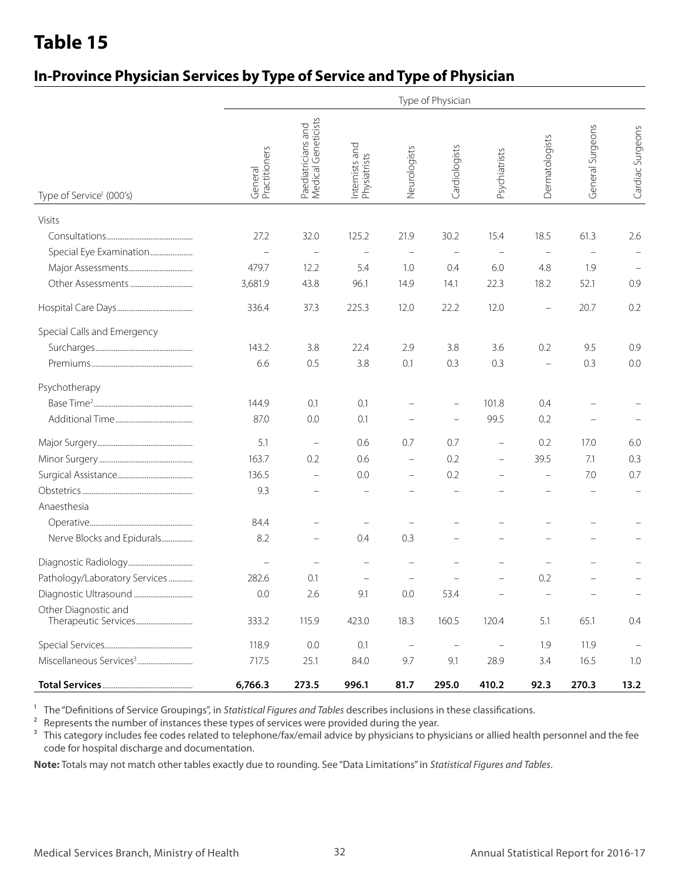# Table 15

## In-Province Physician Services by Type of Service and Type of Physician

| Type of Service[1] (000's) | Type of Physician | | | | | | | | |
|---|---|---|---|---|---|---|---|---|---|
| | General Practitioners | Paediatricians and Medical Geneticists | Internists and Physiatrists | Neurologists | Cardiologists | Psychiatrists | Dermatologists | General Surgeons | Cardiac Surgeons |
| **Visits** | | | | | | | | | |
| Consultations | 27.2 | 32.0 | 125.2 | 21.9 | 30.2 | 15.4 | 18.5 | 61.3 | 2.6 |
| Special Eye Examination | – | – | – | – | – | – | – | – | – |
| Major Assessments | 479.7 | 12.2 | 5.4 | 1.0 | 0.4 | 6.0 | 4.8 | 1.9 | – |
| Other Assessments | 3,681.9 | 43.8 | 96.1 | 14.9 | 14.1 | 22.3 | 18.2 | 52.1 | 0.9 |
| Hospital Care Days | 336.4 | 37.3 | 225.3 | 12.0 | 22.2 | 12.0 | – | 20.7 | 0.2 |
| **Special Calls and Emergency** | | | | | | | | | |
| Surcharges | 143.2 | 3.8 | 22.4 | 2.9 | 3.8 | 3.6 | 0.2 | 9.5 | 0.9 |
| Premiums | 6.6 | 0.5 | 3.8 | 0.1 | 0.3 | 0.3 | – | 0.3 | 0.0 |
| **Psychotherapy** | | | | | | | | | |
| Base Time[2] | 144.9 | 0.1 | 0.1 | – | – | 101.8 | 0.4 | – | – |
| Additional Time | 87.0 | 0.0 | 0.1 | – | – | 99.5 | 0.2 | – | – |
| Major Surgery | 5.1 | – | 0.6 | 0.7 | 0.7 | – | 0.2 | 17.0 | 6.0 |
| Minor Surgery | 163.7 | 0.2 | 0.6 | – | 0.2 | – | 39.5 | 7.1 | 0.3 |
| Surgical Assistance | 136.5 | – | 0.0 | – | 0.2 | – | – | 7.0 | 0.7 |
| Obstetrics | 9.3 | – | – | – | – | – | – | – | – |
| **Anaesthesia** | | | | | | | | | |
| Operative | 84.4 | – | – | – | – | – | – | – | – |
| Nerve Blocks and Epidurals | 8.2 | – | 0.4 | 0.3 | – | – | – | – | – |
| Diagnostic Radiology | – | – | – | – | – | – | – | – | – |
| Pathology/Laboratory Services | 282.6 | 0.1 | – | – | – | – | 0.2 | – | – |
| Diagnostic Ultrasound | 0.0 | 2.6 | 9.1 | 0.0 | 53.4 | – | – | – | – |
| Other Diagnostic and Therapeutic Services | 333.2 | 115.9 | 423.0 | 18.3 | 160.5 | 120.4 | 5.1 | 65.1 | 0.4 |
| Special Services | 118.9 | 0.0 | 0.1 | – | – | – | 1.9 | 11.9 | – |
| Miscellaneous Services[3] | 717.5 | 25.1 | 84.0 | 9.7 | 9.1 | 28.9 | 3.4 | 16.5 | 1.0 |
| **Total Services** | **6,766.3** | **273.5** | **996.1** | **81.7** | **295.0** | **410.2** | **92.3** | **270.3** | **13.2** |

[1] The "Definitions of Service Groupings", in *Statistical Figures and Tables* describes inclusions in these classifications.

[2] Represents the number of instances these types of services were provided during the year.

[3] This category includes fee codes related to telephone/fax/email advice by physicians to physicians or allied health personnel and the fee code for hospital discharge and documentation.

**Note:** Totals may not match other tables exactly due to rounding. See "Data Limitations" in *Statistical Figures and Tables*.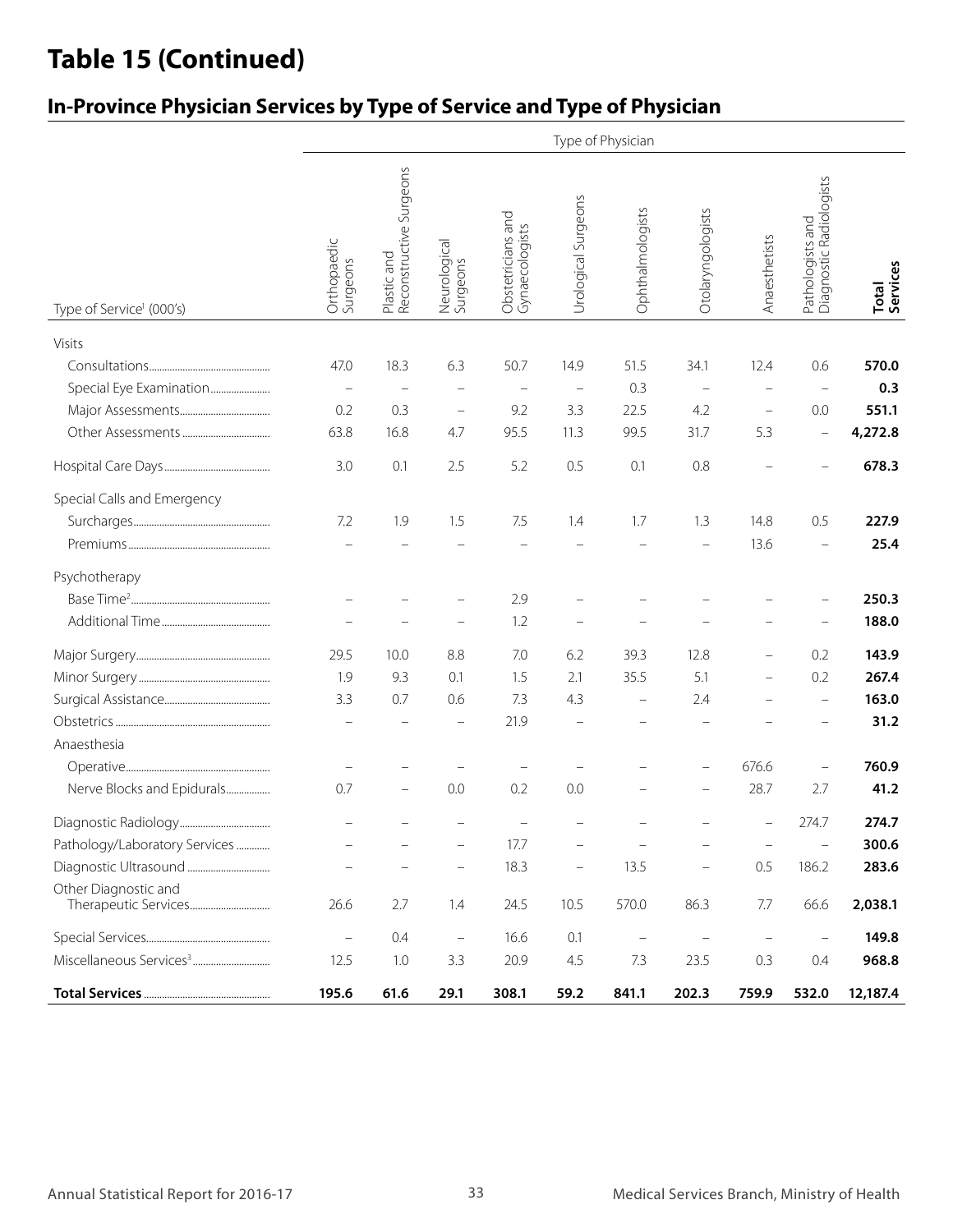# Table 15 (Continued)

## In-Province Physician Services by Type of Service and Type of Physician

| Type of Service[1] (000's) | Type of Physician | | | | | | | | | |
|---|---|---|---|---|---|---|---|---|---|---|
| | Orthopaedic Surgeons | Plastic and Reconstructive Surgeons | Neurological Surgeons | Obstetricians and Gynaecologists | Urological Surgeons | Ophthalmologists | Otolaryngologists | Anaesthetists | Pathologists and Diagnostic Radiologists | **Total Services** |
| Visits | | | | | | | | | | |
| Consultations | 47.0 | 18.3 | 6.3 | 50.7 | 14.9 | 51.5 | 34.1 | 12.4 | 0.6 | **570.0** |
| Special Eye Examination | – | – | – | – | – | 0.3 | – | – | – | **0.3** |
| Major Assessments | 0.2 | 0.3 | – | 9.2 | 3.3 | 22.5 | 4.2 | – | 0.0 | **551.1** |
| Other Assessments | 63.8 | 16.8 | 4.7 | 95.5 | 11.3 | 99.5 | 31.7 | 5.3 | – | **4,272.8** |
| Hospital Care Days | 3.0 | 0.1 | 2.5 | 5.2 | 0.5 | 0.1 | 0.8 | – | – | **678.3** |
| Special Calls and Emergency | | | | | | | | | | |
| Surcharges | 7.2 | 1.9 | 1.5 | 7.5 | 1.4 | 1.7 | 1.3 | 14.8 | 0.5 | **227.9** |
| Premiums | – | – | – | – | – | – | – | 13.6 | – | **25.4** |
| Psychotherapy | | | | | | | | | | |
| Base Time[2] | – | – | – | 2.9 | – | – | – | – | – | **250.3** |
| Additional Time | – | – | – | 1.2 | – | – | – | – | – | **188.0** |
| Major Surgery | 29.5 | 10.0 | 8.8 | 7.0 | 6.2 | 39.3 | 12.8 | – | 0.2 | **143.9** |
| Minor Surgery | 1.9 | 9.3 | 0.1 | 1.5 | 2.1 | 35.5 | 5.1 | – | 0.2 | **267.4** |
| Surgical Assistance | 3.3 | 0.7 | 0.6 | 7.3 | 4.3 | – | 2.4 | – | – | **163.0** |
| Obstetrics | – | – | – | 21.9 | – | – | – | – | – | **31.2** |
| Anaesthesia | | | | | | | | | | |
| Operative | – | – | – | – | – | – | – | 676.6 | – | **760.9** |
| Nerve Blocks and Epidurals | 0.7 | – | 0.0 | 0.2 | 0.0 | – | – | 28.7 | 2.7 | **41.2** |
| Diagnostic Radiology | – | – | – | – | – | – | – | – | 274.7 | **274.7** |
| Pathology/Laboratory Services | – | – | – | 17.7 | – | – | – | – | – | **300.6** |
| Diagnostic Ultrasound | – | – | – | 18.3 | – | 13.5 | – | 0.5 | 186.2 | **283.6** |
| Other Diagnostic and Therapeutic Services | 26.6 | 2.7 | 1.4 | 24.5 | 10.5 | 570.0 | 86.3 | 7.7 | 66.6 | **2,038.1** |
| Special Services | – | 0.4 | – | 16.6 | 0.1 | – | – | – | – | **149.8** |
| Miscellaneous Services[3] | 12.5 | 1.0 | 3.3 | 20.9 | 4.5 | 7.3 | 23.5 | 0.3 | 0.4 | **968.8** |
| **Total Services** | **195.6** | **61.6** | **29.1** | **308.1** | **59.2** | **841.1** | **202.3** | **759.9** | **532.0** | **12,187.4** |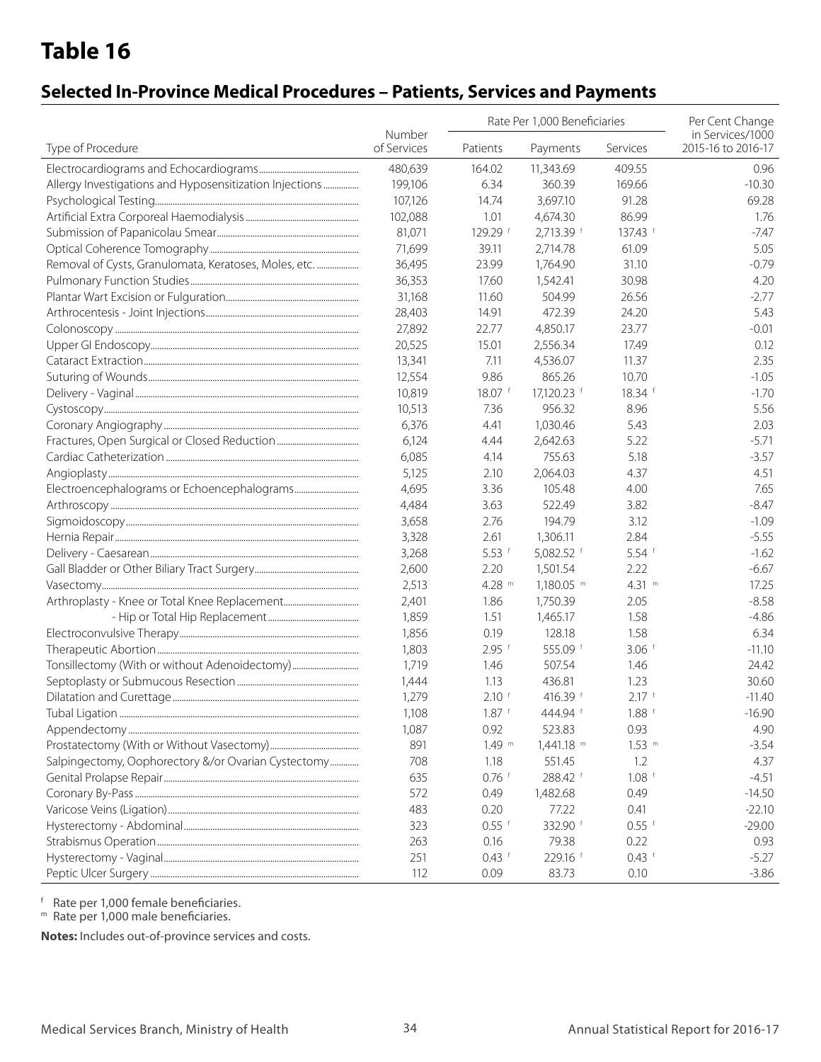# Table 16

## Selected In-Province Medical Procedures – Patients, Services and Payments

| Type of Procedure | Number of Services | Rate Per 1,000 Beneficiaries | | | Per Cent Change in Services/1000 2015-16 to 2016-17 |
|---|---|---|---|---|---|
| | | Patients | Payments | Services | |
| Electrocardiograms and Echocardiograms | 480,639 | 164.02 | 11,343.69 | 409.55 | 0.96 |
| Allergy Investigations and Hyposensitization Injections | 199,106 | 6.34 | 360.39 | 169.66 | -10.30 |
| Psychological Testing | 107,126 | 14.74 | 3,697.10 | 91.28 | 69.28 |
| Artificial Extra Corporeal Haemodialysis | 102,088 | 1.01 | 4,674.30 | 86.99 | 1.76 |
| Submission of Papanicolau Smear | 81,071 | 129.29 [f] | 2,713.39 [f] | 137.43 [f] | -7.47 |
| Optical Coherence Tomography | 71,699 | 39.11 | 2,714.78 | 61.09 | 5.05 |
| Removal of Cysts, Granulomata, Keratoses, Moles, etc. | 36,495 | 23.99 | 1,764.90 | 31.10 | -0.79 |
| Pulmonary Function Studies | 36,353 | 17.60 | 1,542.41 | 30.98 | 4.20 |
| Plantar Wart Excision or Fulguration | 31,168 | 11.60 | 504.99 | 26.56 | -2.77 |
| Arthrocentesis - Joint Injections | 28,403 | 14.91 | 472.39 | 24.20 | 5.43 |
| Colonoscopy | 27,892 | 22.77 | 4,850.17 | 23.77 | -0.01 |
| Upper GI Endoscopy | 20,525 | 15.01 | 2,556.34 | 17.49 | 0.12 |
| Cataract Extraction | 13,341 | 7.11 | 4,536.07 | 11.37 | 2.35 |
| Suturing of Wounds | 12,554 | 9.86 | 865.26 | 10.70 | -1.05 |
| Delivery - Vaginal | 10,819 | 18.07 [f] | 17,120.23 [f] | 18.34 [f] | -1.70 |
| Cystoscopy | 10,513 | 7.36 | 956.32 | 8.96 | 5.56 |
| Coronary Angiography | 6,376 | 4.41 | 1,030.46 | 5.43 | 2.03 |
| Fractures, Open Surgical or Closed Reduction | 6,124 | 4.44 | 2,642.63 | 5.22 | -5.71 |
| Cardiac Catheterization | 6,085 | 4.14 | 755.63 | 5.18 | -3.57 |
| Angioplasty | 5,125 | 2.10 | 2,064.03 | 4.37 | 4.51 |
| Electroencephalograms or Echoencephalograms | 4,695 | 3.36 | 105.48 | 4.00 | 7.65 |
| Arthroscopy | 4,484 | 3.63 | 522.49 | 3.82 | -8.47 |
| Sigmoidoscopy | 3,658 | 2.76 | 194.79 | 3.12 | -1.09 |
| Hernia Repair | 3,328 | 2.61 | 1,306.11 | 2.84 | -5.55 |
| Delivery - Caesarean | 3,268 | 5.53 [f] | 5,082.52 [f] | 5.54 [f] | -1.62 |
| Gall Bladder or Other Biliary Tract Surgery | 2,600 | 2.20 | 1,501.54 | 2.22 | -6.67 |
| Vasectomy | 2,513 | 4.28 [m] | 1,180.05 [m] | 4.31 [m] | 17.25 |
| Arthroplasty - Knee or Total Knee Replacement | 2,401 | 1.86 | 1,750.39 | 2.05 | -8.58 |
| - Hip or Total Hip Replacement | 1,859 | 1.51 | 1,465.17 | 1.58 | -4.86 |
| Electroconvulsive Therapy | 1,856 | 0.19 | 128.18 | 1.58 | 6.34 |
| Therapeutic Abortion | 1,803 | 2.95 [f] | 555.09 [f] | 3.06 [f] | -11.10 |
| Tonsillectomy (With or without Adenoidectomy) | 1,719 | 1.46 | 507.54 | 1.46 | 24.42 |
| Septoplasty or Submucous Resection | 1,444 | 1.13 | 436.81 | 1.23 | 30.60 |
| Dilatation and Curettage | 1,279 | 2.10 [f] | 416.39 [f] | 2.17 [f] | -11.40 |
| Tubal Ligation | 1,108 | 1.87 [f] | 444.94 [f] | 1.88 [f] | -16.90 |
| Appendectomy | 1,087 | 0.92 | 523.83 | 0.93 | 4.90 |
| Prostatectomy (With or Without Vasectomy) | 891 | 1.49 [m] | 1,441.18 [m] | 1.53 [m] | -3.54 |
| Salpingectomy, Oophorectomy &/or Ovarian Cystectomy | 708 | 1.18 | 551.45 | 1.2 | 4.37 |
| Genital Prolapse Repair | 635 | 0.76 [f] | 288.42 [f] | 1.08 [f] | -4.51 |
| Coronary By-Pass | 572 | 0.49 | 1,482.68 | 0.49 | -14.50 |
| Varicose Veins (Ligation) | 483 | 0.20 | 77.22 | 0.41 | -22.10 |
| Hysterectomy - Abdominal | 323 | 0.55 [f] | 332.90 [f] | 0.55 [f] | -29.00 |
| Strabismus Operation | 263 | 0.16 | 79.38 | 0.22 | 0.93 |
| Hysterectomy - Vaginal | 251 | 0.43 [f] | 229.16 [f] | 0.43 [f] | -5.27 |
| Peptic Ulcer Surgery | 112 | 0.09 | 83.73 | 0.10 | -3.86 |

[f] Rate per 1,000 female beneficiaries.
[m] Rate per 1,000 male beneficiaries.

**Notes:** Includes out-of-province services and costs.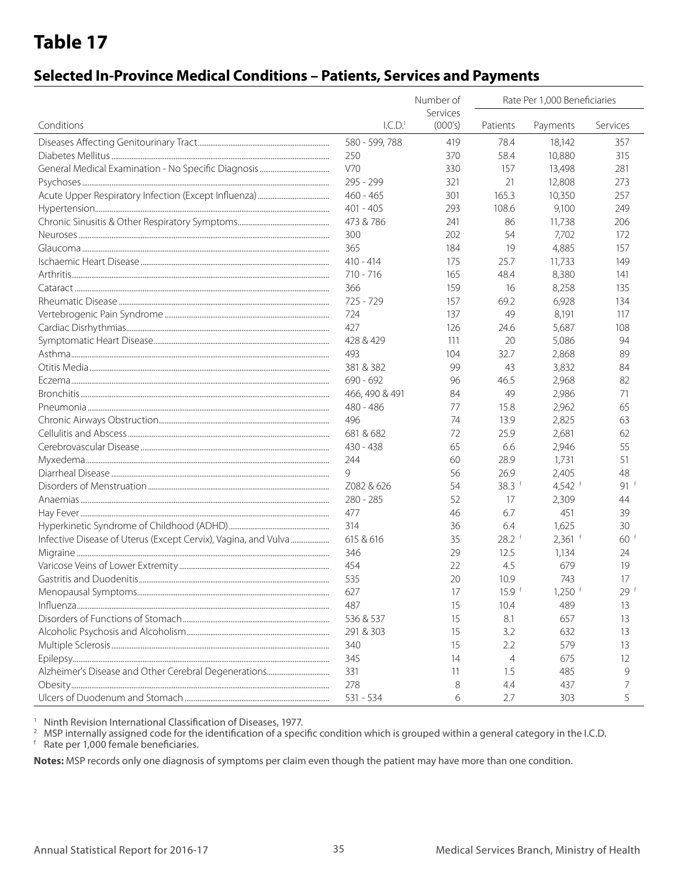# Table 17

## Selected In-Province Medical Conditions – Patients, Services and Payments

| Conditions | I.C.D.[1] | Number of Services (000's) | Rate Per 1,000 Beneficiaries | | |
|---|---|---|---|---|---|
| | | | Patients | Payments | Services |
| Diseases Affecting Genitourinary Tract | 580 - 599, 788 | 419 | 78.4 | 18,142 | 357 |
| Diabetes Mellitus | 250 | 370 | 58.4 | 10,880 | 315 |
| General Medical Examination - No Specific Diagnosis | V70 | 330 | 157 | 13,498 | 281 |
| Psychoses | 295 - 299 | 321 | 21 | 12,808 | 273 |
| Acute Upper Respiratory Infection (Except Influenza) | 460 - 465 | 301 | 165.3 | 10,350 | 257 |
| Hypertension | 401 - 405 | 293 | 108.6 | 9,100 | 249 |
| Chronic Sinusitis & Other Respiratory Symptoms | 473 & 786 | 241 | 86 | 11,738 | 206 |
| Neuroses | 300 | 202 | 54 | 7,702 | 172 |
| Glaucoma | 365 | 184 | 19 | 4,885 | 157 |
| Ischaemic Heart Disease | 410 - 414 | 175 | 25.7 | 11,733 | 149 |
| Arthritis | 710 - 716 | 165 | 48.4 | 8,380 | 141 |
| Cataract | 366 | 159 | 16 | 8,258 | 135 |
| Rheumatic Disease | 725 - 729 | 157 | 69.2 | 6,928 | 134 |
| Vertebrogenic Pain Syndrome | 724 | 137 | 49 | 8,191 | 117 |
| Cardiac Disrhythmias | 427 | 126 | 24.6 | 5,687 | 108 |
| Symptomatic Heart Disease | 428 & 429 | 111 | 20 | 5,086 | 94 |
| Asthma | 493 | 104 | 32.7 | 2,868 | 89 |
| Otitis Media | 381 & 382 | 99 | 43 | 3,832 | 84 |
| Eczema | 690 - 692 | 96 | 46.5 | 2,968 | 82 |
| Bronchitis | 466, 490 & 491 | 84 | 49 | 2,986 | 71 |
| Pneumonia | 480 - 486 | 77 | 15.8 | 2,962 | 65 |
| Chronic Airways Obstruction | 496 | 74 | 13.9 | 2,825 | 63 |
| Cellulitis and Abscess | 681 & 682 | 72 | 25.9 | 2,681 | 62 |
| Cerebrovascular Disease | 430 - 438 | 65 | 6.6 | 2,946 | 55 |
| Myxedema | 244 | 60 | 28.9 | 1,731 | 51 |
| Diarrheal Disease | 9 | 56 | 26.9 | 2,405 | 48 |
| Disorders of Menstruation | Z082 & 626 | 54 | 38.3 [f] | 4,542 [f] | 91 [f] |
| Anaemias | 280 - 285 | 52 | 17 | 2,309 | 44 |
| Hay Fever | 477 | 46 | 6.7 | 451 | 39 |
| Hyperkinetic Syndrome of Childhood (ADHD) | 314 | 36 | 6.4 | 1,625 | 30 |
| Infective Disease of Uterus (Except Cervix), Vagina, and Vulva | 615 & 616 | 35 | 28.2 [f] | 2,361 [f] | 60 [f] |
| Migraine | 346 | 29 | 12.5 | 1,134 | 24 |
| Varicose Veins of Lower Extremity | 454 | 22 | 4.5 | 679 | 19 |
| Gastritis and Duodenitis | 535 | 20 | 10.9 | 743 | 17 |
| Menopausal Symptoms | 627 | 17 | 15.9 [f] | 1,250 [f] | 29 [f] |
| Influenza | 487 | 15 | 10.4 | 489 | 13 |
| Disorders of Functions of Stomach | 536 & 537 | 15 | 8.1 | 657 | 13 |
| Alcoholic Psychosis and Alcoholism | 291 & 303 | 15 | 3.2 | 632 | 13 |
| Multiple Sclerosis | 340 | 15 | 2.2 | 579 | 13 |
| Epilepsy | 345 | 14 | 4 | 675 | 12 |
| Alzheimer's Disease and Other Cerebral Degenerations | 331 | 11 | 1.5 | 485 | 9 |
| Obesity | 278 | 8 | 4.4 | 437 | 7 |
| Ulcers of Duodenum and Stomach | 531 - 534 | 6 | 2.7 | 303 | 5 |

[1] Ninth Revision International Classification of Diseases, 1977.
[2] MSP internally assigned code for the identification of a specific condition which is grouped within a general category in the I.C.D.
[f] Rate per 1,000 female beneficiaries.

**Notes:** MSP records only one diagnosis of symptoms per claim even though the patient may have more than one condition.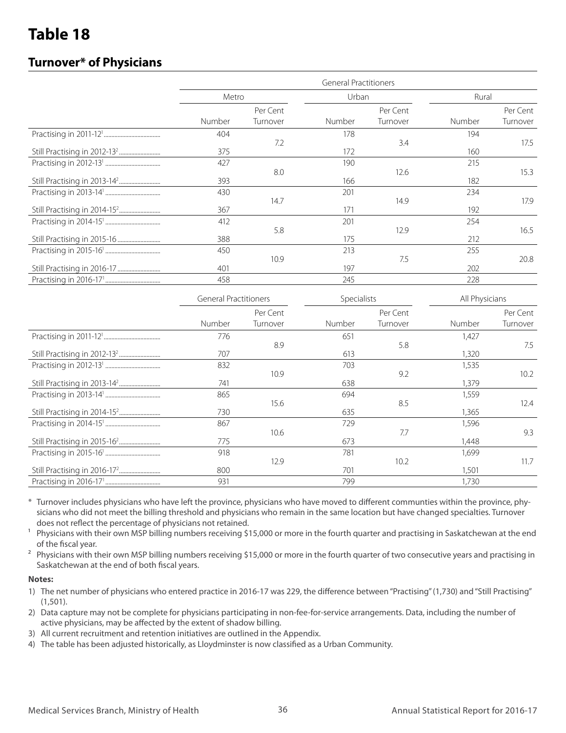# Table 18

## Turnover* of Physicians

| | General Practitioners | | | | | |
|---|---|---|---|---|---|---|
| | Metro | | Urban | | Rural | |
| | Number | Per Cent Turnover | Number | Per Cent Turnover | Number | Per Cent Turnover |
| Practising in 2011-12[1] | 404 | | 178 | | 194 | |
| | | 7.2 | | 3.4 | | 17.5 |
| Still Practising in 2012-13[2] | 375 | | 172 | | 160 | |
| Practising in 2012-13[1] | 427 | | 190 | | 215 | |
| | | 8.0 | | 12.6 | | 15.3 |
| Still Practising in 2013-14[2] | 393 | | 166 | | 182 | |
| Practising in 2013-14[1] | 430 | | 201 | | 234 | |
| | | 14.7 | | 14.9 | | 17.9 |
| Still Practising in 2014-15[2] | 367 | | 171 | | 192 | |
| Practising in 2014-15[1] | 412 | | 201 | | 254 | |
| | | 5.8 | | 12.9 | | 16.5 |
| Still Practising in 2015-16 | 388 | | 175 | | 212 | |
| Practising in 2015-16[1] | 450 | | 213 | | 255 | |
| | | 10.9 | | 7.5 | | 20.8 |
| Still Practising in 2016-17 | 401 | | 197 | | 202 | |
| Practising in 2016-17[1] | 458 | | 245 | | 228 | |

| | General Practitioners | | Specialists | | All Physicians | |
|---|---|---|---|---|---|---|
| | Number | Per Cent Turnover | Number | Per Cent Turnover | Number | Per Cent Turnover |
| Practising in 2011-12[1] | 776 | | 651 | | 1,427 | |
| | | 8.9 | | 5.8 | | 7.5 |
| Still Practising in 2012-13[2] | 707 | | 613 | | 1,320 | |
| Practising in 2012-13[1] | 832 | | 703 | | 1,535 | |
| | | 10.9 | | 9.2 | | 10.2 |
| Still Practising in 2013-14[2] | 741 | | 638 | | 1,379 | |
| Practising in 2013-14[1] | 865 | | 694 | | 1,559 | |
| | | 15.6 | | 8.5 | | 12.4 |
| Still Practising in 2014-15[2] | 730 | | 635 | | 1,365 | |
| Practising in 2014-15[1] | 867 | | 729 | | 1,596 | |
| | | 10.6 | | 7.7 | | 9.3 |
| Still Practising in 2015-16[2] | 775 | | 673 | | 1,448 | |
| Practising in 2015-16[1] | 918 | | 781 | | 1,699 | |
| | | 12.9 | | 10.2 | | 11.7 |
| Still Practising in 2016-17[2] | 800 | | 701 | | 1,501 | |
| Practising in 2016-17[1] | 931 | | 799 | | 1,730 | |

\* Turnover includes physicians who have left the province, physicians who have moved to different communties within the province, physicians who did not meet the billing threshold and physicians who remain in the same location but have changed specialties. Turnover does not reflect the percentage of physicians not retained.

[1] Physicians with their own MSP billing numbers receiving $15,000 or more in the fourth quarter and practising in Saskatchewan at the end of the fiscal year.

[2] Physicians with their own MSP billing numbers receiving $15,000 or more in the fourth quarter of two consecutive years and practising in Saskatchewan at the end of both fiscal years.

**Notes:**

1) The net number of physicians who entered practice in 2016-17 was 229, the difference between "Practising" (1,730) and "Still Practising" (1,501).
2) Data capture may not be complete for physicians participating in non-fee-for-service arrangements. Data, including the number of active physicians, may be affected by the extent of shadow billing.
3) All current recruitment and retention initiatives are outlined in the Appendix.
4) The table has been adjusted historically, as Lloydminster is now classified as a Urban Community.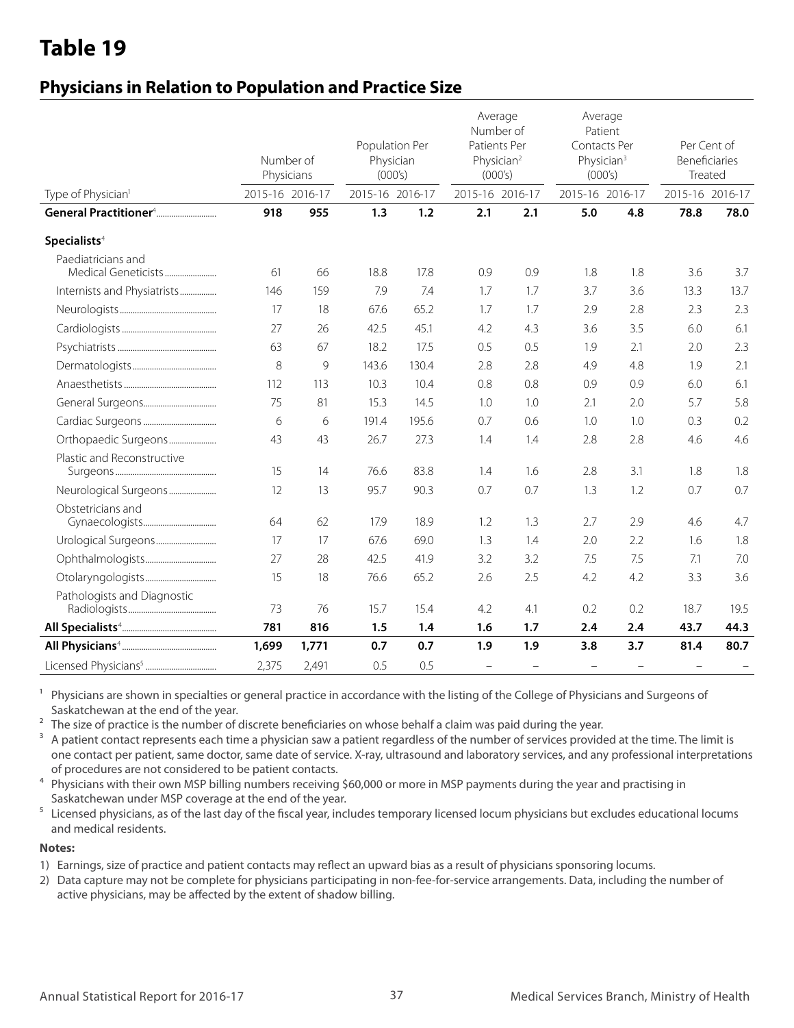# Table 19

## Physicians in Relation to Population and Practice Size

| Type of Physician[1] | Number of Physicians | | Population Per Physician (000's) | | Average Number of Patients Per Physician[2] (000's) | | Average Patient Contacts Per Physician[3] (000's) | | Per Cent of Beneficiaries Treated | |
|---|---|---|---|---|---|---|---|---|---|---|
| | 2015-16 | 2016-17 | 2015-16 | 2016-17 | 2015-16 | 2016-17 | 2015-16 | 2016-17 | 2015-16 | 2016-17 |
| **General Practitioner[4]** | **918** | **955** | **1.3** | **1.2** | **2.1** | **2.1** | **5.0** | **4.8** | **78.8** | **78.0** |
| **Specialists[4]** | | | | | | | | | | |
| Paediatricians and Medical Geneticists | 61 | 66 | 18.8 | 17.8 | 0.9 | 0.9 | 1.8 | 1.8 | 3.6 | 3.7 |
| Internists and Physiatrists | 146 | 159 | 7.9 | 7.4 | 1.7 | 1.7 | 3.7 | 3.6 | 13.3 | 13.7 |
| Neurologists | 17 | 18 | 67.6 | 65.2 | 1.7 | 1.7 | 2.9 | 2.8 | 2.3 | 2.3 |
| Cardiologists | 27 | 26 | 42.5 | 45.1 | 4.2 | 4.3 | 3.6 | 3.5 | 6.0 | 6.1 |
| Psychiatrists | 63 | 67 | 18.2 | 17.5 | 0.5 | 0.5 | 1.9 | 2.1 | 2.0 | 2.3 |
| Dermatologists | 8 | 9 | 143.6 | 130.4 | 2.8 | 2.8 | 4.9 | 4.8 | 1.9 | 2.1 |
| Anaesthetists | 112 | 113 | 10.3 | 10.4 | 0.8 | 0.8 | 0.9 | 0.9 | 6.0 | 6.1 |
| General Surgeons | 75 | 81 | 15.3 | 14.5 | 1.0 | 1.0 | 2.1 | 2.0 | 5.7 | 5.8 |
| Cardiac Surgeons | 6 | 6 | 191.4 | 195.6 | 0.7 | 0.6 | 1.0 | 1.0 | 0.3 | 0.2 |
| Orthopaedic Surgeons | 43 | 43 | 26.7 | 27.3 | 1.4 | 1.4 | 2.8 | 2.8 | 4.6 | 4.6 |
| Plastic and Reconstructive Surgeons | 15 | 14 | 76.6 | 83.8 | 1.4 | 1.6 | 2.8 | 3.1 | 1.8 | 1.8 |
| Neurological Surgeons | 12 | 13 | 95.7 | 90.3 | 0.7 | 0.7 | 1.3 | 1.2 | 0.7 | 0.7 |
| Obstetricians and Gynaecologists | 64 | 62 | 17.9 | 18.9 | 1.2 | 1.3 | 2.7 | 2.9 | 4.6 | 4.7 |
| Urological Surgeons | 17 | 17 | 67.6 | 69.0 | 1.3 | 1.4 | 2.0 | 2.2 | 1.6 | 1.8 |
| Ophthalmologists | 27 | 28 | 42.5 | 41.9 | 3.2 | 3.2 | 7.5 | 7.5 | 7.1 | 7.0 |
| Otolaryngologists | 15 | 18 | 76.6 | 65.2 | 2.6 | 2.5 | 4.2 | 4.2 | 3.3 | 3.6 |
| Pathologists and Diagnostic Radiologists | 73 | 76 | 15.7 | 15.4 | 4.2 | 4.1 | 0.2 | 0.2 | 18.7 | 19.5 |
| **All Specialists[4]** | **781** | **816** | **1.5** | **1.4** | **1.6** | **1.7** | **2.4** | **2.4** | **43.7** | **44.3** |
| **All Physicians[4]** | **1,699** | **1,771** | **0.7** | **0.7** | **1.9** | **1.9** | **3.8** | **3.7** | **81.4** | **80.7** |
| Licensed Physicians[5] | 2,375 | 2,491 | 0.5 | 0.5 | – | – | – | – | – | – |

[1] Physicians are shown in specialties or general practice in accordance with the listing of the College of Physicians and Surgeons of Saskatchewan at the end of the year.

[2] The size of practice is the number of discrete beneficiaries on whose behalf a claim was paid during the year.

[3] A patient contact represents each time a physician saw a patient regardless of the number of services provided at the time. The limit is one contact per patient, same doctor, same date of service. X-ray, ultrasound and laboratory services, and any professional interpretations of procedures are not considered to be patient contacts.

[4] Physicians with their own MSP billing numbers receiving $60,000 or more in MSP payments during the year and practising in Saskatchewan under MSP coverage at the end of the year.

[5] Licensed physicians, as of the last day of the fiscal year, includes temporary licensed locum physicians but excludes educational locums and medical residents.

**Notes:**

1) Earnings, size of practice and patient contacts may reflect an upward bias as a result of physicians sponsoring locums.
2) Data capture may not be complete for physicians participating in non-fee-for-service arrangements. Data, including the number of active physicians, may be affected by the extent of shadow billing.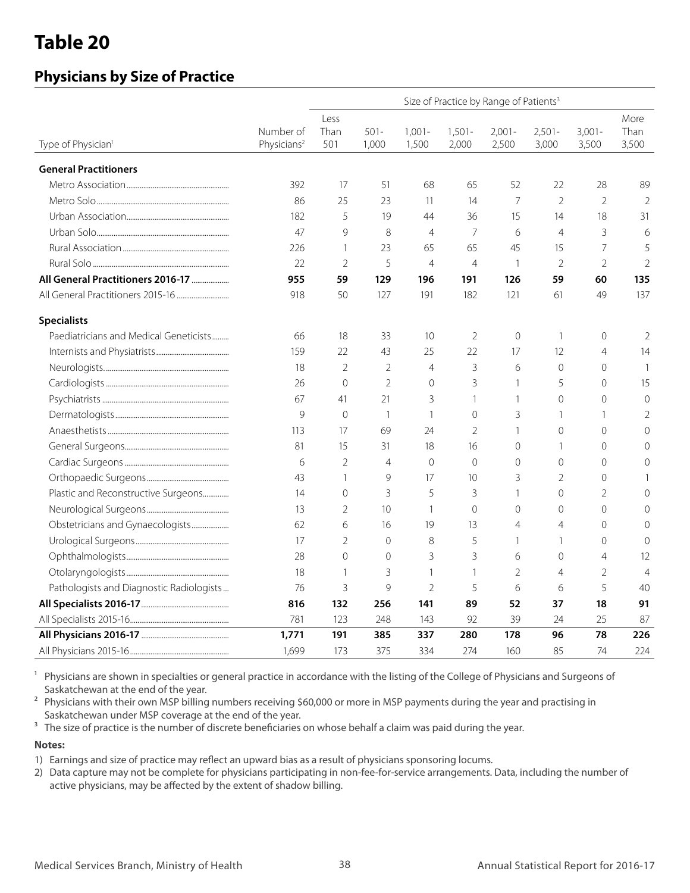# Table 20

## Physicians by Size of Practice

| Type of Physician[1] | Number of Physicians[2] | Size of Practice by Range of Patients[3] | | | | | | | |
|---|---|---|---|---|---|---|---|---|---|
| | | Less Than 501 | 501-1,000 | 1,001-1,500 | 1,501-2,000 | 2,001-2,500 | 2,501-3,000 | 3,001-3,500 | More Than 3,500 |
| **General Practitioners** | | | | | | | | | |
| Metro Association | 392 | 17 | 51 | 68 | 65 | 52 | 22 | 28 | 89 |
| Metro Solo | 86 | 25 | 23 | 11 | 14 | 7 | 2 | 2 | 2 |
| Urban Association | 182 | 5 | 19 | 44 | 36 | 15 | 14 | 18 | 31 |
| Urban Solo | 47 | 9 | 8 | 4 | 7 | 6 | 4 | 3 | 6 |
| Rural Association | 226 | 1 | 23 | 65 | 65 | 45 | 15 | 7 | 5 |
| Rural Solo | 22 | 2 | 5 | 4 | 4 | 1 | 2 | 2 | 2 |
| **All General Practitioners 2016-17** | **955** | **59** | **129** | **196** | **191** | **126** | **59** | **60** | **135** |
| All General Practitioners 2015-16 | 918 | 50 | 127 | 191 | 182 | 121 | 61 | 49 | 137 |
| **Specialists** | | | | | | | | | |
| Paediatricians and Medical Geneticists | 66 | 18 | 33 | 10 | 2 | 0 | 1 | 0 | 2 |
| Internists and Physiatrists | 159 | 22 | 43 | 25 | 22 | 17 | 12 | 4 | 14 |
| Neurologists | 18 | 2 | 2 | 4 | 3 | 6 | 0 | 0 | 1 |
| Cardiologists | 26 | 0 | 2 | 0 | 3 | 1 | 5 | 0 | 15 |
| Psychiatrists | 67 | 41 | 21 | 3 | 1 | 1 | 0 | 0 | 0 |
| Dermatologists | 9 | 0 | 1 | 1 | 0 | 3 | 1 | 1 | 2 |
| Anaesthetists | 113 | 17 | 69 | 24 | 2 | 1 | 0 | 0 | 0 |
| General Surgeons | 81 | 15 | 31 | 18 | 16 | 0 | 1 | 0 | 0 |
| Cardiac Surgeons | 6 | 2 | 4 | 0 | 0 | 0 | 0 | 0 | 0 |
| Orthopaedic Surgeons | 43 | 1 | 9 | 17 | 10 | 3 | 2 | 0 | 1 |
| Plastic and Reconstructive Surgeons | 14 | 0 | 3 | 5 | 3 | 1 | 0 | 2 | 0 |
| Neurological Surgeons | 13 | 2 | 10 | 1 | 0 | 0 | 0 | 0 | 0 |
| Obstetricians and Gynaecologists | 62 | 6 | 16 | 19 | 13 | 4 | 4 | 0 | 0 |
| Urological Surgeons | 17 | 2 | 0 | 8 | 5 | 1 | 1 | 0 | 0 |
| Ophthalmologists | 28 | 0 | 0 | 3 | 3 | 6 | 0 | 4 | 12 |
| Otolaryngologists | 18 | 1 | 3 | 1 | 1 | 2 | 4 | 2 | 4 |
| Pathologists and Diagnostic Radiologists | 76 | 3 | 9 | 2 | 5 | 6 | 6 | 5 | 40 |
| **All Specialists 2016-17** | **816** | **132** | **256** | **141** | **89** | **52** | **37** | **18** | **91** |
| All Specialists 2015-16 | 781 | 123 | 248 | 143 | 92 | 39 | 24 | 25 | 87 |
| **All Physicians 2016-17** | **1,771** | **191** | **385** | **337** | **280** | **178** | **96** | **78** | **226** |
| All Physicians 2015-16 | 1,699 | 173 | 375 | 334 | 274 | 160 | 85 | 74 | 224 |

[1] Physicians are shown in specialties or general practice in accordance with the listing of the College of Physicians and Surgeons of Saskatchewan at the end of the year.
[2] Physicians with their own MSP billing numbers receiving $60,000 or more in MSP payments during the year and practising in Saskatchewan under MSP coverage at the end of the year.
[3] The size of practice is the number of discrete beneficiaries on whose behalf a claim was paid during the year.

**Notes:**

1) Earnings and size of practice may reflect an upward bias as a result of physicians sponsoring locums.
2) Data capture may not be complete for physicians participating in non-fee-for-service arrangements. Data, including the number of active physicians, may be affected by the extent of shadow billing.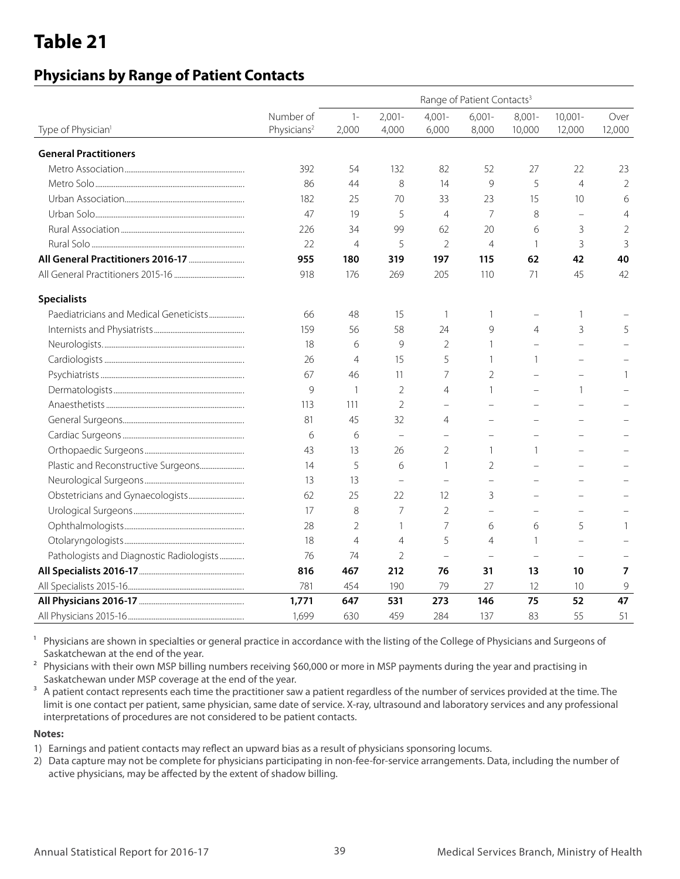# Table 21

## Physicians by Range of Patient Contacts

| Type of Physician[1] | Number of Physicians[2] | Range of Patient Contacts[3] | | | | | | |
|---|---|---|---|---|---|---|---|---|
| | | 1-2,000 | 2,001-4,000 | 4,001-6,000 | 6,001-8,000 | 8,001-10,000 | 10,001-12,000 | Over 12,000 |
| **General Practitioners** | | | | | | | | |
| Metro Association | 392 | 54 | 132 | 82 | 52 | 27 | 22 | 23 |
| Metro Solo | 86 | 44 | 8 | 14 | 9 | 5 | 4 | 2 |
| Urban Association | 182 | 25 | 70 | 33 | 23 | 15 | 10 | 6 |
| Urban Solo | 47 | 19 | 5 | 4 | 7 | 8 | – | 4 |
| Rural Association | 226 | 34 | 99 | 62 | 20 | 6 | 3 | 2 |
| Rural Solo | 22 | 4 | 5 | 2 | 4 | 1 | 3 | 3 |
| **All General Practitioners 2016-17** | **955** | **180** | **319** | **197** | **115** | **62** | **42** | **40** |
| All General Practitioners 2015-16 | 918 | 176 | 269 | 205 | 110 | 71 | 45 | 42 |
| **Specialists** | | | | | | | | |
| Paediatricians and Medical Geneticists | 66 | 48 | 15 | 1 | 1 | – | 1 | – |
| Internists and Physiatrists | 159 | 56 | 58 | 24 | 9 | 4 | 3 | 5 |
| Neurologists. | 18 | 6 | 9 | 2 | 1 | – | – | – |
| Cardiologists | 26 | 4 | 15 | 5 | 1 | 1 | – | – |
| Psychiatrists | 67 | 46 | 11 | 7 | 2 | – | – | 1 |
| Dermatologists | 9 | 1 | 2 | 4 | 1 | – | 1 | – |
| Anaesthetists | 113 | 111 | 2 | – | – | – | – | – |
| General Surgeons | 81 | 45 | 32 | 4 | – | – | – | – |
| Cardiac Surgeons | 6 | 6 | – | – | – | – | – | – |
| Orthopaedic Surgeons | 43 | 13 | 26 | 2 | 1 | 1 | – | – |
| Plastic and Reconstructive Surgeons | 14 | 5 | 6 | 1 | 2 | – | – | – |
| Neurological Surgeons | 13 | 13 | – | – | – | – | – | – |
| Obstetricians and Gynaecologists | 62 | 25 | 22 | 12 | 3 | – | – | – |
| Urological Surgeons | 17 | 8 | 7 | 2 | – | – | – | – |
| Ophthalmologists | 28 | 2 | 1 | 7 | 6 | 6 | 5 | 1 |
| Otolaryngologists | 18 | 4 | 4 | 5 | 4 | 1 | – | – |
| Pathologists and Diagnostic Radiologists | 76 | 74 | 2 | – | – | – | – | – |
| **All Specialists 2016-17** | **816** | **467** | **212** | **76** | **31** | **13** | **10** | **7** |
| All Specialists 2015-16 | 781 | 454 | 190 | 79 | 27 | 12 | 10 | 9 |
| **All Physicians 2016-17** | **1,771** | **647** | **531** | **273** | **146** | **75** | **52** | **47** |
| All Physicians 2015-16 | 1,699 | 630 | 459 | 284 | 137 | 83 | 55 | 51 |

[1] Physicians are shown in specialties or general practice in accordance with the listing of the College of Physicians and Surgeons of Saskatchewan at the end of the year.

[2] Physicians with their own MSP billing numbers receiving $60,000 or more in MSP payments during the year and practising in Saskatchewan under MSP coverage at the end of the year.

[3] A patient contact represents each time the practitioner saw a patient regardless of the number of services provided at the time. The limit is one contact per patient, same physician, same date of service. X-ray, ultrasound and laboratory services and any professional interpretations of procedures are not considered to be patient contacts.

**Notes:**

1) Earnings and patient contacts may reflect an upward bias as a result of physicians sponsoring locums.
2) Data capture may not be complete for physicians participating in non-fee-for-service arrangements. Data, including the number of active physicians, may be affected by the extent of shadow billing.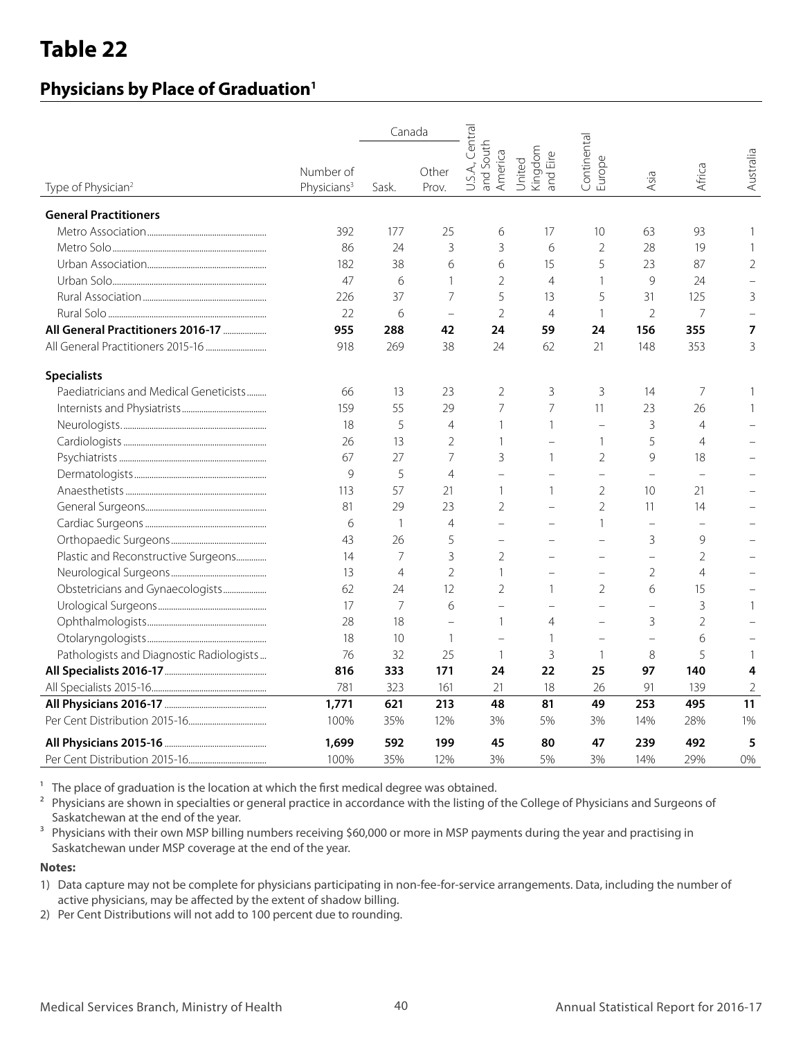# Table 22

## Physicians by Place of Graduation[1]

| Type of Physician[2] | Number of Physicians[3] | Canada Sask. | Canada Other Prov. | U.S.A., Central and South America | United Kingdom and Eire | Continental Europe | Asia | Africa | Australia |
|---|---|---|---|---|---|---|---|---|---|
| **General Practitioners** | | | | | | | | | |
| Metro Association | 392 | 177 | 25 | 6 | 17 | 10 | 63 | 93 | 1 |
| Metro Solo | 86 | 24 | 3 | 3 | 6 | 2 | 28 | 19 | 1 |
| Urban Association | 182 | 38 | 6 | 6 | 15 | 5 | 23 | 87 | 2 |
| Urban Solo | 47 | 6 | 1 | 2 | 4 | 1 | 9 | 24 | – |
| Rural Association | 226 | 37 | 7 | 5 | 13 | 5 | 31 | 125 | 3 |
| Rural Solo | 22 | 6 | – | 2 | 4 | 1 | 2 | 7 | – |
| **All General Practitioners 2016-17** | **955** | **288** | **42** | **24** | **59** | **24** | **156** | **355** | **7** |
| All General Practitioners 2015-16 | 918 | 269 | 38 | 24 | 62 | 21 | 148 | 353 | 3 |
| **Specialists** | | | | | | | | | |
| Paediatricians and Medical Geneticists | 66 | 13 | 23 | 2 | 3 | 3 | 14 | 7 | 1 |
| Internists and Physiatrists | 159 | 55 | 29 | 7 | 7 | 11 | 23 | 26 | 1 |
| Neurologists | 18 | 5 | 4 | 1 | 1 | – | 3 | 4 | – |
| Cardiologists | 26 | 13 | 2 | 1 | – | 1 | 5 | 4 | – |
| Psychiatrists | 67 | 27 | 7 | 3 | 1 | 2 | 9 | 18 | – |
| Dermatologists | 9 | 5 | 4 | – | – | – | – | – | – |
| Anaesthetists | 113 | 57 | 21 | 1 | 1 | 2 | 10 | 21 | – |
| General Surgeons | 81 | 29 | 23 | 2 | – | 2 | 11 | 14 | – |
| Cardiac Surgeons | 6 | 1 | 4 | – | – | 1 | – | – | – |
| Orthopaedic Surgeons | 43 | 26 | 5 | – | – | – | 3 | 9 | – |
| Plastic and Reconstructive Surgeons | 14 | 7 | 3 | 2 | – | – | – | 2 | – |
| Neurological Surgeons | 13 | 4 | 2 | 1 | – | – | 2 | 4 | – |
| Obstetricians and Gynaecologists | 62 | 24 | 12 | 2 | 1 | 2 | 6 | 15 | – |
| Urological Surgeons | 17 | 7 | 6 | – | – | – | – | 3 | 1 |
| Ophthalmologists | 28 | 18 | – | 1 | 4 | – | 3 | 2 | – |
| Otolaryngologists | 18 | 10 | 1 | – | 1 | – | – | 6 | – |
| Pathologists and Diagnostic Radiologists | 76 | 32 | 25 | 1 | 3 | 1 | 8 | 5 | 1 |
| **All Specialists 2016-17** | **816** | **333** | **171** | **24** | **22** | **25** | **97** | **140** | **4** |
| All Specialists 2015-16 | 781 | 323 | 161 | 21 | 18 | 26 | 91 | 139 | 2 |
| **All Physicians 2016-17** | **1,771** | **621** | **213** | **48** | **81** | **49** | **253** | **495** | **11** |
| Per Cent Distribution 2015-16 | 100% | 35% | 12% | 3% | 5% | 3% | 14% | 28% | 1% |
| **All Physicians 2015-16** | **1,699** | **592** | **199** | **45** | **80** | **47** | **239** | **492** | **5** |
| Per Cent Distribution 2015-16 | 100% | 35% | 12% | 3% | 5% | 3% | 14% | 29% | 0% |

[1] The place of graduation is the location at which the first medical degree was obtained.

[2] Physicians are shown in specialties or general practice in accordance with the listing of the College of Physicians and Surgeons of Saskatchewan at the end of the year.

[3] Physicians with their own MSP billing numbers receiving $60,000 or more in MSP payments during the year and practising in Saskatchewan under MSP coverage at the end of the year.

**Notes:**

1) Data capture may not be complete for physicians participating in non-fee-for-service arrangements. Data, including the number of active physicians, may be affected by the extent of shadow billing.
2) Per Cent Distributions will not add to 100 percent due to rounding.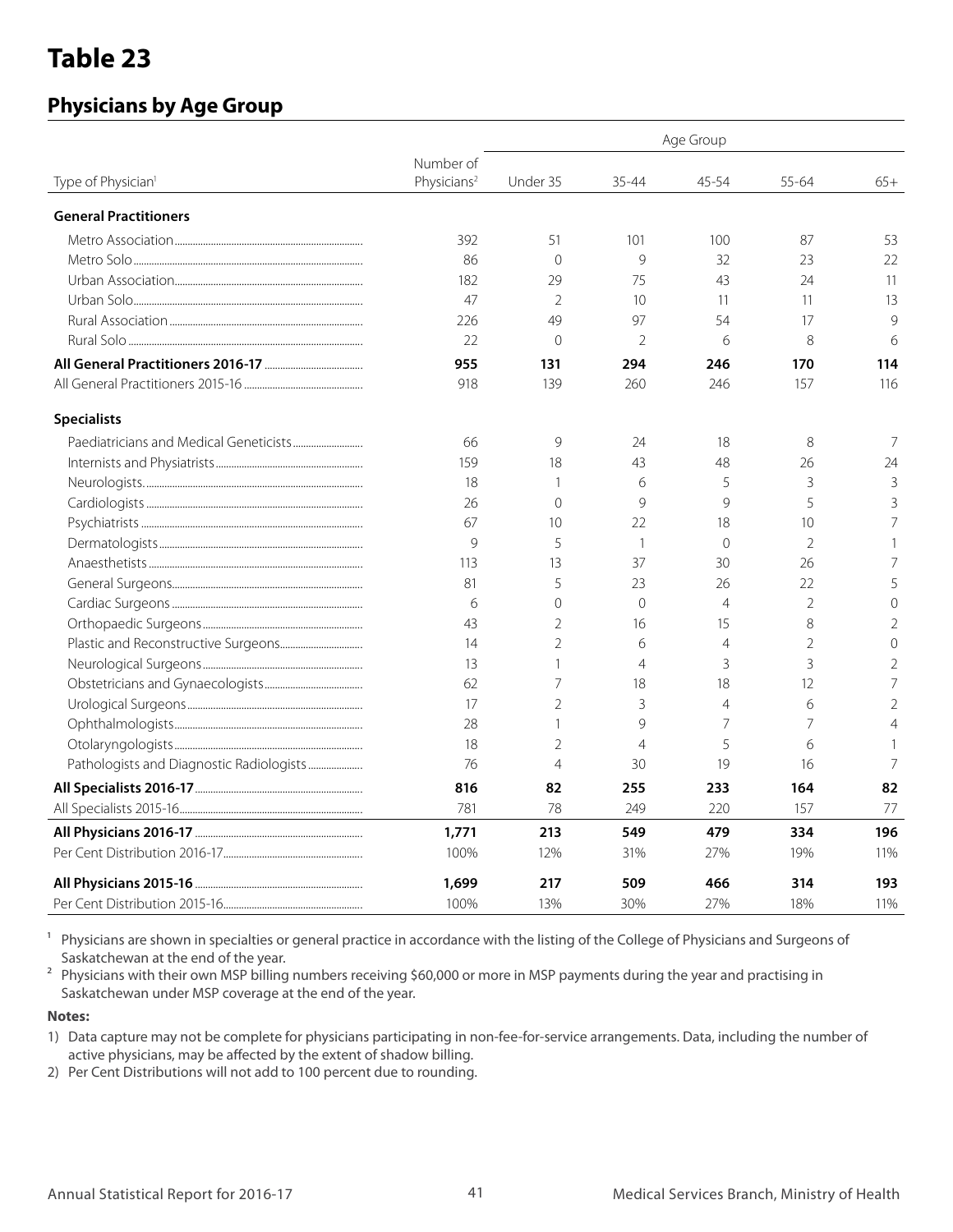# Table 23

## Physicians by Age Group

| Type of Physician[1] | Number of Physicians[2] | Age Group | | | | |
|---|---|---|---|---|---|---|
| | | Under 35 | 35-44 | 45-54 | 55-64 | 65+ |
| **General Practitioners** | | | | | | |
| Metro Association | 392 | 51 | 101 | 100 | 87 | 53 |
| Metro Solo | 86 | 0 | 9 | 32 | 23 | 22 |
| Urban Association | 182 | 29 | 75 | 43 | 24 | 11 |
| Urban Solo | 47 | 2 | 10 | 11 | 11 | 13 |
| Rural Association | 226 | 49 | 97 | 54 | 17 | 9 |
| Rural Solo | 22 | 0 | 2 | 6 | 8 | 6 |
| **All General Practitioners 2016-17** | **955** | **131** | **294** | **246** | **170** | **114** |
| All General Practitioners 2015-16 | 918 | 139 | 260 | 246 | 157 | 116 |
| **Specialists** | | | | | | |
| Paediatricians and Medical Geneticists | 66 | 9 | 24 | 18 | 8 | 7 |
| Internists and Physiatrists | 159 | 18 | 43 | 48 | 26 | 24 |
| Neurologists. | 18 | 1 | 6 | 5 | 3 | 3 |
| Cardiologists | 26 | 0 | 9 | 9 | 5 | 3 |
| Psychiatrists | 67 | 10 | 22 | 18 | 10 | 7 |
| Dermatologists | 9 | 5 | 1 | 0 | 2 | 1 |
| Anaesthetists | 113 | 13 | 37 | 30 | 26 | 7 |
| General Surgeons | 81 | 5 | 23 | 26 | 22 | 5 |
| Cardiac Surgeons | 6 | 0 | 0 | 4 | 2 | 0 |
| Orthopaedic Surgeons | 43 | 2 | 16 | 15 | 8 | 2 |
| Plastic and Reconstructive Surgeons | 14 | 2 | 6 | 4 | 2 | 0 |
| Neurological Surgeons | 13 | 1 | 4 | 3 | 3 | 2 |
| Obstetricians and Gynaecologists | 62 | 7 | 18 | 18 | 12 | 7 |
| Urological Surgeons | 17 | 2 | 3 | 4 | 6 | 2 |
| Ophthalmologists | 28 | 1 | 9 | 7 | 7 | 4 |
| Otolaryngologists | 18 | 2 | 4 | 5 | 6 | 1 |
| Pathologists and Diagnostic Radiologists | 76 | 4 | 30 | 19 | 16 | 7 |
| **All Specialists 2016-17** | **816** | **82** | **255** | **233** | **164** | **82** |
| All Specialists 2015-16 | 781 | 78 | 249 | 220 | 157 | 77 |
| **All Physicians 2016-17** | **1,771** | **213** | **549** | **479** | **334** | **196** |
| Per Cent Distribution 2016-17 | 100% | 12% | 31% | 27% | 19% | 11% |
| **All Physicians 2015-16** | **1,699** | **217** | **509** | **466** | **314** | **193** |
| Per Cent Distribution 2015-16 | 100% | 13% | 30% | 27% | 18% | 11% |

[1] Physicians are shown in specialties or general practice in accordance with the listing of the College of Physicians and Surgeons of Saskatchewan at the end of the year.

[2] Physicians with their own MSP billing numbers receiving $60,000 or more in MSP payments during the year and practising in Saskatchewan under MSP coverage at the end of the year.

**Notes:**

1) Data capture may not be complete for physicians participating in non-fee-for-service arrangements. Data, including the number of active physicians, may be affected by the extent of shadow billing.
2) Per Cent Distributions will not add to 100 percent due to rounding.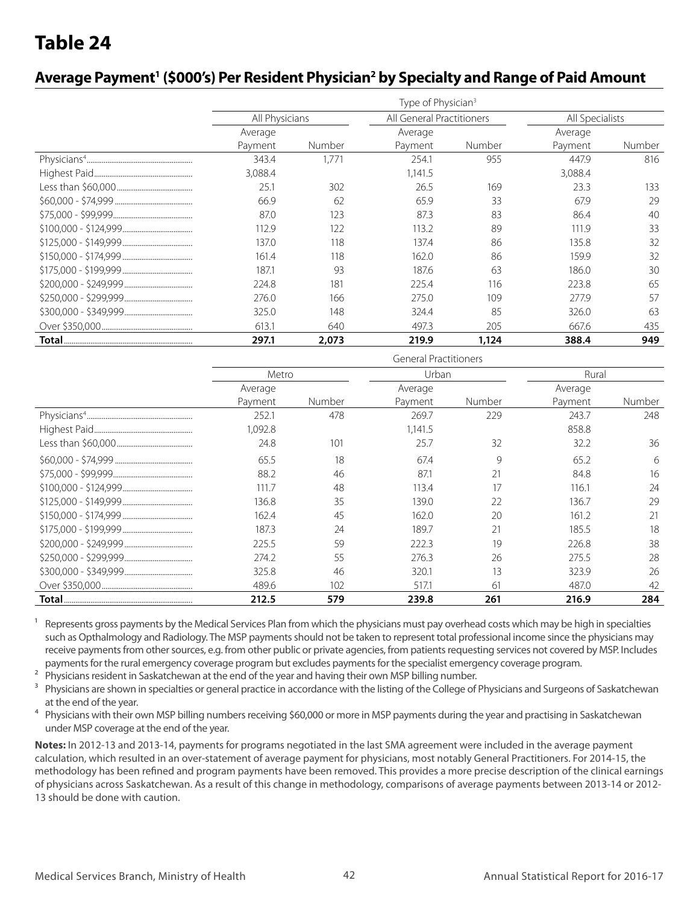# Table 24

## Average Payment[1] ($000's) Per Resident Physician[2] by Specialty and Range of Paid Amount

| | Type of Physician[3] | | | | | |
|---|---|---|---|---|---|---|
| | All Physicians | | All General Practitioners | | All Specialists | |
| | Average Payment | Number | Average Payment | Number | Average Payment | Number |
| Physicians[4] | 343.4 | 1,771 | 254.1 | 955 | 447.9 | 816 |
| Highest Paid | 3,088.4 | | 1,141.5 | | 3,088.4 | |
| Less than $60,000 | 25.1 | 302 | 26.5 | 169 | 23.3 | 133 |
| $60,000 - $74,999 | 66.9 | 62 | 65.9 | 33 | 67.9 | 29 |
| $75,000 - $99,999 | 87.0 | 123 | 87.3 | 83 | 86.4 | 40 |
| $100,000 - $124,999 | 112.9 | 122 | 113.2 | 89 | 111.9 | 33 |
| $125,000 - $149,999 | 137.0 | 118 | 137.4 | 86 | 135.8 | 32 |
| $150,000 - $174,999 | 161.4 | 118 | 162.0 | 86 | 159.9 | 32 |
| $175,000 - $199,999 | 187.1 | 93 | 187.6 | 63 | 186.0 | 30 |
| $200,000 - $249,999 | 224.8 | 181 | 225.4 | 116 | 223.8 | 65 |
| $250,000 - $299,999 | 276.0 | 166 | 275.0 | 109 | 277.9 | 57 |
| $300,000 - $349,999 | 325.0 | 148 | 324.4 | 85 | 326.0 | 63 |
| Over $350,000 | 613.1 | 640 | 497.3 | 205 | 667.6 | 435 |
| **Total** | **297.1** | **2,073** | **219.9** | **1,124** | **388.4** | **949** |

| | General Practitioners | | | | | |
|---|---|---|---|---|---|---|
| | Metro | | Urban | | Rural | |
| | Average Payment | Number | Average Payment | Number | Average Payment | Number |
| Physicians[4] | 252.1 | 478 | 269.7 | 229 | 243.7 | 248 |
| Highest Paid | 1,092.8 | | 1,141.5 | | 858.8 | |
| Less than $60,000 | 24.8 | 101 | 25.7 | 32 | 32.2 | 36 |
| $60,000 - $74,999 | 65.5 | 18 | 67.4 | 9 | 65.2 | 6 |
| $75,000 - $99,999 | 88.2 | 46 | 87.1 | 21 | 84.8 | 16 |
| $100,000 - $124,999 | 111.7 | 48 | 113.4 | 17 | 116.1 | 24 |
| $125,000 - $149,999 | 136.8 | 35 | 139.0 | 22 | 136.7 | 29 |
| $150,000 - $174,999 | 162.4 | 45 | 162.0 | 20 | 161.2 | 21 |
| $175,000 - $199,999 | 187.3 | 24 | 189.7 | 21 | 185.5 | 18 |
| $200,000 - $249,999 | 225.5 | 59 | 222.3 | 19 | 226.8 | 38 |
| $250,000 - $299,999 | 274.2 | 55 | 276.3 | 26 | 275.5 | 28 |
| $300,000 - $349,999 | 325.8 | 46 | 320.1 | 13 | 323.9 | 26 |
| Over $350,000 | 489.6 | 102 | 517.1 | 61 | 487.0 | 42 |
| **Total** | **212.5** | **579** | **239.8** | **261** | **216.9** | **284** |

[1] Represents gross payments by the Medical Services Plan from which the physicians must pay overhead costs which may be high in specialties such as Opthalmology and Radiology. The MSP payments should not be taken to represent total professional income since the physicians may receive payments from other sources, e.g. from other public or private agencies, from patients requesting services not covered by MSP. Includes payments for the rural emergency coverage program but excludes payments for the specialist emergency coverage program.

[2] Physicians resident in Saskatchewan at the end of the year and having their own MSP billing number.

[3] Physicians are shown in specialties or general practice in accordance with the listing of the College of Physicians and Surgeons of Saskatchewan at the end of the year.

[4] Physicians with their own MSP billing numbers receiving $60,000 or more in MSP payments during the year and practising in Saskatchewan under MSP coverage at the end of the year.

**Notes:** In 2012-13 and 2013-14, payments for programs negotiated in the last SMA agreement were included in the average payment calculation, which resulted in an over-statement of average payment for physicians, most notably General Practitioners. For 2014-15, the methodology has been refined and program payments have been removed. This provides a more precise description of the clinical earnings of physicians across Saskatchewan. As a result of this change in methodology, comparisons of average payments between 2013-14 or 2012-13 should be done with caution.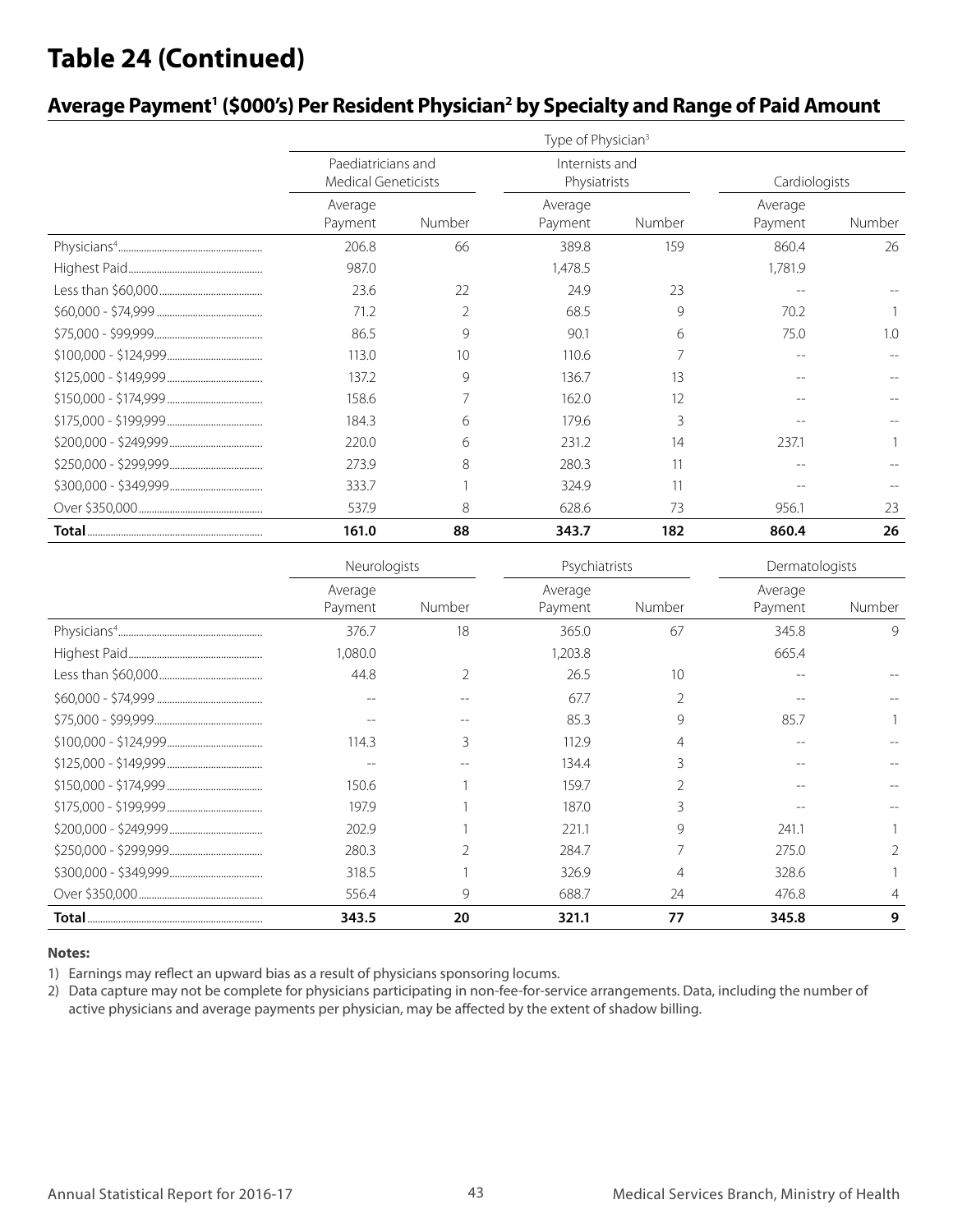# Table 24 (Continued)

## Average Payment[1] ($000's) Per Resident Physician[2] by Specialty and Range of Paid Amount

| | Type of Physician[3] | | | | | |
|---|---|---|---|---|---|---|
| | Paediatricians and Medical Geneticists | | Internists and Physiatrists | | Cardiologists | |
| | Average Payment | Number | Average Payment | Number | Average Payment | Number |
| Physicians[4] | 206.8 | 66 | 389.8 | 159 | 860.4 | 26 |
| Highest Paid | 987.0 | | 1,478.5 | | 1,781.9 | |
| Less than $60,000 | 23.6 | 22 | 24.9 | 23 | -- | -- |
| $60,000 - $74,999 | 71.2 | 2 | 68.5 | 9 | 70.2 | 1 |
| $75,000 - $99,999 | 86.5 | 9 | 90.1 | 6 | 75.0 | 1.0 |
| $100,000 - $124,999 | 113.0 | 10 | 110.6 | 7 | -- | -- |
| $125,000 - $149,999 | 137.2 | 9 | 136.7 | 13 | -- | -- |
| $150,000 - $174,999 | 158.6 | 7 | 162.0 | 12 | -- | -- |
| $175,000 - $199,999 | 184.3 | 6 | 179.6 | 3 | -- | -- |
| $200,000 - $249,999 | 220.0 | 6 | 231.2 | 14 | 237.1 | 1 |
| $250,000 - $299,999 | 273.9 | 8 | 280.3 | 11 | -- | -- |
| $300,000 - $349,999 | 333.7 | 1 | 324.9 | 11 | -- | -- |
| Over $350,000 | 537.9 | 8 | 628.6 | 73 | 956.1 | 23 |
| **Total** | **161.0** | **88** | **343.7** | **182** | **860.4** | **26** |

| | Neurologists | | Psychiatrists | | Dermatologists | |
|---|---|---|---|---|---|---|
| | Average Payment | Number | Average Payment | Number | Average Payment | Number |
| Physicians[4] | 376.7 | 18 | 365.0 | 67 | 345.8 | 9 |
| Highest Paid | 1,080.0 | | 1,203.8 | | 665.4 | |
| Less than $60,000 | 44.8 | 2 | 26.5 | 10 | -- | -- |
| $60,000 - $74,999 | -- | -- | 67.7 | 2 | -- | -- |
| $75,000 - $99,999 | -- | -- | 85.3 | 9 | 85.7 | 1 |
| $100,000 - $124,999 | 114.3 | 3 | 112.9 | 4 | -- | -- |
| $125,000 - $149,999 | -- | -- | 134.4 | 3 | -- | -- |
| $150,000 - $174,999 | 150.6 | 1 | 159.7 | 2 | -- | -- |
| $175,000 - $199,999 | 197.9 | 1 | 187.0 | 3 | -- | -- |
| $200,000 - $249,999 | 202.9 | 1 | 221.1 | 9 | 241.1 | 1 |
| $250,000 - $299,999 | 280.3 | 2 | 284.7 | 7 | 275.0 | 2 |
| $300,000 - $349,999 | 318.5 | 1 | 326.9 | 4 | 328.6 | 1 |
| Over $350,000 | 556.4 | 9 | 688.7 | 24 | 476.8 | 4 |
| **Total** | **343.5** | **20** | **321.1** | **77** | **345.8** | **9** |

**Notes:**

1) Earnings may reflect an upward bias as a result of physicians sponsoring locums.

2) Data capture may not be complete for physicians participating in non-fee-for-service arrangements. Data, including the number of active physicians and average payments per physician, may be affected by the extent of shadow billing.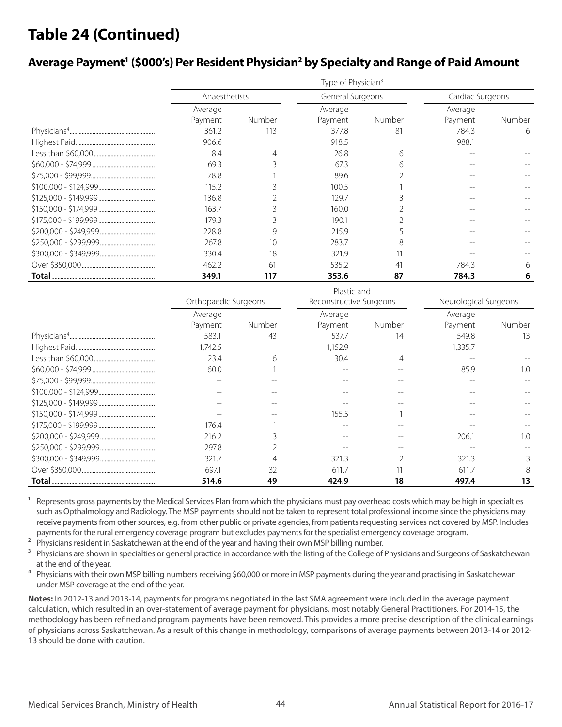# Table 24 (Continued)

## Average Payment[1] ($000's) Per Resident Physician[2] by Specialty and Range of Paid Amount

| | Type of Physician[3] | | | | | |
|---|---|---|---|---|---|---|
| | Anaesthetists | | General Surgeons | | Cardiac Surgeons | |
| | Average Payment | Number | Average Payment | Number | Average Payment | Number |
| Physicians[4] | 361.2 | 113 | 377.8 | 81 | 784.3 | 6 |
| Highest Paid | 906.6 | | 918.5 | | 988.1 | |
| Less than $60,000 | 8.4 | 4 | 26.8 | 6 | -- | -- |
| $60,000 - $74,999 | 69.3 | 3 | 67.3 | 6 | -- | -- |
| $75,000 - $99,999 | 78.8 | 1 | 89.6 | 2 | -- | -- |
| $100,000 - $124,999 | 115.2 | 3 | 100.5 | 1 | -- | -- |
| $125,000 - $149,999 | 136.8 | 2 | 129.7 | 3 | -- | -- |
| $150,000 - $174,999 | 163.7 | 3 | 160.0 | 2 | -- | -- |
| $175,000 - $199,999 | 179.3 | 3 | 190.1 | 2 | -- | -- |
| $200,000 - $249,999 | 228.8 | 9 | 215.9 | 5 | -- | -- |
| $250,000 - $299,999 | 267.8 | 10 | 283.7 | 8 | -- | -- |
| $300,000 - $349,999 | 330.4 | 18 | 321.9 | 11 | -- | -- |
| Over $350,000 | 462.2 | 61 | 535.2 | 41 | 784.3 | 6 |
| **Total** | **349.1** | **117** | **353.6** | **87** | **784.3** | **6** |

| | Orthopaedic Surgeons | | Plastic and Reconstructive Surgeons | | Neurological Surgeons | |
|---|---|---|---|---|---|---|
| | Average Payment | Number | Average Payment | Number | Average Payment | Number |
| Physicians[4] | 583.1 | 43 | 537.7 | 14 | 549.8 | 13 |
| Highest Paid | 1,742.5 | | 1,152.9 | | 1,335.7 | |
| Less than $60,000 | 23.4 | 6 | 30.4 | 4 | -- | -- |
| $60,000 - $74,999 | 60.0 | 1 | -- | -- | 85.9 | 1.0 |
| $75,000 - $99,999 | -- | -- | -- | -- | -- | -- |
| $100,000 - $124,999 | -- | -- | -- | -- | -- | -- |
| $125,000 - $149,999 | -- | -- | -- | -- | -- | -- |
| $150,000 - $174,999 | -- | -- | 155.5 | 1 | -- | -- |
| $175,000 - $199,999 | 176.4 | 1 | -- | -- | -- | -- |
| $200,000 - $249,999 | 216.2 | 3 | -- | -- | 206.1 | 1.0 |
| $250,000 - $299,999 | 297.8 | 2 | -- | -- | -- | -- |
| $300,000 - $349,999 | 321.7 | 4 | 321.3 | 2 | 321.3 | 3 |
| Over $350,000 | 697.1 | 32 | 611.7 | 11 | 611.7 | 8 |
| **Total** | **514.6** | **49** | **424.9** | **18** | **497.4** | **13** |

[1] Represents gross payments by the Medical Services Plan from which the physicians must pay overhead costs which may be high in specialties such as Opthalmology and Radiology. The MSP payments should not be taken to represent total professional income since the physicians may receive payments from other sources, e.g. from other public or private agencies, from patients requesting services not covered by MSP. Includes payments for the rural emergency coverage program but excludes payments for the specialist emergency coverage program.

[2] Physicians resident in Saskatchewan at the end of the year and having their own MSP billing number.

[3] Physicians are shown in specialties or general practice in accordance with the listing of the College of Physicians and Surgeons of Saskatchewan at the end of the year.

[4] Physicians with their own MSP billing numbers receiving $60,000 or more in MSP payments during the year and practising in Saskatchewan under MSP coverage at the end of the year.

**Notes:** In 2012-13 and 2013-14, payments for programs negotiated in the last SMA agreement were included in the average payment calculation, which resulted in an over-statement of average payment for physicians, most notably General Practitioners. For 2014-15, the methodology has been refined and program payments have been removed. This provides a more precise description of the clinical earnings of physicians across Saskatchewan. As a result of this change in methodology, comparisons of average payments between 2013-14 or 2012-13 should be done with caution.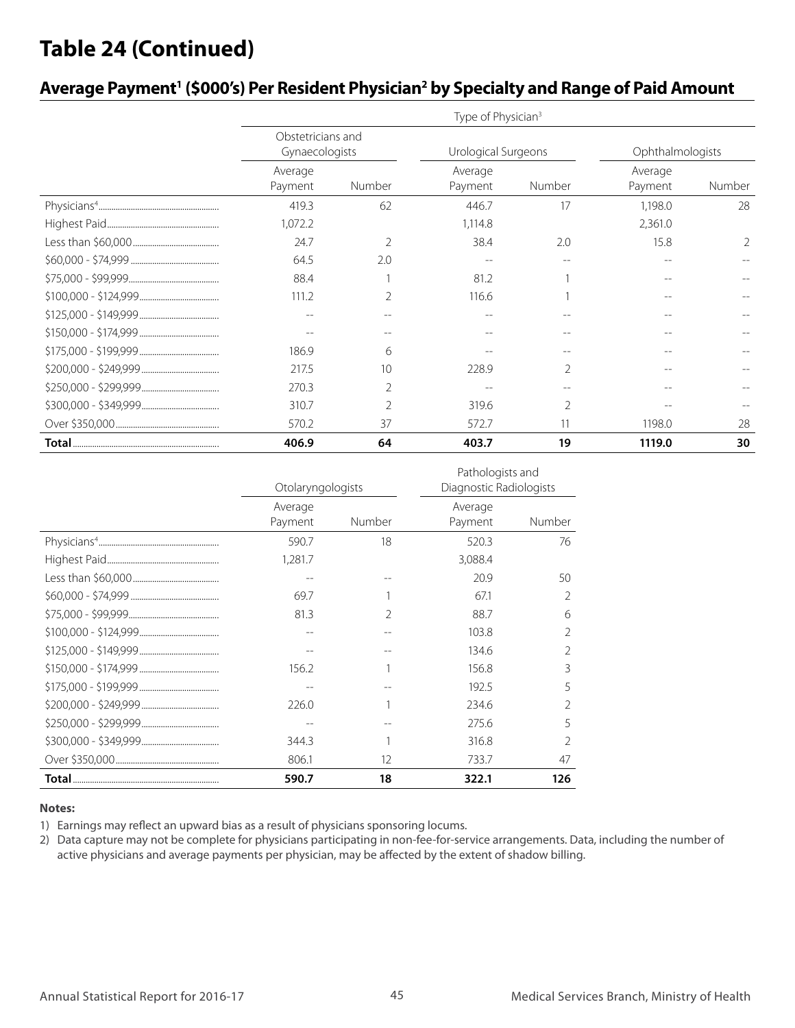# Table 24 (Continued)

## Average Payment[1] ($000's) Per Resident Physician[2] by Specialty and Range of Paid Amount

| | Type of Physician[3] | | | | | |
|---|---|---|---|---|---|---|
| | Obstetricians and Gynaecologists | | Urological Surgeons | | Ophthalmologists | |
| | Average Payment | Number | Average Payment | Number | Average Payment | Number |
| Physicians[4] | 419.3 | 62 | 446.7 | 17 | 1,198.0 | 28 |
| Highest Paid | 1,072.2 | | 1,114.8 | | 2,361.0 | |
| Less than $60,000 | 24.7 | 2 | 38.4 | 2.0 | 15.8 | 2 |
| $60,000 - $74,999 | 64.5 | 2.0 | -- | -- | -- | -- |
| $75,000 - $99,999 | 88.4 | 1 | 81.2 | 1 | -- | -- |
| $100,000 - $124,999 | 111.2 | 2 | 116.6 | 1 | -- | -- |
| $125,000 - $149,999 | -- | -- | -- | -- | -- | -- |
| $150,000 - $174,999 | -- | -- | -- | -- | -- | -- |
| $175,000 - $199,999 | 186.9 | 6 | -- | -- | -- | -- |
| $200,000 - $249,999 | 217.5 | 10 | 228.9 | 2 | -- | -- |
| $250,000 - $299,999 | 270.3 | 2 | -- | -- | -- | -- |
| $300,000 - $349,999 | 310.7 | 2 | 319.6 | 2 | -- | -- |
| Over $350,000 | 570.2 | 37 | 572.7 | 11 | 1198.0 | 28 |
| **Total** | **406.9** | **64** | **403.7** | **19** | **1119.0** | **30** |

| | Otolaryngologists | | Pathologists and Diagnostic Radiologists | |
|---|---|---|---|---|
| | Average Payment | Number | Average Payment | Number |
| Physicians[4] | 590.7 | 18 | 520.3 | 76 |
| Highest Paid | 1,281.7 | | 3,088.4 | |
| Less than $60,000 | -- | -- | 20.9 | 50 |
| $60,000 - $74,999 | 69.7 | 1 | 67.1 | 2 |
| $75,000 - $99,999 | 81.3 | 2 | 88.7 | 6 |
| $100,000 - $124,999 | -- | -- | 103.8 | 2 |
| $125,000 - $149,999 | -- | -- | 134.6 | 2 |
| $150,000 - $174,999 | 156.2 | 1 | 156.8 | 3 |
| $175,000 - $199,999 | -- | -- | 192.5 | 5 |
| $200,000 - $249,999 | 226.0 | 1 | 234.6 | 2 |
| $250,000 - $299,999 | -- | -- | 275.6 | 5 |
| $300,000 - $349,999 | 344.3 | 1 | 316.8 | 2 |
| Over $350,000 | 806.1 | 12 | 733.7 | 47 |
| **Total** | **590.7** | **18** | **322.1** | **126** |

**Notes:**

1) Earnings may reflect an upward bias as a result of physicians sponsoring locums.
2) Data capture may not be complete for physicians participating in non-fee-for-service arrangements. Data, including the number of active physicians and average payments per physician, may be affected by the extent of shadow billing.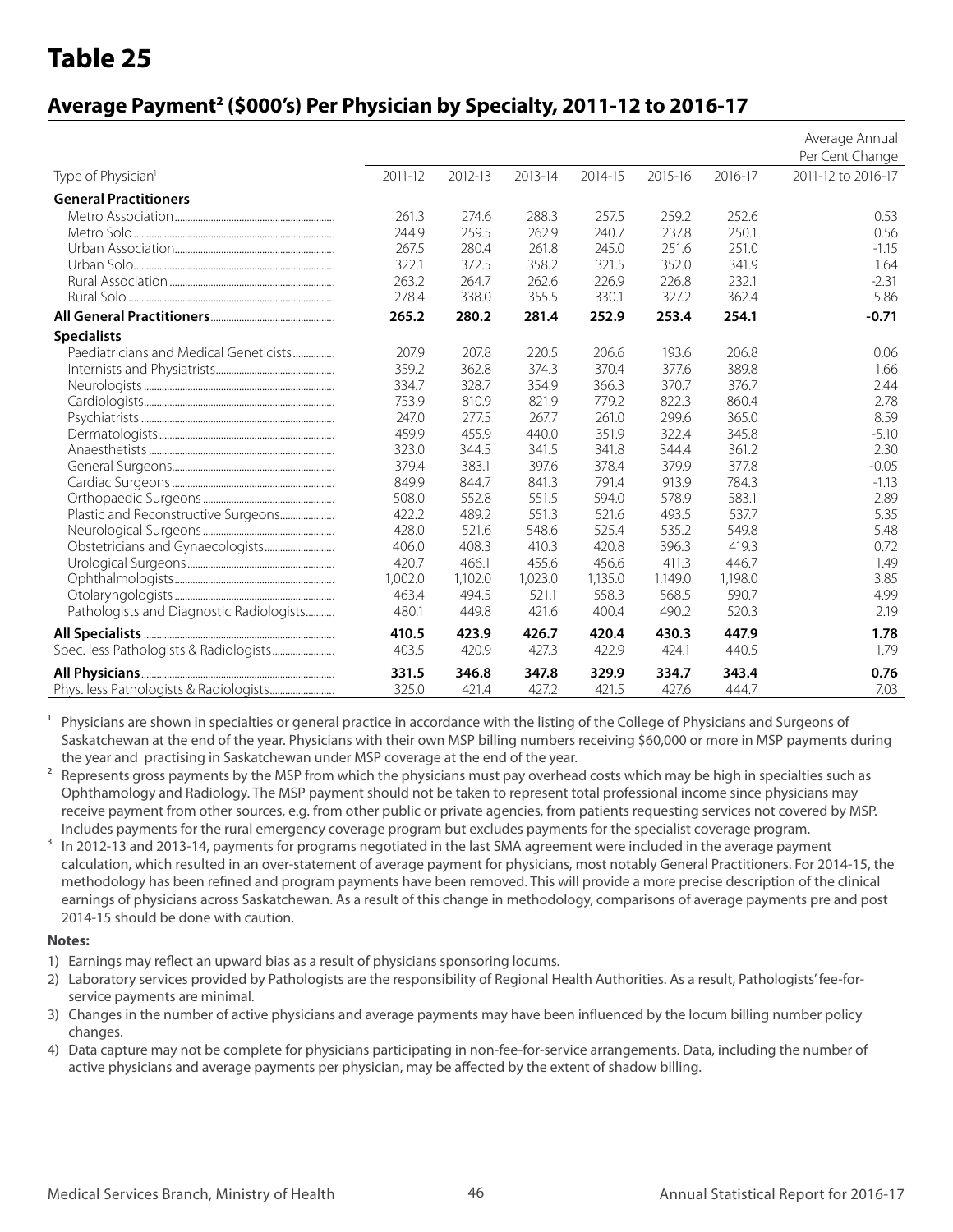# Table 25

## Average Payment[2] ($000's) Per Physician by Specialty, 2011-12 to 2016-17

| Type of Physician[1] | 2011-12 | 2012-13 | 2013-14 | 2014-15 | 2015-16 | 2016-17 | Average Annual Per Cent Change 2011-12 to 2016-17 |
|---|---|---|---|---|---|---|---|
| **General Practitioners** | | | | | | | |
| Metro Association | 261.3 | 274.6 | 288.3 | 257.5 | 259.2 | 252.6 | 0.53 |
| Metro Solo | 244.9 | 259.5 | 262.9 | 240.7 | 237.8 | 250.1 | 0.56 |
| Urban Association | 267.5 | 280.4 | 261.8 | 245.0 | 251.6 | 251.0 | -1.15 |
| Urban Solo | 322.1 | 372.5 | 358.2 | 321.5 | 352.0 | 341.9 | 1.64 |
| Rural Association | 263.2 | 264.7 | 262.6 | 226.9 | 226.8 | 232.1 | -2.31 |
| Rural Solo | 278.4 | 338.0 | 355.5 | 330.1 | 327.2 | 362.4 | 5.86 |
| **All General Practitioners** | **265.2** | **280.2** | **281.4** | **252.9** | **253.4** | **254.1** | **-0.71** |
| **Specialists** | | | | | | | |
| Paediatricians and Medical Geneticists | 207.9 | 207.8 | 220.5 | 206.6 | 193.6 | 206.8 | 0.06 |
| Internists and Physiatrists | 359.2 | 362.8 | 374.3 | 370.4 | 377.6 | 389.8 | 1.66 |
| Neurologists | 334.7 | 328.7 | 354.9 | 366.3 | 370.7 | 376.7 | 2.44 |
| Cardiologists | 753.9 | 810.9 | 821.9 | 779.2 | 822.3 | 860.4 | 2.78 |
| Psychiatrists | 247.0 | 277.5 | 267.7 | 261.0 | 299.6 | 365.0 | 8.59 |
| Dermatologists | 459.9 | 455.9 | 440.0 | 351.9 | 322.4 | 345.8 | -5.10 |
| Anaesthetists | 323.0 | 344.5 | 341.5 | 341.8 | 344.4 | 361.2 | 2.30 |
| General Surgeons | 379.4 | 383.1 | 397.6 | 378.4 | 379.9 | 377.8 | -0.05 |
| Cardiac Surgeons | 849.9 | 844.7 | 841.3 | 791.4 | 913.9 | 784.3 | -1.13 |
| Orthopaedic Surgeons | 508.0 | 552.8 | 551.5 | 594.0 | 578.9 | 583.1 | 2.89 |
| Plastic and Reconstructive Surgeons | 422.2 | 489.2 | 551.3 | 521.6 | 493.5 | 537.7 | 5.35 |
| Neurological Surgeons | 428.0 | 521.6 | 548.6 | 525.4 | 535.2 | 549.8 | 5.48 |
| Obstetricians and Gynaecologists | 406.0 | 408.3 | 410.3 | 420.8 | 396.3 | 419.3 | 0.72 |
| Urological Surgeons | 420.7 | 466.1 | 455.6 | 456.6 | 411.3 | 446.7 | 1.49 |
| Ophthalmologists | 1,002.0 | 1,102.0 | 1,023.0 | 1,135.0 | 1,149.0 | 1,198.0 | 3.85 |
| Otolaryngologists | 463.4 | 494.5 | 521.1 | 558.3 | 568.5 | 590.7 | 4.99 |
| Pathologists and Diagnostic Radiologists | 480.1 | 449.8 | 421.6 | 400.4 | 490.2 | 520.3 | 2.19 |
| **All Specialists** | **410.5** | **423.9** | **426.7** | **420.4** | **430.3** | **447.9** | **1.78** |
| Spec. less Pathologists & Radiologists | 403.5 | 420.9 | 427.3 | 422.9 | 424.1 | 440.5 | 1.79 |
| **All Physicians** | **331.5** | **346.8** | **347.8** | **329.9** | **334.7** | **343.4** | **0.76** |
| Phys. less Pathologists & Radiologists | 325.0 | 421.4 | 427.2 | 421.5 | 427.6 | 444.7 | 7.03 |

[1] Physicians are shown in specialties or general practice in accordance with the listing of the College of Physicians and Surgeons of Saskatchewan at the end of the year. Physicians with their own MSP billing numbers receiving $60,000 or more in MSP payments during the year and practising in Saskatchewan under MSP coverage at the end of the year.

[2] Represents gross payments by the MSP from which the physicians must pay overhead costs which may be high in specialties such as Ophthamology and Radiology. The MSP payment should not be taken to represent total professional income since physicians may receive payment from other sources, e.g. from other public or private agencies, from patients requesting services not covered by MSP. Includes payments for the rural emergency coverage program but excludes payments for the specialist coverage program.

[3] In 2012-13 and 2013-14, payments for programs negotiated in the last SMA agreement were included in the average payment calculation, which resulted in an over-statement of average payment for physicians, most notably General Practitioners. For 2014-15, the methodology has been refined and program payments have been removed. This will provide a more precise description of the clinical earnings of physicians across Saskatchewan. As a result of this change in methodology, comparisons of average payments pre and post 2014-15 should be done with caution.

**Notes:**

1) Earnings may reflect an upward bias as a result of physicians sponsoring locums.
2) Laboratory services provided by Pathologists are the responsibility of Regional Health Authorities. As a result, Pathologists' fee-for-service payments are minimal.
3) Changes in the number of active physicians and average payments may have been influenced by the locum billing number policy changes.
4) Data capture may not be complete for physicians participating in non-fee-for-service arrangements. Data, including the number of active physicians and average payments per physician, may be affected by the extent of shadow billing.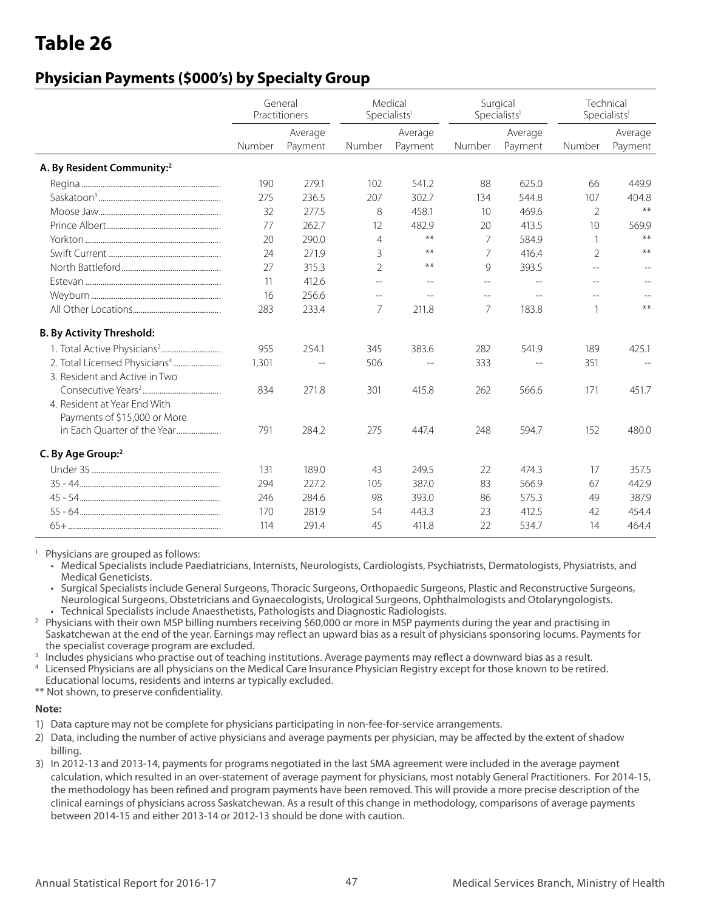# Table 26

## Physician Payments ($000's) by Specialty Group

| | General Practitioners | | Medical Specialists[1] | | Surgical Specialists[1] | | Technical Specialists[1] | |
|---|---|---|---|---|---|---|---|---|
| | Number | Average Payment | Number | Average Payment | Number | Average Payment | Number | Average Payment |
| **A. By Resident Community:[2]** | | | | | | | | |
| Regina | 190 | 279.1 | 102 | 541.2 | 88 | 625.0 | 66 | 449.9 |
| Saskatoon[3] | 275 | 236.5 | 207 | 302.7 | 134 | 544.8 | 107 | 404.8 |
| Moose Jaw | 32 | 277.5 | 8 | 458.1 | 10 | 469.6 | 2 | ** |
| Prince Albert | 77 | 262.7 | 12 | 482.9 | 20 | 413.5 | 10 | 569.9 |
| Yorkton | 20 | 290.0 | 4 | ** | 7 | 584.9 | 1 | ** |
| Swift Current | 24 | 271.9 | 3 | ** | 7 | 416.4 | 2 | ** |
| North Battleford | 27 | 315.3 | 2 | ** | 9 | 393.5 | -- | -- |
| Estevan | 11 | 412.6 | -- | -- | -- | -- | -- | -- |
| Weyburn | 16 | 256.6 | -- | -- | -- | -- | -- | -- |
| All Other Locations | 283 | 233.4 | 7 | 211.8 | 7 | 183.8 | 1 | ** |
| **B. By Activity Threshold:** | | | | | | | | |
| 1. Total Active Physicians[2] | 955 | 254.1 | 345 | 383.6 | 282 | 541.9 | 189 | 425.1 |
| 2. Total Licensed Physicians[4] | 1,301 | -- | 506 | -- | 333 | -- | 351 | -- |
| 3. Resident and Active in Two Consecutive Years[2] | 834 | 271.8 | 301 | 415.8 | 262 | 566.6 | 171 | 451.7 |
| 4. Resident at Year End With Payments of $15,000 or More in Each Quarter of the Year | 791 | 284.2 | 275 | 447.4 | 248 | 594.7 | 152 | 480.0 |
| **C. By Age Group:[2]** | | | | | | | | |
| Under 35 | 131 | 189.0 | 43 | 249.5 | 22 | 474.3 | 17 | 357.5 |
| 35 - 44 | 294 | 227.2 | 105 | 387.0 | 83 | 566.9 | 67 | 442.9 |
| 45 - 54 | 246 | 284.6 | 98 | 393.0 | 86 | 575.3 | 49 | 387.9 |
| 55 - 64 | 170 | 281.9 | 54 | 443.3 | 23 | 412.5 | 42 | 454.4 |
| 65+ | 114 | 291.4 | 45 | 411.8 | 22 | 534.7 | 14 | 464.4 |

[1] Physicians are grouped as follows:
- Medical Specialists include Paediatricians, Internists, Neurologists, Cardiologists, Psychiatrists, Dermatologists, Physiatrists, and Medical Geneticists.
- Surgical Specialists include General Surgeons, Thoracic Surgeons, Orthopaedic Surgeons, Plastic and Reconstructive Surgeons, Neurological Surgeons, Obstetricians and Gynaecologists, Urological Surgeons, Ophthalmologists and Otolaryngologists.
- Technical Specialists include Anaesthetists, Pathologists and Diagnostic Radiologists.

[2] Physicians with their own MSP billing numbers receiving $60,000 or more in MSP payments during the year and practising in Saskatchewan at the end of the year. Earnings may reflect an upward bias as a result of physicians sponsoring locums. Payments for the specialist coverage program are excluded.

[3] Includes physicians who practise out of teaching institutions. Average payments may reflect a downward bias as a result.

[4] Licensed Physicians are all physicians on the Medical Care Insurance Physician Registry except for those known to be retired. Educational locums, residents and interns ar typically excluded.

** Not shown, to preserve confidentiality.

**Note:**

1) Data capture may not be complete for physicians participating in non-fee-for-service arrangements.
2) Data, including the number of active physicians and average payments per physician, may be affected by the extent of shadow billing.
3) In 2012-13 and 2013-14, payments for programs negotiated in the last SMA agreement were included in the average payment calculation, which resulted in an over-statement of average payment for physicians, most notably General Practitioners. For 2014-15, the methodology has been refined and program payments have been removed. This will provide a more precise description of the clinical earnings of physicians across Saskatchewan. As a result of this change in methodology, comparisons of average payments between 2014-15 and either 2013-14 or 2012-13 should be done with caution.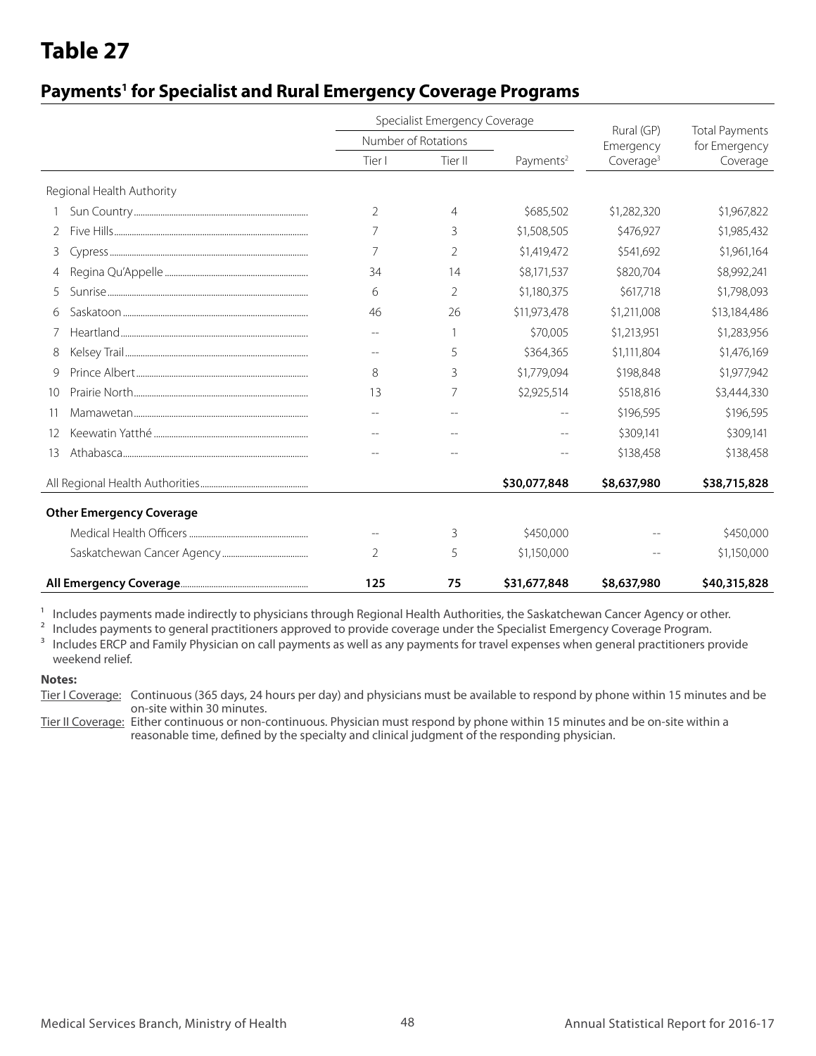# Table 27

## Payments[1] for Specialist and Rural Emergency Coverage Programs

| | | Specialist Emergency Coverage | | | Rural (GP) Emergency Coverage[3] | Total Payments for Emergency Coverage |
|---|---|---|---|---|---|---|
| | | Number of Rotations | | | | |
| | | Tier I | Tier II | Payments[2] | | |
| **Regional Health Authority** | | | | | | |
| 1 | Sun Country | 2 | 4 | $685,502 | $1,282,320 | $1,967,822 |
| 2 | Five Hills | 7 | 3 | $1,508,505 | $476,927 | $1,985,432 |
| 3 | Cypress | 7 | 2 | $1,419,472 | $541,692 | $1,961,164 |
| 4 | Regina Qu'Appelle | 34 | 14 | $8,171,537 | $820,704 | $8,992,241 |
| 5 | Sunrise | 6 | 2 | $1,180,375 | $617,718 | $1,798,093 |
| 6 | Saskatoon | 46 | 26 | $11,973,478 | $1,211,008 | $13,184,486 |
| 7 | Heartland | -- | 1 | $70,005 | $1,213,951 | $1,283,956 |
| 8 | Kelsey Trail | -- | 5 | $364,365 | $1,111,804 | $1,476,169 |
| 9 | Prince Albert | 8 | 3 | $1,779,094 | $198,848 | $1,977,942 |
| 10 | Prairie North | 13 | 7 | $2,925,514 | $518,816 | $3,444,330 |
| 11 | Mamawetan | -- | -- | -- | $196,595 | $196,595 |
| 12 | Keewatin Yatthé | -- | -- | -- | $309,141 | $309,141 |
| 13 | Athabasca | -- | -- | -- | $138,458 | $138,458 |
| All Regional Health Authorities | | | | **$30,077,848** | **$8,637,980** | **$38,715,828** |
| **Other Emergency Coverage** | | | | | | |
| | Medical Health Officers | -- | 3 | $450,000 | -- | $450,000 |
| | Saskatchewan Cancer Agency | 2 | 5 | $1,150,000 | -- | $1,150,000 |
| **All Emergency Coverage** | | **125** | **75** | **$31,677,848** | **$8,637,980** | **$40,315,828** |

[1] Includes payments made indirectly to physicians through Regional Health Authorities, the Saskatchewan Cancer Agency or other.
[2] Includes payments to general practitioners approved to provide coverage under the Specialist Emergency Coverage Program.
[3] Includes ERCP and Family Physician on call payments as well as any payments for travel expenses when general practitioners provide weekend relief.

**Notes:**

Tier I Coverage: Continuous (365 days, 24 hours per day) and physicians must be available to respond by phone within 15 minutes and be on-site within 30 minutes.

Tier II Coverage: Either continuous or non-continuous. Physician must respond by phone within 15 minutes and be on-site within a reasonable time, defined by the specialty and clinical judgment of the responding physician.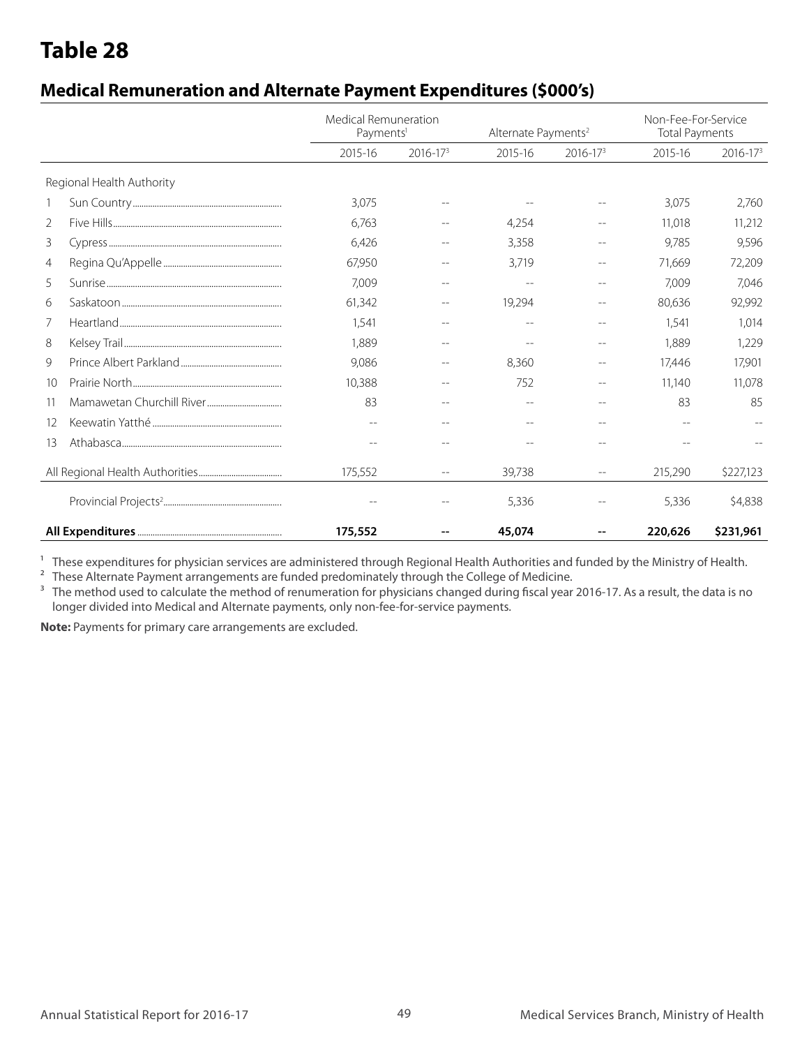# Table 28

## Medical Remuneration and Alternate Payment Expenditures ($000's)

| | | Medical Remuneration Payments[1] | | Alternate Payments[2] | | Non-Fee-For-Service Total Payments | |
|---|---|---|---|---|---|---|---|
| | | 2015-16 | 2016-17[3] | 2015-16 | 2016-17[3] | 2015-16 | 2016-17[3] |
| Regional Health Authority | | | | | | | |
| 1 | Sun Country | 3,075 | -- | -- | -- | 3,075 | 2,760 |
| 2 | Five Hills | 6,763 | -- | 4,254 | -- | 11,018 | 11,212 |
| 3 | Cypress | 6,426 | -- | 3,358 | -- | 9,785 | 9,596 |
| 4 | Regina Qu'Appelle | 67,950 | -- | 3,719 | -- | 71,669 | 72,209 |
| 5 | Sunrise | 7,009 | -- | -- | -- | 7,009 | 7,046 |
| 6 | Saskatoon | 61,342 | -- | 19,294 | -- | 80,636 | 92,992 |
| 7 | Heartland | 1,541 | -- | -- | -- | 1,541 | 1,014 |
| 8 | Kelsey Trail | 1,889 | -- | -- | -- | 1,889 | 1,229 |
| 9 | Prince Albert Parkland | 9,086 | -- | 8,360 | -- | 17,446 | 17,901 |
| 10 | Prairie North | 10,388 | -- | 752 | -- | 11,140 | 11,078 |
| 11 | Mamawetan Churchill River | 83 | -- | -- | -- | 83 | 85 |
| 12 | Keewatin Yatthé | -- | -- | -- | -- | -- | -- |
| 13 | Athabasca | -- | -- | -- | -- | -- | -- |
| All Regional Health Authorities | | 175,552 | -- | 39,738 | -- | 215,290 | $227,123 |
| | Provincial Projects[2] | -- | -- | 5,336 | -- | 5,336 | $4,838 |
| **All Expenditures** | | **175,552** | **--** | **45,074** | **--** | **220,626** | **$231,961** |

[1] These expenditures for physician services are administered through Regional Health Authorities and funded by the Ministry of Health.
[2] These Alternate Payment arrangements are funded predominately through the College of Medicine.
[3] The method used to calculate the method of renumeration for physicians changed during fiscal year 2016-17. As a result, the data is no longer divided into Medical and Alternate payments, only non-fee-for-service payments.

**Note:** Payments for primary care arrangements are excluded.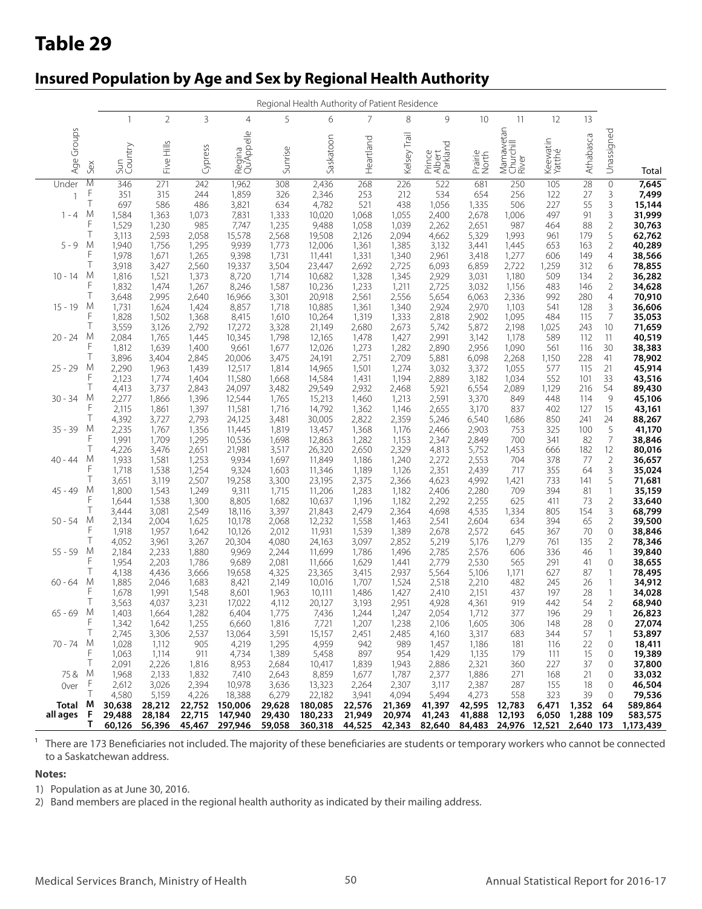# Table 29

## Insured Population by Age and Sex by Regional Health Authority

| Age Groups | Sex | 1 Sun Country | 2 Five Hills | 3 Cypress | 4 Regina Qu'Appelle | 5 Sunrise | 6 Saskatoon | 7 Heartland | 8 Kelsey Trail | 9 Prince Albert Parkland | 10 Prairie North | 11 Mamawetan Churchill River | 12 Keewatin Yatthé | 13 Athabasca | Unassigned[1] | Total |
|---|---|---|---|---|---|---|---|---|---|---|---|---|---|---|---|---|
| Under 1 | M | 346 | 271 | 242 | 1,962 | 308 | 2,436 | 268 | 226 | 522 | 681 | 250 | 105 | 28 | 0 | **7,645** |
| | F | 351 | 315 | 244 | 1,859 | 326 | 2,346 | 253 | 212 | 534 | 654 | 256 | 122 | 27 | 3 | **7,499** |
| | T | 697 | 586 | 486 | 3,821 | 634 | 4,782 | 521 | 438 | 1,056 | 1,335 | 506 | 227 | 55 | 3 | **15,144** |
| 1 - 4 | M | 1,584 | 1,363 | 1,073 | 7,831 | 1,333 | 10,020 | 1,068 | 1,055 | 2,400 | 2,678 | 1,006 | 497 | 91 | 3 | **31,999** |
| | F | 1,529 | 1,230 | 985 | 7,747 | 1,235 | 9,488 | 1,058 | 1,039 | 2,262 | 2,651 | 987 | 464 | 88 | 2 | **30,763** |
| | T | 3,113 | 2,593 | 2,058 | 15,578 | 2,568 | 19,508 | 2,126 | 2,094 | 4,662 | 5,329 | 1,993 | 961 | 179 | 5 | **62,762** |
| 5 - 9 | M | 1,940 | 1,756 | 1,295 | 9,939 | 1,773 | 12,006 | 1,361 | 1,385 | 3,132 | 3,441 | 1,445 | 653 | 163 | 2 | **40,289** |
| | F | 1,978 | 1,671 | 1,265 | 9,398 | 1,731 | 11,441 | 1,331 | 1,340 | 2,961 | 3,418 | 1,277 | 606 | 149 | 4 | **38,566** |
| | T | 3,918 | 3,427 | 2,560 | 19,337 | 3,504 | 23,447 | 2,692 | 2,725 | 6,093 | 6,859 | 2,722 | 1,259 | 312 | 6 | **78,855** |
| 10 - 14 | M | 1,816 | 1,521 | 1,373 | 8,720 | 1,714 | 10,682 | 1,328 | 1,345 | 2,929 | 3,031 | 1,180 | 509 | 134 | 2 | **36,282** |
| | F | 1,832 | 1,474 | 1,267 | 8,246 | 1,587 | 10,236 | 1,233 | 1,211 | 2,725 | 3,032 | 1,156 | 483 | 146 | 2 | **34,628** |
| | T | 3,648 | 2,995 | 2,640 | 16,966 | 3,301 | 20,918 | 2,561 | 2,556 | 5,654 | 6,063 | 2,336 | 992 | 280 | 4 | **70,910** |
| 15 - 19 | M | 1,731 | 1,624 | 1,424 | 8,857 | 1,718 | 10,885 | 1,361 | 1,340 | 2,924 | 2,970 | 1,103 | 541 | 128 | 3 | **36,606** |
| | F | 1,828 | 1,502 | 1,368 | 8,415 | 1,610 | 10,264 | 1,319 | 1,333 | 2,818 | 2,902 | 1,095 | 484 | 115 | 7 | **35,053** |
| | T | 3,559 | 3,126 | 2,792 | 17,272 | 3,328 | 21,149 | 2,680 | 2,673 | 5,742 | 5,872 | 2,198 | 1,025 | 243 | 10 | **71,659** |
| 20 - 24 | M | 2,084 | 1,765 | 1,445 | 10,345 | 1,798 | 12,165 | 1,478 | 1,427 | 2,991 | 3,142 | 1,178 | 589 | 112 | 11 | **40,519** |
| | F | 1,812 | 1,639 | 1,400 | 9,661 | 1,677 | 12,026 | 1,273 | 1,282 | 2,890 | 2,956 | 1,090 | 561 | 116 | 30 | **38,383** |
| | T | 3,896 | 3,404 | 2,845 | 20,006 | 3,475 | 24,191 | 2,751 | 2,709 | 5,881 | 6,098 | 2,268 | 1,150 | 228 | 41 | **78,902** |
| 25 - 29 | M | 2,290 | 1,963 | 1,439 | 12,517 | 1,814 | 14,965 | 1,501 | 1,274 | 3,032 | 3,372 | 1,055 | 577 | 115 | 21 | **45,914** |
| | F | 2,123 | 1,774 | 1,404 | 11,580 | 1,668 | 14,584 | 1,431 | 1,194 | 2,889 | 3,182 | 1,034 | 552 | 101 | 33 | **43,516** |
| | T | 4,413 | 3,737 | 2,843 | 24,097 | 3,482 | 29,549 | 2,932 | 2,468 | 5,921 | 6,554 | 2,089 | 1,129 | 216 | 54 | **89,430** |
| 30 - 34 | M | 2,277 | 1,866 | 1,396 | 12,544 | 1,765 | 15,213 | 1,460 | 1,213 | 2,591 | 3,370 | 849 | 448 | 114 | 9 | **45,106** |
| | F | 2,115 | 1,861 | 1,397 | 11,581 | 1,716 | 14,792 | 1,362 | 1,146 | 2,655 | 3,170 | 837 | 402 | 127 | 15 | **43,161** |
| | T | 4,392 | 3,727 | 2,793 | 24,125 | 3,481 | 30,005 | 2,822 | 2,359 | 5,246 | 6,540 | 1,686 | 850 | 241 | 24 | **88,267** |
| 35 - 39 | M | 2,235 | 1,767 | 1,356 | 11,445 | 1,819 | 13,457 | 1,368 | 1,176 | 2,466 | 2,903 | 753 | 325 | 100 | 5 | **41,170** |
| | F | 1,991 | 1,709 | 1,295 | 10,536 | 1,698 | 12,863 | 1,282 | 1,153 | 2,347 | 2,849 | 700 | 341 | 82 | 7 | **38,846** |
| | T | 4,226 | 3,476 | 2,651 | 21,981 | 3,517 | 26,320 | 2,650 | 2,329 | 4,813 | 5,752 | 1,453 | 666 | 182 | 12 | **80,016** |
| 40 - 44 | M | 1,933 | 1,581 | 1,253 | 9,934 | 1,697 | 11,849 | 1,186 | 1,240 | 2,272 | 2,553 | 704 | 378 | 77 | 2 | **36,657** |
| | F | 1,718 | 1,538 | 1,254 | 9,324 | 1,603 | 11,346 | 1,189 | 1,126 | 2,351 | 2,439 | 717 | 355 | 64 | 3 | **35,024** |
| | T | 3,651 | 3,119 | 2,507 | 19,258 | 3,300 | 23,195 | 2,375 | 2,366 | 4,623 | 4,992 | 1,421 | 733 | 141 | 5 | **71,681** |
| 45 - 49 | M | 1,800 | 1,543 | 1,249 | 9,311 | 1,715 | 11,206 | 1,283 | 1,182 | 2,406 | 2,280 | 709 | 394 | 81 | 1 | **35,159** |
| | F | 1,644 | 1,538 | 1,300 | 8,805 | 1,682 | 10,637 | 1,196 | 1,182 | 2,292 | 2,255 | 625 | 411 | 73 | 2 | **33,640** |
| | T | 3,444 | 3,081 | 2,549 | 18,116 | 3,397 | 21,843 | 2,479 | 2,364 | 4,698 | 4,535 | 1,334 | 805 | 154 | 3 | **68,799** |
| 50 - 54 | M | 2,134 | 2,004 | 1,625 | 10,178 | 2,068 | 12,232 | 1,558 | 1,463 | 2,541 | 2,604 | 634 | 394 | 65 | 2 | **39,500** |
| | F | 1,918 | 1,957 | 1,642 | 10,126 | 2,012 | 11,931 | 1,539 | 1,389 | 2,678 | 2,572 | 645 | 367 | 70 | 0 | **38,846** |
| | T | 4,052 | 3,961 | 3,267 | 20,304 | 4,080 | 24,163 | 3,097 | 2,852 | 5,219 | 5,176 | 1,279 | 761 | 135 | 2 | **78,346** |
| 55 - 59 | M | 2,184 | 2,233 | 1,880 | 9,969 | 2,244 | 11,699 | 1,786 | 1,496 | 2,785 | 2,576 | 606 | 336 | 46 | 1 | **39,840** |
| | F | 1,954 | 2,203 | 1,786 | 9,689 | 2,081 | 11,666 | 1,629 | 1,441 | 2,779 | 2,530 | 565 | 291 | 41 | 0 | **38,655** |
| | T | 4,138 | 4,436 | 3,666 | 19,658 | 4,325 | 23,365 | 3,415 | 2,937 | 5,564 | 5,106 | 1,171 | 627 | 87 | 1 | **78,495** |
| 60 - 64 | M | 1,885 | 2,046 | 1,683 | 8,421 | 2,149 | 10,016 | 1,707 | 1,524 | 2,518 | 2,210 | 482 | 245 | 26 | 1 | **34,912** |
| | F | 1,678 | 1,991 | 1,548 | 8,601 | 1,963 | 10,111 | 1,486 | 1,427 | 2,410 | 2,151 | 437 | 197 | 28 | 1 | **34,028** |
| | T | 3,563 | 4,037 | 3,231 | 17,022 | 4,112 | 20,127 | 3,193 | 2,951 | 4,928 | 4,361 | 919 | 442 | 54 | 2 | **68,940** |
| 65 - 69 | M | 1,403 | 1,664 | 1,282 | 6,404 | 1,775 | 7,436 | 1,244 | 1,247 | 2,054 | 1,712 | 377 | 196 | 29 | 1 | **26,823** |
| | F | 1,342 | 1,642 | 1,255 | 6,660 | 1,816 | 7,721 | 1,207 | 1,238 | 2,106 | 1,605 | 306 | 148 | 28 | 0 | **27,074** |
| | T | 2,745 | 3,306 | 2,537 | 13,064 | 3,591 | 15,157 | 2,451 | 2,485 | 4,160 | 3,317 | 683 | 344 | 57 | 1 | **53,897** |
| 70 - 74 | M | 1,028 | 1,112 | 905 | 4,219 | 1,295 | 4,959 | 942 | 989 | 1,457 | 1,186 | 181 | 116 | 22 | 0 | **18,411** |
| | F | 1,063 | 1,114 | 911 | 4,734 | 1,389 | 5,458 | 897 | 954 | 1,429 | 1,135 | 179 | 111 | 15 | 0 | **19,389** |
| | T | 2,091 | 2,226 | 1,816 | 8,953 | 2,684 | 10,417 | 1,839 | 1,943 | 2,886 | 2,321 | 360 | 227 | 37 | 0 | **37,800** |
| 75 & Over | M | 1,968 | 2,133 | 1,832 | 7,410 | 2,643 | 8,859 | 1,677 | 1,787 | 2,377 | 1,886 | 271 | 168 | 21 | 0 | **33,032** |
| | F | 2,612 | 3,026 | 2,394 | 10,978 | 3,636 | 13,323 | 2,264 | 2,307 | 3,117 | 2,387 | 287 | 155 | 18 | 0 | **46,504** |
| | T | 4,580 | 5,159 | 4,226 | 18,388 | 6,279 | 22,182 | 3,941 | 4,094 | 5,494 | 4,273 | 558 | 323 | 39 | 0 | **79,536** |
| **Total all ages** | **M** | **30,638** | **28,212** | **22,752** | **150,006** | **29,628** | **180,085** | **22,576** | **21,369** | **41,397** | **42,595** | **12,783** | **6,471** | **1,352** | **64** | **589,864** |
| | **F** | **29,488** | **28,184** | **22,715** | **147,940** | **29,430** | **180,233** | **21,949** | **20,974** | **41,243** | **41,888** | **12,193** | **6,050** | **1,288** | **109** | **583,575** |
| | **T** | **60,126** | **56,396** | **45,467** | **297,946** | **59,058** | **360,318** | **44,525** | **42,343** | **82,640** | **84,483** | **24,976** | **12,521** | **2,640** | **173** | **1,173,439** |

[1] There are 173 Beneficiaries not included. The majority of these beneficiaries are students or temporary workers who cannot be connected to a Saskatchewan address.

**Notes:**

1) Population as at June 30, 2016.

2) Band members are placed in the regional health authority as indicated by their mailing address.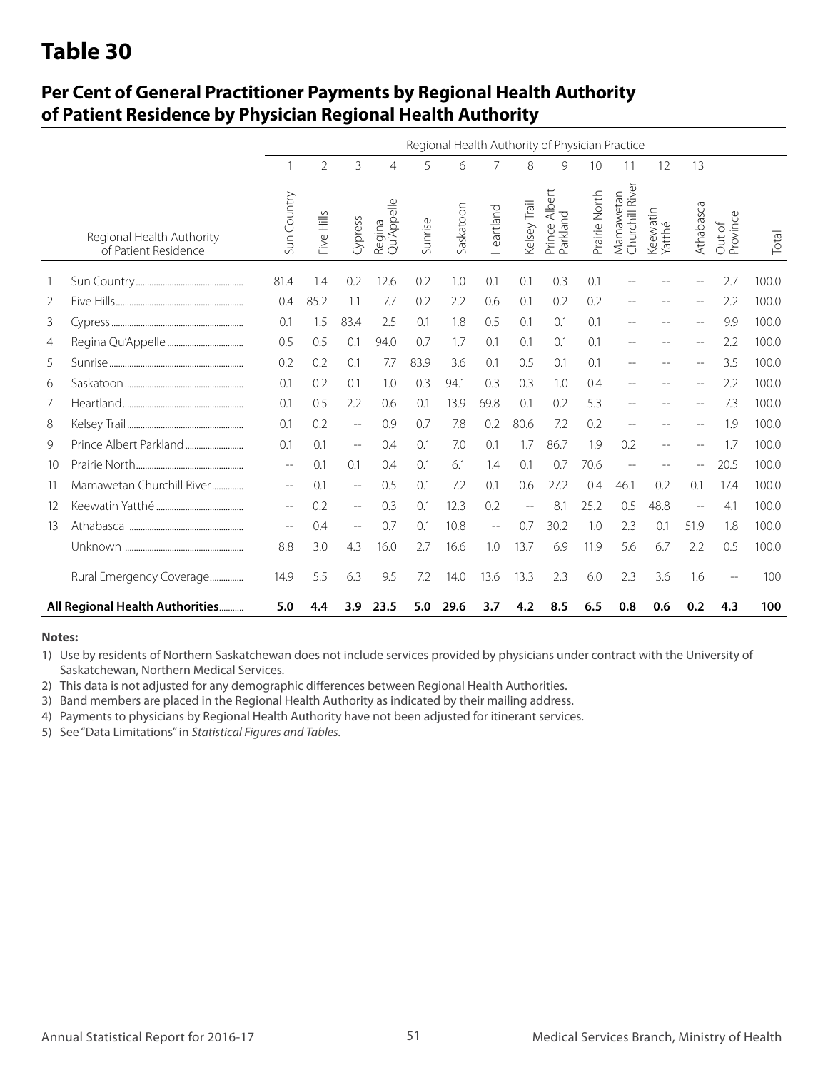# Table 30

## Per Cent of General Practitioner Payments by Regional Health Authority of Patient Residence by Physician Regional Health Authority

| | Regional Health Authority of Patient Residence | Regional Health Authority of Physician Practice | | | | | | | | | | | | | | |
|---|---|---|---|---|---|---|---|---|---|---|---|---|---|---|---|---|
| | | 1 | 2 | 3 | 4 | 5 | 6 | 7 | 8 | 9 | 10 | 11 | 12 | 13 | | |
| | | Sun Country | Five Hills | Cypress | Regina Qu'Appelle | Sunrise | Saskatoon | Heartland | Kelsey Trail | Prince Albert Parkland | Prairie North | Mamawetan Churchill River | Keewatin Yatthé | Athabasca | Out of Province | Total |
| 1 | Sun Country | 81.4 | 1.4 | 0.2 | 12.6 | 0.2 | 1.0 | 0.1 | 0.1 | 0.3 | 0.1 | -- | -- | -- | 2.7 | 100.0 |
| 2 | Five Hills | 0.4 | 85.2 | 1.1 | 7.7 | 0.2 | 2.2 | 0.6 | 0.1 | 0.2 | 0.2 | -- | -- | -- | 2.2 | 100.0 |
| 3 | Cypress | 0.1 | 1.5 | 83.4 | 2.5 | 0.1 | 1.8 | 0.5 | 0.1 | 0.1 | 0.1 | -- | -- | -- | 9.9 | 100.0 |
| 4 | Regina Qu'Appelle | 0.5 | 0.5 | 0.1 | 94.0 | 0.7 | 1.7 | 0.1 | 0.1 | 0.1 | 0.1 | -- | -- | -- | 2.2 | 100.0 |
| 5 | Sunrise | 0.2 | 0.2 | 0.1 | 7.7 | 83.9 | 3.6 | 0.1 | 0.5 | 0.1 | 0.1 | -- | -- | -- | 3.5 | 100.0 |
| 6 | Saskatoon | 0.1 | 0.2 | 0.1 | 1.0 | 0.3 | 94.1 | 0.3 | 0.3 | 1.0 | 0.4 | -- | -- | -- | 2.2 | 100.0 |
| 7 | Heartland | 0.1 | 0.5 | 2.2 | 0.6 | 0.1 | 13.9 | 69.8 | 0.1 | 0.2 | 5.3 | -- | -- | -- | 7.3 | 100.0 |
| 8 | Kelsey Trail | 0.1 | 0.2 | -- | 0.9 | 0.7 | 7.8 | 0.2 | 80.6 | 7.2 | 0.2 | -- | -- | -- | 1.9 | 100.0 |
| 9 | Prince Albert Parkland | 0.1 | 0.1 | -- | 0.4 | 0.1 | 7.0 | 0.1 | 1.7 | 86.7 | 1.9 | 0.2 | -- | -- | 1.7 | 100.0 |
| 10 | Prairie North | -- | 0.1 | 0.1 | 0.4 | 0.1 | 6.1 | 1.4 | 0.1 | 0.7 | 70.6 | -- | -- | -- | 20.5 | 100.0 |
| 11 | Mamawetan Churchill River | -- | 0.1 | -- | 0.5 | 0.1 | 7.2 | 0.1 | 0.6 | 27.2 | 0.4 | 46.1 | 0.2 | 0.1 | 17.4 | 100.0 |
| 12 | Keewatin Yatthé | -- | 0.2 | -- | 0.3 | 0.1 | 12.3 | 0.2 | -- | 8.1 | 25.2 | 0.5 | 48.8 | -- | 4.1 | 100.0 |
| 13 | Athabasca | -- | 0.4 | -- | 0.7 | 0.1 | 10.8 | -- | 0.7 | 30.2 | 1.0 | 2.3 | 0.1 | 51.9 | 1.8 | 100.0 |
| | Unknown | 8.8 | 3.0 | 4.3 | 16.0 | 2.7 | 16.6 | 1.0 | 13.7 | 6.9 | 11.9 | 5.6 | 6.7 | 2.2 | 0.5 | 100.0 |
| | Rural Emergency Coverage | 14.9 | 5.5 | 6.3 | 9.5 | 7.2 | 14.0 | 13.6 | 13.3 | 2.3 | 6.0 | 2.3 | 3.6 | 1.6 | -- | 100 |
| | **All Regional Health Authorities** | **5.0** | **4.4** | **3.9** | **23.5** | **5.0** | **29.6** | **3.7** | **4.2** | **8.5** | **6.5** | **0.8** | **0.6** | **0.2** | **4.3** | **100** |

**Notes:**

1) Use by residents of Northern Saskatchewan does not include services provided by physicians under contract with the University of Saskatchewan, Northern Medical Services.
2) This data is not adjusted for any demographic differences between Regional Health Authorities.
3) Band members are placed in the Regional Health Authority as indicated by their mailing address.
4) Payments to physicians by Regional Health Authority have not been adjusted for itinerant services.
5) See "Data Limitations" in *Statistical Figures and Tables.*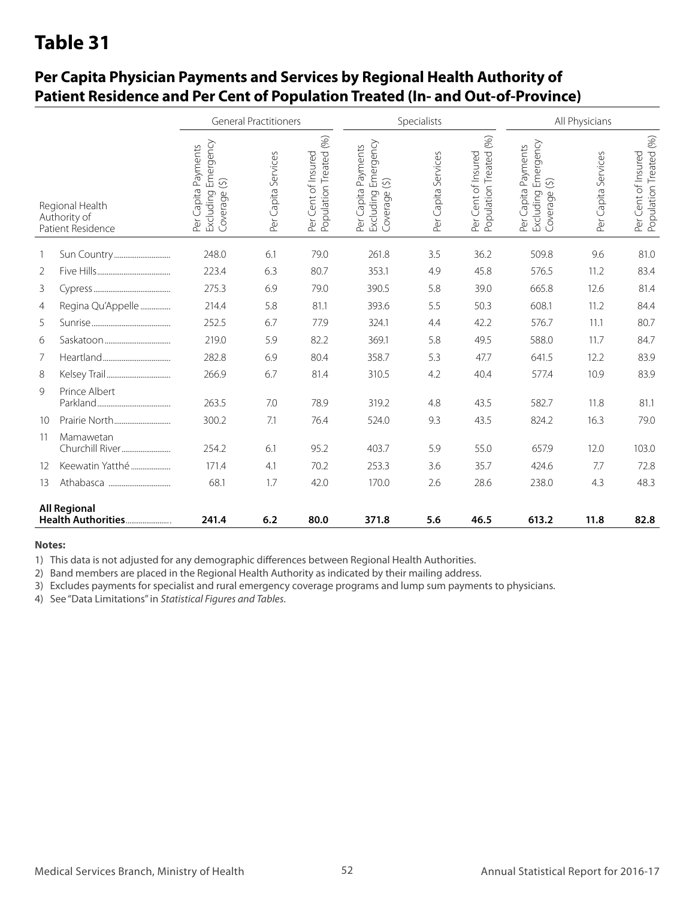# Table 31

## Per Capita Physician Payments and Services by Regional Health Authority of Patient Residence and Per Cent of Population Treated (In- and Out-of-Province)

| | Regional Health Authority of Patient Residence | General Practitioners | | | Specialists | | | All Physicians | | |
|---|---|---|---|---|---|---|---|---|---|---|
| | | Per Capita Payments Excluding Emergency Coverage ($) | Per Capita Services | Per Cent of Insured Population Treated (%) | Per Capita Payments Excluding Emergency Coverage ($) | Per Capita Services | Per Cent of Insured Population Treated (%) | Per Capita Payments Excluding Emergency Coverage ($) | Per Capita Services | Per Cent of Insured Population Treated (%) |
| 1 | Sun Country | 248.0 | 6.1 | 79.0 | 261.8 | 3.5 | 36.2 | 509.8 | 9.6 | 81.0 |
| 2 | Five Hills | 223.4 | 6.3 | 80.7 | 353.1 | 4.9 | 45.8 | 576.5 | 11.2 | 83.4 |
| 3 | Cypress | 275.3 | 6.9 | 79.0 | 390.5 | 5.8 | 39.0 | 665.8 | 12.6 | 81.4 |
| 4 | Regina Qu'Appelle | 214.4 | 5.8 | 81.1 | 393.6 | 5.5 | 50.3 | 608.1 | 11.2 | 84.4 |
| 5 | Sunrise | 252.5 | 6.7 | 77.9 | 324.1 | 4.4 | 42.2 | 576.7 | 11.1 | 80.7 |
| 6 | Saskatoon | 219.0 | 5.9 | 82.2 | 369.1 | 5.8 | 49.5 | 588.0 | 11.7 | 84.7 |
| 7 | Heartland | 282.8 | 6.9 | 80.4 | 358.7 | 5.3 | 47.7 | 641.5 | 12.2 | 83.9 |
| 8 | Kelsey Trail | 266.9 | 6.7 | 81.4 | 310.5 | 4.2 | 40.4 | 577.4 | 10.9 | 83.9 |
| 9 | Prince Albert Parkland | 263.5 | 7.0 | 78.9 | 319.2 | 4.8 | 43.5 | 582.7 | 11.8 | 81.1 |
| 10 | Prairie North | 300.2 | 7.1 | 76.4 | 524.0 | 9.3 | 43.5 | 824.2 | 16.3 | 79.0 |
| 11 | Mamawetan Churchill River | 254.2 | 6.1 | 95.2 | 403.7 | 5.9 | 55.0 | 657.9 | 12.0 | 103.0 |
| 12 | Keewatin Yatthé | 171.4 | 4.1 | 70.2 | 253.3 | 3.6 | 35.7 | 424.6 | 7.7 | 72.8 |
| 13 | Athabasca | 68.1 | 1.7 | 42.0 | 170.0 | 2.6 | 28.6 | 238.0 | 4.3 | 48.3 |
| | **All Regional Health Authorities** | **241.4** | **6.2** | **80.0** | **371.8** | **5.6** | **46.5** | **613.2** | **11.8** | **82.8** |

**Notes:**

1) This data is not adjusted for any demographic differences between Regional Health Authorities.

2) Band members are placed in the Regional Health Authority as indicated by their mailing address.

3) Excludes payments for specialist and rural emergency coverage programs and lump sum payments to physicians.

4) See "Data Limitations" in *Statistical Figures and Tables*.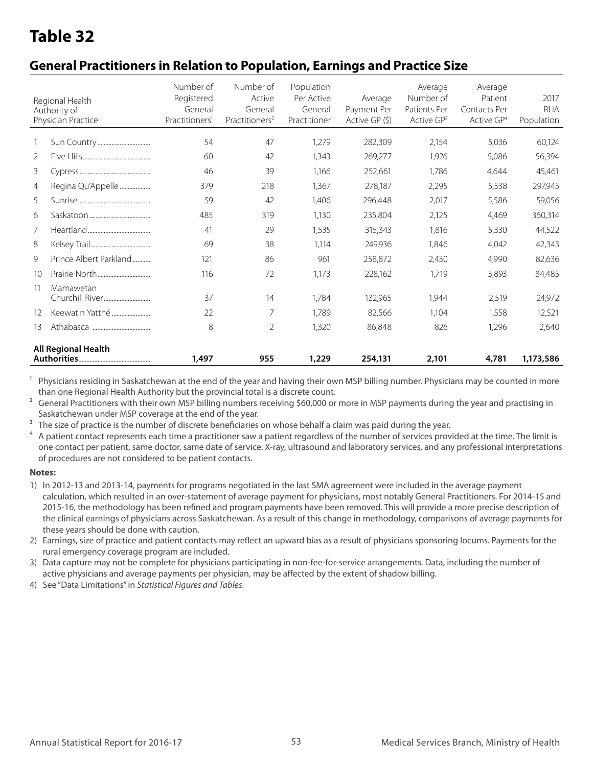# Table 32

## General Practitioners in Relation to Population, Earnings and Practice Size

| | Regional Health Authority of Physician Practice | Number of Registered General Practitioners[1] | Number of Active General Practitioners[2] | Population Per Active General Practitioner | Average Payment Per Active GP ($) | Average Number of Patients Per Active GP[3] | Average Patient Contacts Per Active GP[4] | 2017 RHA Population |
|---|---|---|---|---|---|---|---|---|
| 1 | Sun Country | 54 | 47 | 1,279 | 282,309 | 2,154 | 5,036 | 60,124 |
| 2 | Five Hills | 60 | 42 | 1,343 | 269,277 | 1,926 | 5,086 | 56,394 |
| 3 | Cypress | 46 | 39 | 1,166 | 252,661 | 1,786 | 4,644 | 45,461 |
| 4 | Regina Qu'Appelle | 379 | 218 | 1,367 | 278,187 | 2,295 | 5,538 | 297,945 |
| 5 | Sunrise | 59 | 42 | 1,406 | 296,448 | 2,017 | 5,586 | 59,056 |
| 6 | Saskatoon | 485 | 319 | 1,130 | 235,804 | 2,125 | 4,469 | 360,314 |
| 7 | Heartland | 41 | 29 | 1,535 | 315,343 | 1,816 | 5,330 | 44,522 |
| 8 | Kelsey Trail | 69 | 38 | 1,114 | 249,936 | 1,846 | 4,042 | 42,343 |
| 9 | Prince Albert Parkland | 121 | 86 | 961 | 258,872 | 2,430 | 4,990 | 82,636 |
| 10 | Prairie North | 116 | 72 | 1,173 | 228,162 | 1,719 | 3,893 | 84,485 |
| 11 | Mamawetan Churchill River | 37 | 14 | 1,784 | 132,965 | 1,944 | 2,519 | 24,972 |
| 12 | Keewatin Yatthé | 22 | 7 | 1,789 | 82,566 | 1,104 | 1,558 | 12,521 |
| 13 | Athabasca | 8 | 2 | 1,320 | 86,848 | 826 | 1,296 | 2,640 |
| | **All Regional Health Authorities** | **1,497** | **955** | **1,229** | **254,131** | **2,101** | **4,781** | **1,173,586** |

[1] Physicians residing in Saskatchewan at the end of the year and having their own MSP billing number. Physicians may be counted in more than one Regional Health Authority but the provincial total is a discrete count.

[2] General Practitioners with their own MSP billing numbers receiving $60,000 or more in MSP payments during the year and practising in Saskatchewan under MSP coverage at the end of the year.

[3] The size of practice is the number of discrete beneficiaries on whose behalf a claim was paid during the year.

[4] A patient contact represents each time a practitioner saw a patient regardless of the number of services provided at the time. The limit is one contact per patient, same doctor, same date of service. X-ray, ultrasound and laboratory services, and any professional interpretations of procedures are not considered to be patient contacts.

**Notes:**

1) In 2012-13 and 2013-14, payments for programs negotiated in the last SMA agreement were included in the average payment calculation, which resulted in an over-statement of average payment for physicians, most notably General Practitioners. For 2014-15 and 2015-16, the methodology has been refined and program payments have been removed. This will provide a more precise description of the clinical earnings of physicians across Saskatchewan. As a result of this change in methodology, comparisons of average payments for these years should be done with caution.
2) Earnings, size of practice and patient contacts may reflect an upward bias as a result of physicians sponsoring locums. Payments for the rural emergency coverage program are included.
3) Data capture may not be complete for physicians participating in non-fee-for-service arrangements. Data, including the number of active physicians and average payments per physician, may be affected by the extent of shadow billing.
4) See "Data Limitations" in *Statistical Figures and Tables*.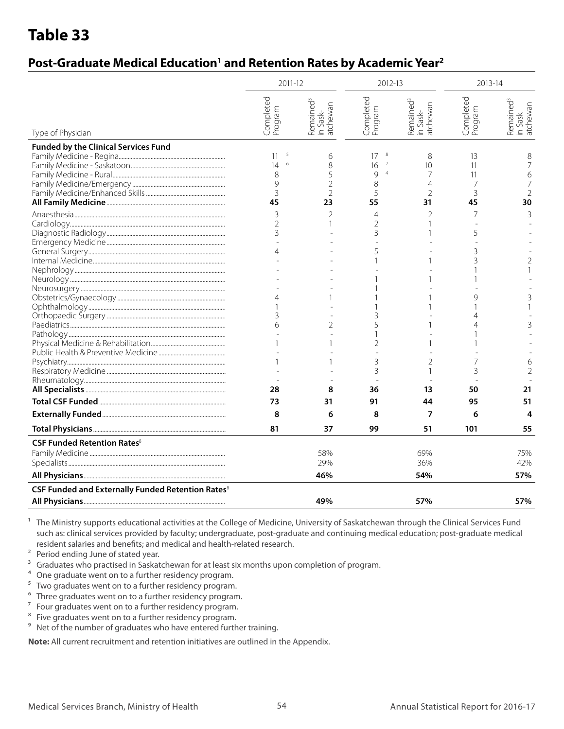# Table 33

## Post-Graduate Medical Education[1] and Retention Rates by Academic Year[2]

| Type of Physician | 2011-12 | | 2012-13 | | 2013-14 | |
|---|---|---|---|---|---|---|
| | Completed Program | Remained[3] in Saskatchewan | Completed Program | Remained[3] in Saskatchewan | Completed Program | Remained[3] in Saskatchewan |
| **Funded by the Clinical Services Fund** | | | | | | |
| Family Medicine - Regina | 11 [5] | 6 | 17 [8] | 8 | 13 | 8 |
| Family Medicine - Saskatoon | 14 [6] | 8 | 16 [7] | 10 | 11 | 7 |
| Family Medicine - Rural | 8 | 5 | 9 [4] | 7 | 11 | 6 |
| Family Medicine/Emergency | 9 | 2 | 8 | 4 | 7 | 7 |
| Family Medicine/Enhanced Skills | 3 | 2 | 5 | 2 | 3 | 2 |
| **All Family Medicine** | **45** | **23** | **55** | **31** | **45** | **30** |
| Anaesthesia | 3 | 2 | 4 | 2 | 7 | 3 |
| Cardiology | 2 | 1 | 2 | 1 | - | - |
| Diagnostic Radiology | 3 | - | 3 | 1 | 5 | - |
| Emergency Medicine | - | - | - | - | - | - |
| General Surgery | 4 | - | 5 | - | 3 | - |
| Internal Medicine | - | - | 1 | 1 | 3 | 2 |
| Nephrology | - | - | - | - | 1 | 1 |
| Neurology | - | - | 1 | 1 | 1 | - |
| Neurosurgery | - | - | 1 | - | - | - |
| Obstetrics/Gynaecology | 4 | 1 | 1 | 1 | 9 | 3 |
| Ophthalmology | 1 | - | 1 | 1 | 1 | 1 |
| Orthopaedic Surgery | 3 | - | 3 | - | 4 | - |
| Paediatrics | 6 | 2 | 5 | 1 | 4 | 3 |
| Pathology | - | - | 1 | - | 1 | - |
| Physical Medicine & Rehabilitation | 1 | 1 | 2 | 1 | 1 | - |
| Public Health & Preventive Medicine | - | - | - | - | - | - |
| Psychiatry | 1 | 1 | 3 | 2 | 7 | 6 |
| Respiratory Medicine | - | - | 3 | 1 | 3 | 2 |
| Rheumatology | - | - | - | - | - | - |
| **All Specialists** | **28** | **8** | **36** | **13** | **50** | **21** |
| **Total CSF Funded** | **73** | **31** | **91** | **44** | **95** | **51** |
| **Externally Funded** | **8** | **6** | **8** | **7** | **6** | **4** |
| **Total Physicians** | **81** | **37** | **99** | **51** | **101** | **55** |
| **CSF Funded Retention Rates**[8] | | | | | | |
| Family Medicine | | 58% | | 69% | | 75% |
| Specialists | | 29% | | 36% | | 42% |
| **All Physicians** | | **46%** | | **54%** | | **57%** |
| **CSF Funded and Externally Funded Retention Rates**[8] | | | | | | |
| **All Physicians** | | **49%** | | **57%** | | **57%** |

[1] The Ministry supports educational activities at the College of Medicine, University of Saskatchewan through the Clinical Services Fund such as: clinical services provided by faculty; undergraduate, post-graduate and continuing medical education; post-graduate medical resident salaries and benefits; and medical and health-related research.

[2] Period ending June of stated year.

[3] Graduates who practised in Saskatchewan for at least six months upon completion of program.

[4] One graduate went on to a further residency program.

[5] Two graduates went on to a further residency program.

[6] Three graduates went on to a further residency program.

[7] Four graduates went on to a further residency program.

[8] Five graduates went on to a further residency program.

[9] Net of the number of graduates who have entered further training.

**Note:** All current recruitment and retention initiatives are outlined in the Appendix.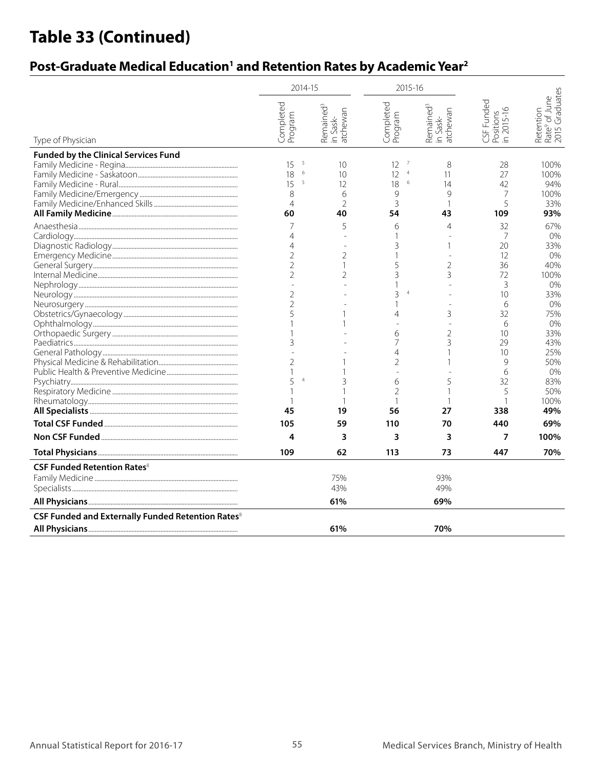# Table 33 (Continued)

## Post-Graduate Medical Education[1] and Retention Rates by Academic Year[2]

| Type of Physician | 2014-15 Completed Program | 2014-15 Remained[3] in Saskatchewan | 2015-16 Completed Program | 2015-16 Remained[3] in Saskatchewan | CSF Funded Positions in 2015-16 | Retention Rate[9] of June 2015 Graduates |
|---|---|---|---|---|---|---|
| **Funded by the Clinical Services Fund** | | | | | | |
| Family Medicine - Regina | 15 [5] | 10 | 12 [7] | 8 | 28 | 100% |
| Family Medicine - Saskatoon | 18 [6] | 10 | 12 [4] | 11 | 27 | 100% |
| Family Medicine - Rural | 15 [5] | 12 | 18 [6] | 14 | 42 | 94% |
| Family Medicine/Emergency | 8 | 6 | 9 | 9 | 7 | 100% |
| Family Medicine/Enhanced Skills | 4 | 2 | 3 | 1 | 5 | 33% |
| **All Family Medicine** | **60** | **40** | **54** | **43** | **109** | **93%** |
| Anaesthesia | 7 | 5 | 6 | 4 | 32 | 67% |
| Cardiology | 4 | - | 1 | - | 7 | 0% |
| Diagnostic Radiology | 4 | - | 3 | 1 | 20 | 33% |
| Emergency Medicine | 2 | 2 | 1 | - | 12 | 0% |
| General Surgery | 2 | 1 | 5 | 2 | 36 | 40% |
| Internal Medicine | 2 | 2 | 3 | 3 | 72 | 100% |
| Nephrology | - | - | 1 | - | 3 | 0% |
| Neurology | 2 | - | 3 [4] | - | 10 | 33% |
| Neurosurgery | 2 | - | 1 | - | 6 | 0% |
| Obstetrics/Gynaecology | 5 | 1 | 4 | 3 | 32 | 75% |
| Ophthalmology | 1 | 1 | - | - | 6 | 0% |
| Orthopaedic Surgery | 1 | - | 6 | 2 | 10 | 33% |
| Paediatrics | 3 | - | 7 | 3 | 29 | 43% |
| General Pathology | - | - | 4 | 1 | 10 | 25% |
| Physical Medicine & Rehabilitation | 2 | 1 | 2 | 1 | 9 | 50% |
| Public Health & Preventive Medicine | 1 | 1 | - | - | 6 | 0% |
| Psychiatry | 5 [4] | 3 | 6 | 5 | 32 | 83% |
| Respiratory Medicine | 1 | 1 | 2 | 1 | 5 | 50% |
| Rheumatology | 1 | 1 | 1 | 1 | 1 | 100% |
| **All Specialists** | **45** | **19** | **56** | **27** | **338** | **49%** |
| **Total CSF Funded** | **105** | **59** | **110** | **70** | **440** | **69%** |
| **Non CSF Funded** | **4** | **3** | **3** | **3** | **7** | **100%** |
| **Total Physicians** | **109** | **62** | **113** | **73** | **447** | **70%** |
| **CSF Funded Retention Rates**[8] | | | | | | |
| Family Medicine | | 75% | | 93% | | |
| Specialists | | 43% | | 49% | | |
| **All Physicians** | | **61%** | | **69%** | | |
| **CSF Funded and Externally Funded Retention Rates**[8] | | | | | | |
| **All Physicians** | | **61%** | | **70%** | | |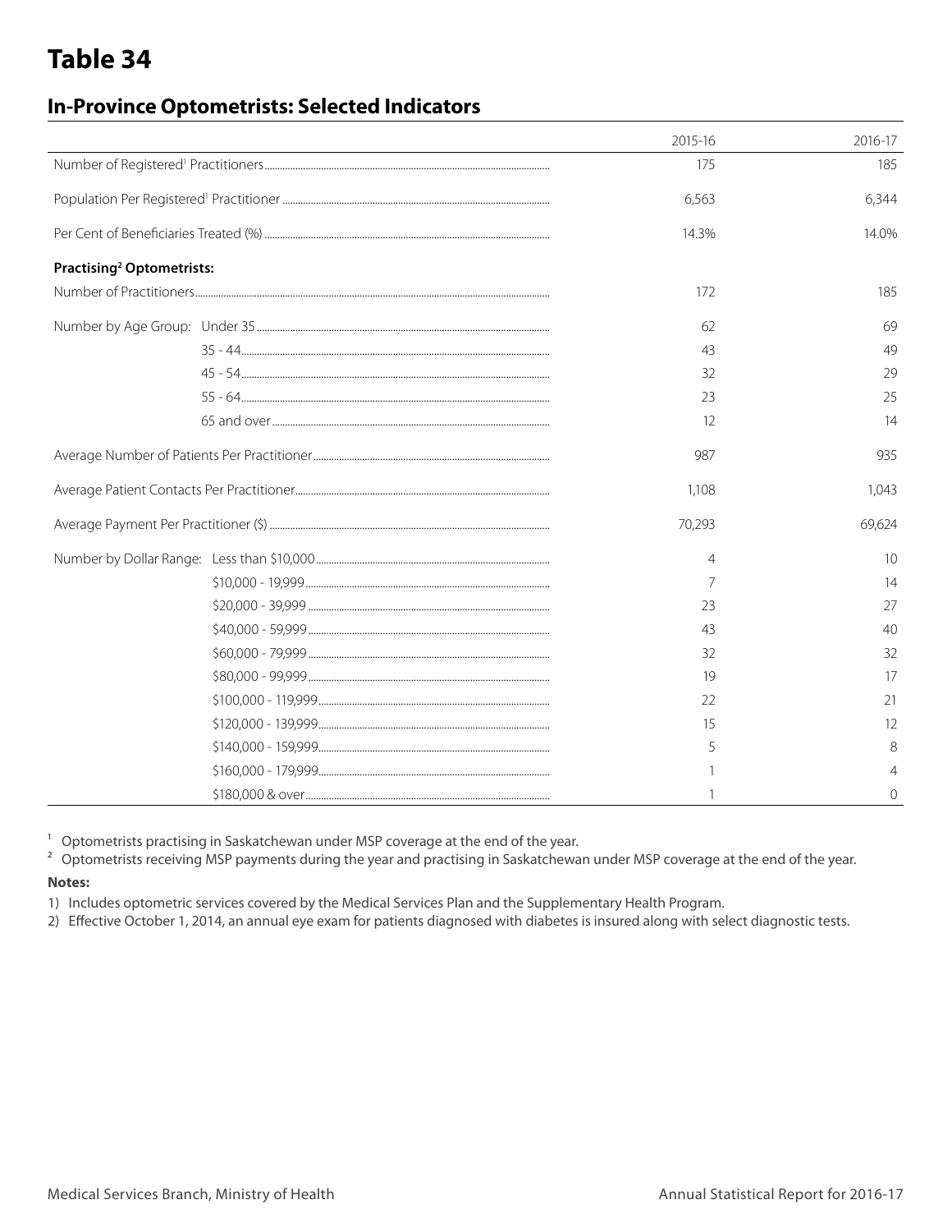# Table 34

## In-Province Optometrists: Selected Indicators

| | | 2015-16 | 2016-17 |
|---|---|---|---|
| Number of Registered[1] Practitioners | | 175 | 185 |
| Population Per Registered[1] Practitioner | | 6,563 | 6,344 |
| Per Cent of Beneficiaries Treated (%) | | 14.3% | 14.0% |
| **Practising[2] Optometrists:** | | | |
| Number of Practitioners | | 172 | 185 |
| Number by Age Group: | Under 35 | 62 | 69 |
| | 35 - 44 | 43 | 49 |
| | 45 - 54 | 32 | 29 |
| | 55 - 64 | 23 | 25 |
| | 65 and over | 12 | 14 |
| Average Number of Patients Per Practitioner | | 987 | 935 |
| Average Patient Contacts Per Practitioner | | 1,108 | 1,043 |
| Average Payment Per Practitioner ($) | | 70,293 | 69,624 |
| Number by Dollar Range: | Less than $10,000 | 4 | 10 |
| | $10,000 - 19,999 | 7 | 14 |
| | $20,000 - 39,999 | 23 | 27 |
| | $40,000 - 59,999 | 43 | 40 |
| | $60,000 - 79,999 | 32 | 32 |
| | $80,000 - 99,999 | 19 | 17 |
| | $100,000 - 119,999 | 22 | 21 |
| | $120,000 - 139,999 | 15 | 12 |
| | $140,000 - 159,999 | 5 | 8 |
| | $160,000 - 179,999 | 1 | 4 |
| | $180,000 & over | 1 | 0 |

[1] Optometrists practising in Saskatchewan under MSP coverage at the end of the year.

[2] Optometrists receiving MSP payments during the year and practising in Saskatchewan under MSP coverage at the end of the year.

**Notes:**

1) Includes optometric services covered by the Medical Services Plan and the Supplementary Health Program.

2) Effective October 1, 2014, an annual eye exam for patients diagnosed with diabetes is insured along with select diagnostic tests.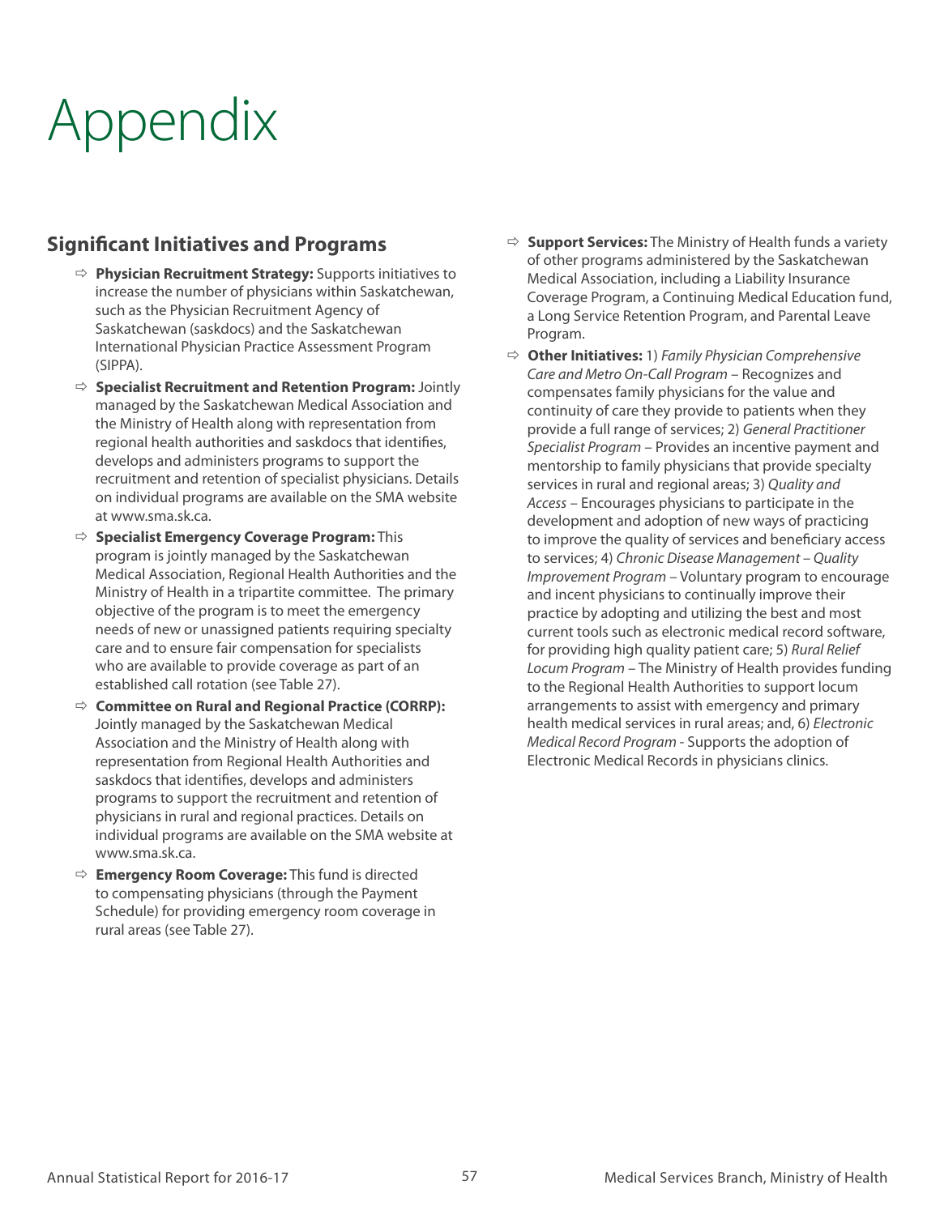# Appendix

## Significant Initiatives and Programs

- **Physician Recruitment Strategy:** Supports initiatives to increase the number of physicians within Saskatchewan, such as the Physician Recruitment Agency of Saskatchewan (saskdocs) and the Saskatchewan International Physician Practice Assessment Program (SIPPA).
- **Specialist Recruitment and Retention Program:** Jointly managed by the Saskatchewan Medical Association and the Ministry of Health along with representation from regional health authorities and saskdocs that identifies, develops and administers programs to support the recruitment and retention of specialist physicians. Details on individual programs are available on the SMA website at www.sma.sk.ca.
- **Specialist Emergency Coverage Program:** This program is jointly managed by the Saskatchewan Medical Association, Regional Health Authorities and the Ministry of Health in a tripartite committee. The primary objective of the program is to meet the emergency needs of new or unassigned patients requiring specialty care and to ensure fair compensation for specialists who are available to provide coverage as part of an established call rotation (see Table 27).
- **Committee on Rural and Regional Practice (CORRP):** Jointly managed by the Saskatchewan Medical Association and the Ministry of Health along with representation from Regional Health Authorities and saskdocs that identifies, develops and administers programs to support the recruitment and retention of physicians in rural and regional practices. Details on individual programs are available on the SMA website at www.sma.sk.ca.
- **Emergency Room Coverage:** This fund is directed to compensating physicians (through the Payment Schedule) for providing emergency room coverage in rural areas (see Table 27).
- **Support Services:** The Ministry of Health funds a variety of other programs administered by the Saskatchewan Medical Association, including a Liability Insurance Coverage Program, a Continuing Medical Education fund, a Long Service Retention Program, and Parental Leave Program.
- **Other Initiatives:** 1) *Family Physician Comprehensive Care and Metro On-Call Program* – Recognizes and compensates family physicians for the value and continuity of care they provide to patients when they provide a full range of services; 2) *General Practitioner Specialist Program* – Provides an incentive payment and mentorship to family physicians that provide specialty services in rural and regional areas; 3) *Quality and Access* – Encourages physicians to participate in the development and adoption of new ways of practicing to improve the quality of services and beneficiary access to services; 4) *Chronic Disease Management – Quality Improvement Program* – Voluntary program to encourage and incent physicians to continually improve their practice by adopting and utilizing the best and most current tools such as electronic medical record software, for providing high quality patient care; 5) *Rural Relief Locum Program* – The Ministry of Health provides funding to the Regional Health Authorities to support locum arrangements to assist with emergency and primary health medical services in rural areas; and, 6) *Electronic Medical Record Program* - Supports the adoption of Electronic Medical Records in physicians clinics.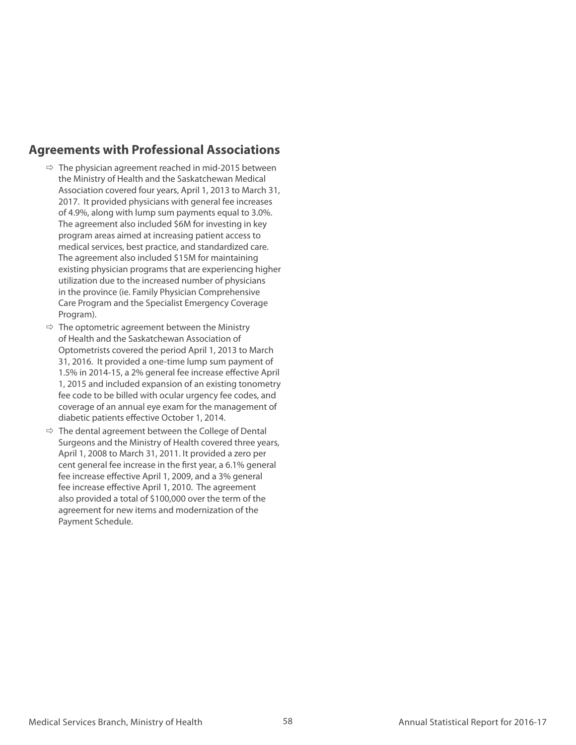## Agreements with Professional Associations

- The physician agreement reached in mid-2015 between the Ministry of Health and the Saskatchewan Medical Association covered four years, April 1, 2013 to March 31, 2017. It provided physicians with general fee increases of 4.9%, along with lump sum payments equal to 3.0%. The agreement also included $6M for investing in key program areas aimed at increasing patient access to medical services, best practice, and standardized care. The agreement also included $15M for maintaining existing physician programs that are experiencing higher utilization due to the increased number of physicians in the province (ie. Family Physician Comprehensive Care Program and the Specialist Emergency Coverage Program).
- The optometric agreement between the Ministry of Health and the Saskatchewan Association of Optometrists covered the period April 1, 2013 to March 31, 2016. It provided a one-time lump sum payment of 1.5% in 2014-15, a 2% general fee increase effective April 1, 2015 and included expansion of an existing tonometry fee code to be billed with ocular urgency fee codes, and coverage of an annual eye exam for the management of diabetic patients effective October 1, 2014.
- The dental agreement between the College of Dental Surgeons and the Ministry of Health covered three years, April 1, 2008 to March 31, 2011. It provided a zero per cent general fee increase in the first year, a 6.1% general fee increase effective April 1, 2009, and a 3% general fee increase effective April 1, 2010. The agreement also provided a total of $100,000 over the term of the agreement for new items and modernization of the Payment Schedule.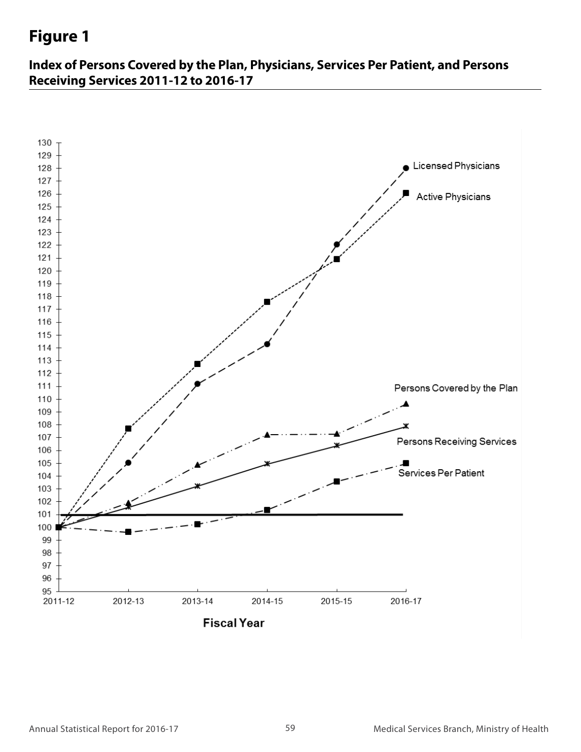# Figure 1

## Index of Persons Covered by the Plan, Physicians, Services Per Patient, and Persons Receiving Services 2011-12 to 2016-17

Licensed Physicians

Active Physicians

Persons Covered by the Plan

Persons Receiving Services

Services Per Patient

Fiscal Year

2011-12 2012-13 2013-14 2014-15 2015-15 2016-17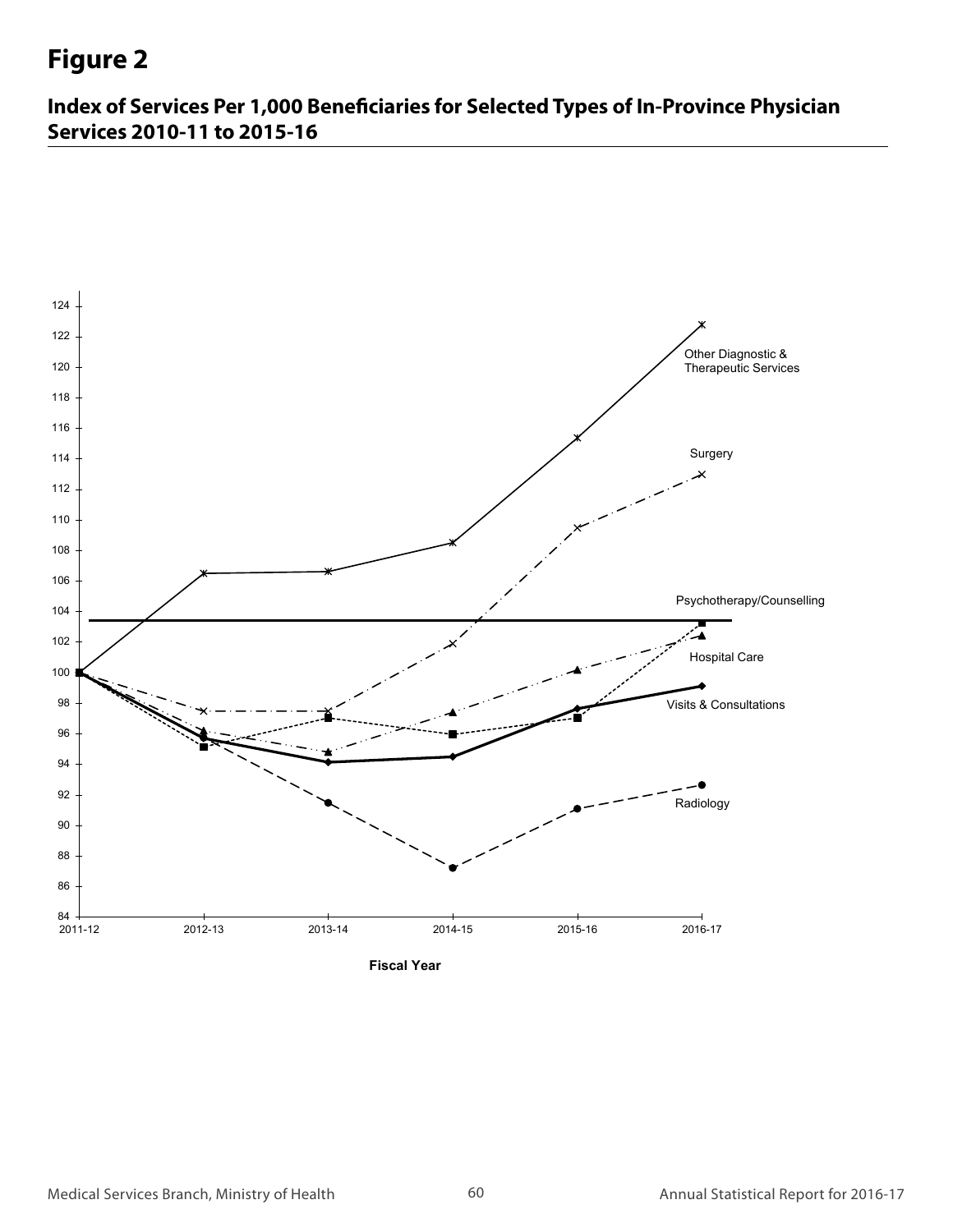# Figure 2

## Index of Services Per 1,000 Beneficiaries for Selected Types of In-Province Physician Services 2010-11 to 2015-16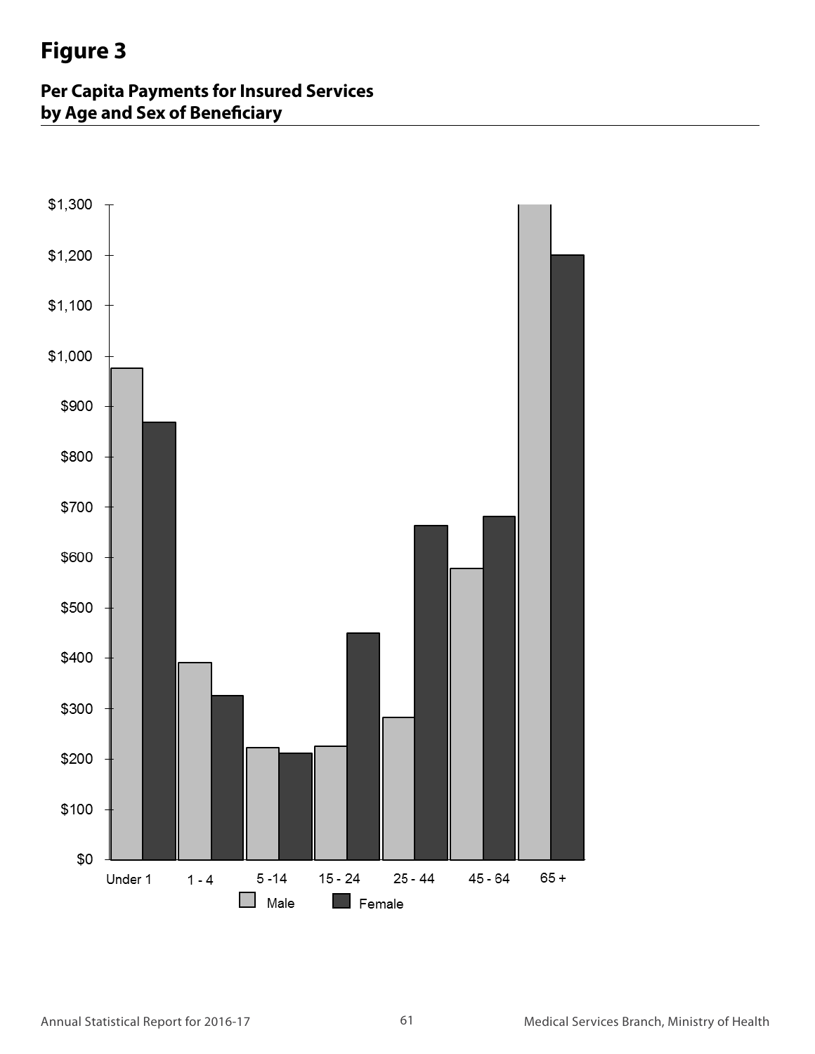# Figure 3

## Per Capita Payments for Insured Services by Age and Sex of Beneficiary

$1,300
$1,200
$1,100
$1,000
$900
$800
$700
$600
$500
$400
$300
$200
$100
$0

Under 1 | 1 - 4 | 5 -14 | 15 - 24 | 25 - 44 | 45 - 64 | 65 +

Male   Female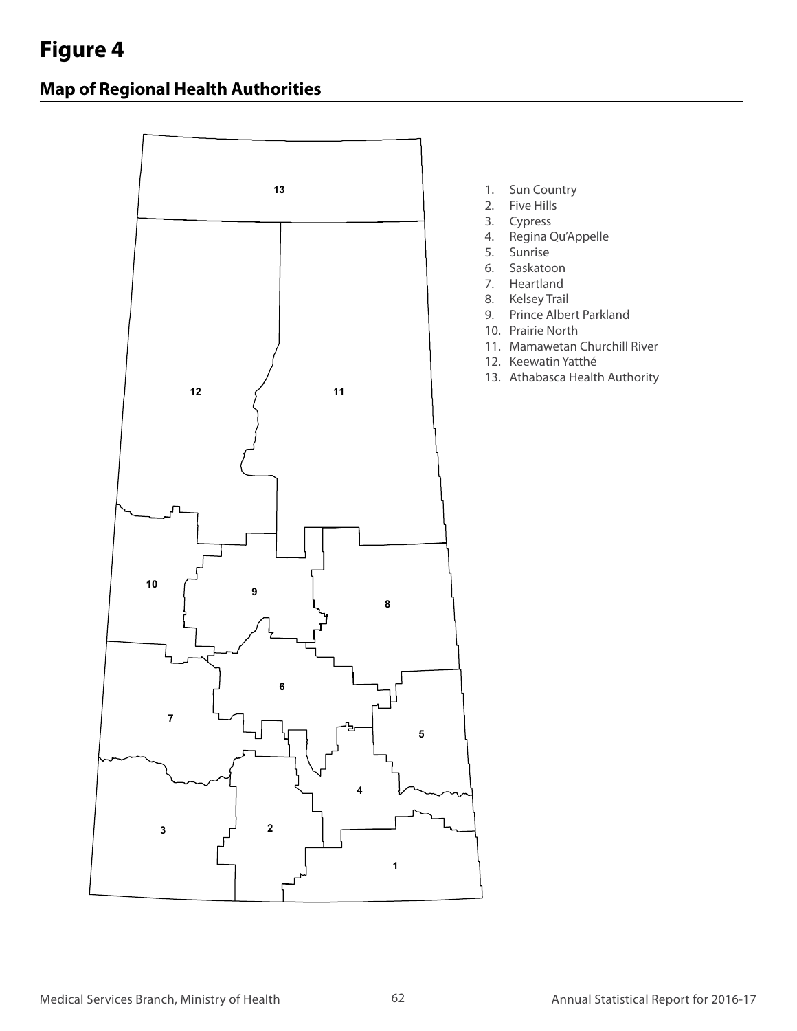# Figure 4

## Map of Regional Health Authorities

13

12

11

10

9

8

6

7

5

4

3

2

1

1. Sun Country
2. Five Hills
3. Cypress
4. Regina Qu'Appelle
5. Sunrise
6. Saskatoon
7. Heartland
8. Kelsey Trail
9. Prince Albert Parkland
10. Prairie North
11. Mamawetan Churchill River
12. Keewatin Yatthé
13. Athabasca Health Authority